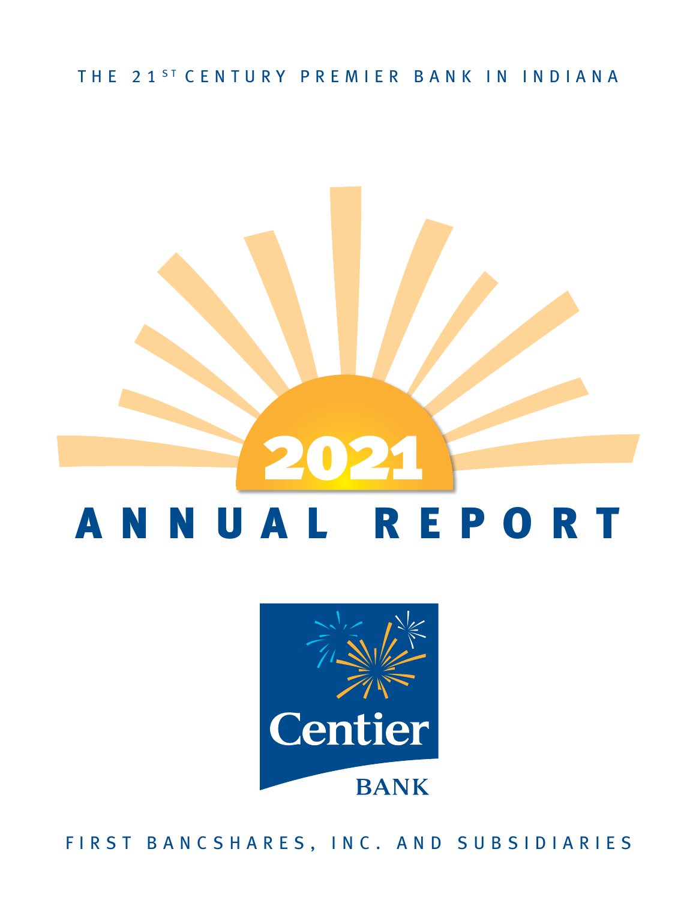THE 21ST CENTURY PREMIER BANK IN INDIANA

# 2021

# ANNUAL REPORT

Centier

BANK

FIRST BANCSHARES, INC. AND SUBSIDIARIES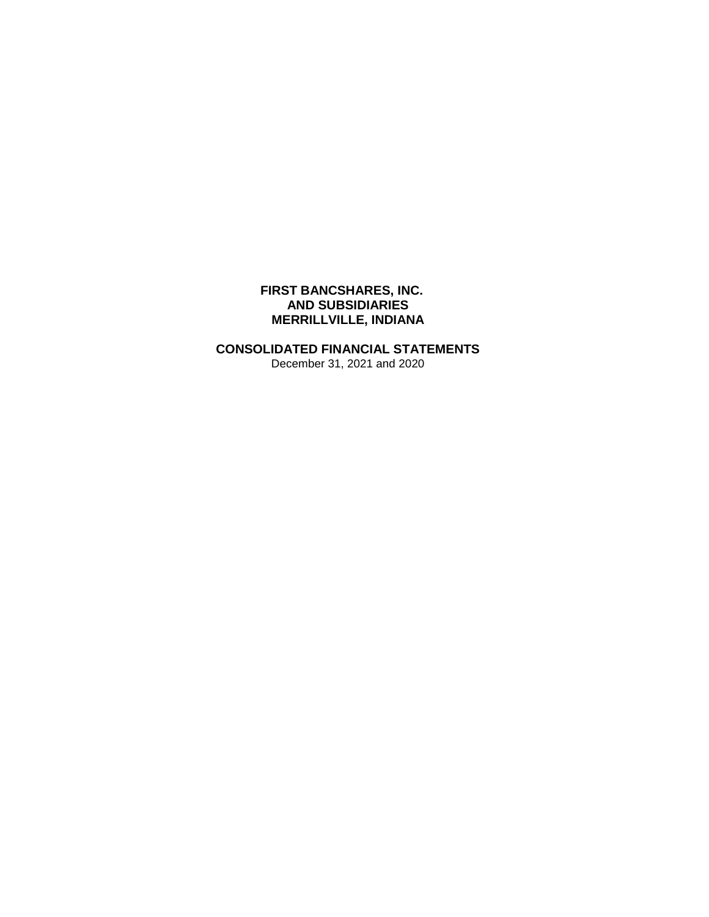**FIRST BANCSHARES, INC.**
**AND SUBSIDIARIES**
**MERRILLVILLE, INDIANA**

**CONSOLIDATED FINANCIAL STATEMENTS**
December 31, 2021 and 2020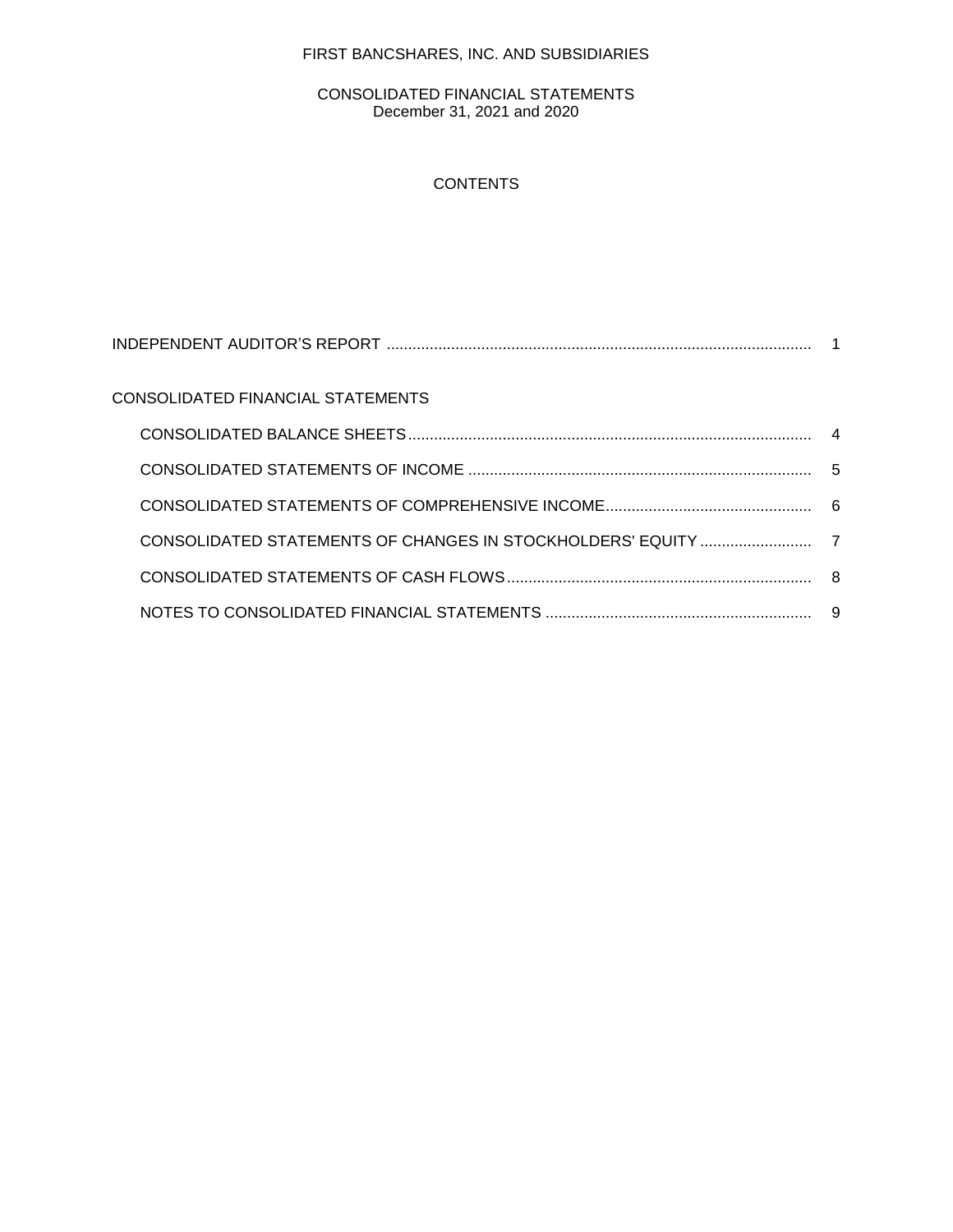# FIRST BANCSHARES, INC. AND SUBSIDIARIES

## CONSOLIDATED FINANCIAL STATEMENTS
December 31, 2021 and 2020

## CONTENTS

| | |
|---|---|
| INDEPENDENT AUDITOR'S REPORT | 1 |
| CONSOLIDATED FINANCIAL STATEMENTS | |
| CONSOLIDATED BALANCE SHEETS | 4 |
| CONSOLIDATED STATEMENTS OF INCOME | 5 |
| CONSOLIDATED STATEMENTS OF COMPREHENSIVE INCOME | 6 |
| CONSOLIDATED STATEMENTS OF CHANGES IN STOCKHOLDERS' EQUITY | 7 |
| CONSOLIDATED STATEMENTS OF CASH FLOWS | 8 |
| NOTES TO CONSOLIDATED FINANCIAL STATEMENTS | 9 |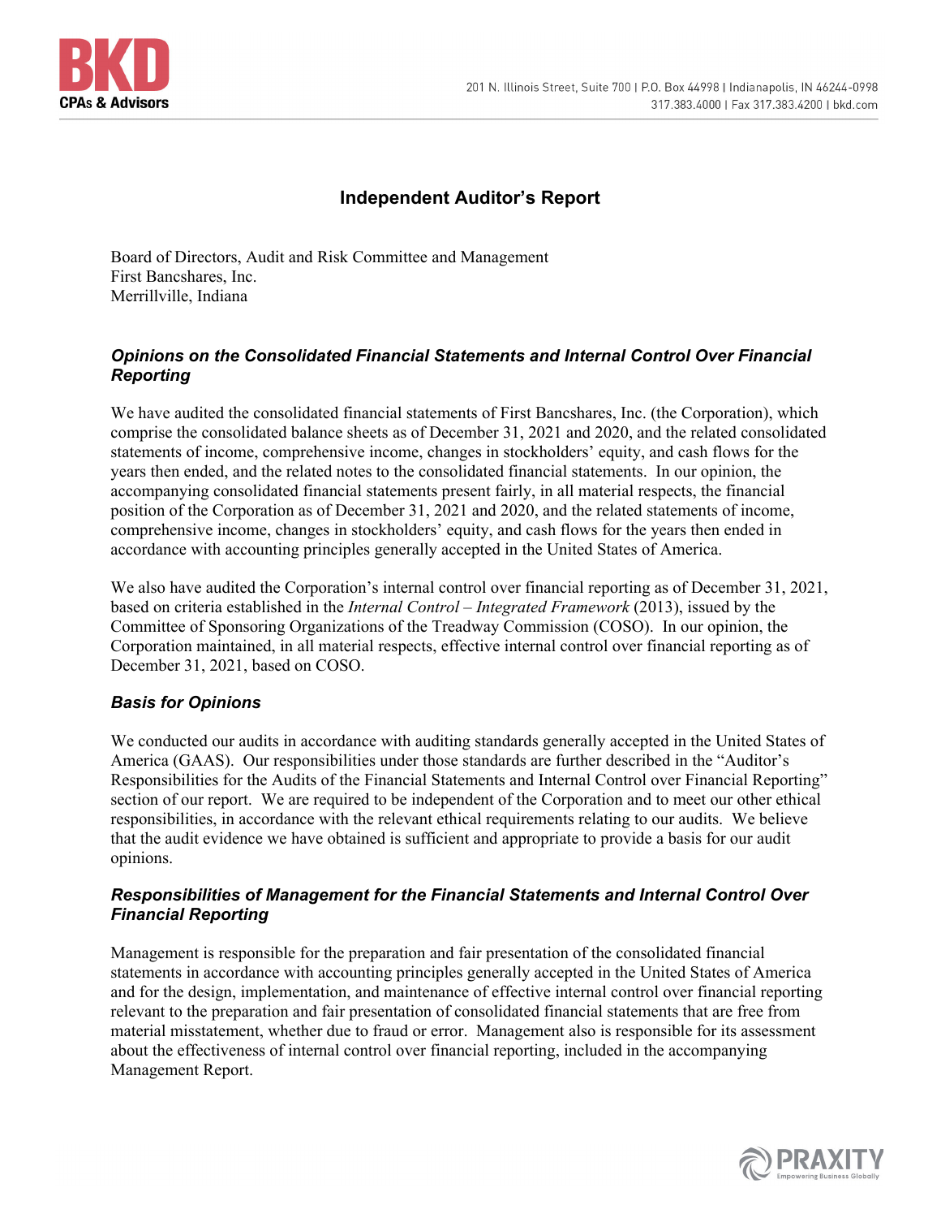# Independent Auditor's Report

Board of Directors, Audit and Risk Committee and Management
First Bancshares, Inc.
Merrillville, Indiana

## *Opinions on the Consolidated Financial Statements and Internal Control Over Financial Reporting*

We have audited the consolidated financial statements of First Bancshares, Inc. (the Corporation), which comprise the consolidated balance sheets as of December 31, 2021 and 2020, and the related consolidated statements of income, comprehensive income, changes in stockholders' equity, and cash flows for the years then ended, and the related notes to the consolidated financial statements. In our opinion, the accompanying consolidated financial statements present fairly, in all material respects, the financial position of the Corporation as of December 31, 2021 and 2020, and the related statements of income, comprehensive income, changes in stockholders' equity, and cash flows for the years then ended in accordance with accounting principles generally accepted in the United States of America.

We also have audited the Corporation's internal control over financial reporting as of December 31, 2021, based on criteria established in the *Internal Control – Integrated Framework* (2013), issued by the Committee of Sponsoring Organizations of the Treadway Commission (COSO). In our opinion, the Corporation maintained, in all material respects, effective internal control over financial reporting as of December 31, 2021, based on COSO.

## *Basis for Opinions*

We conducted our audits in accordance with auditing standards generally accepted in the United States of America (GAAS). Our responsibilities under those standards are further described in the "Auditor's Responsibilities for the Audits of the Financial Statements and Internal Control over Financial Reporting" section of our report. We are required to be independent of the Corporation and to meet our other ethical responsibilities, in accordance with the relevant ethical requirements relating to our audits. We believe that the audit evidence we have obtained is sufficient and appropriate to provide a basis for our audit opinions.

## *Responsibilities of Management for the Financial Statements and Internal Control Over Financial Reporting*

Management is responsible for the preparation and fair presentation of the consolidated financial statements in accordance with accounting principles generally accepted in the United States of America and for the design, implementation, and maintenance of effective internal control over financial reporting relevant to the preparation and fair presentation of consolidated financial statements that are free from material misstatement, whether due to fraud or error. Management also is responsible for its assessment about the effectiveness of internal control over financial reporting, included in the accompanying Management Report.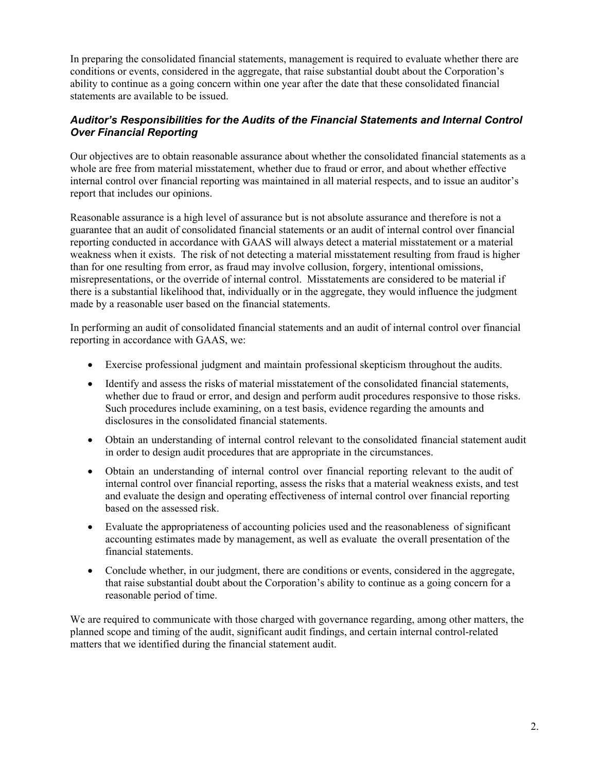In preparing the consolidated financial statements, management is required to evaluate whether there are conditions or events, considered in the aggregate, that raise substantial doubt about the Corporation's ability to continue as a going concern within one year after the date that these consolidated financial statements are available to be issued.

### *Auditor's Responsibilities for the Audits of the Financial Statements and Internal Control Over Financial Reporting*

Our objectives are to obtain reasonable assurance about whether the consolidated financial statements as a whole are free from material misstatement, whether due to fraud or error, and about whether effective internal control over financial reporting was maintained in all material respects, and to issue an auditor's report that includes our opinions.

Reasonable assurance is a high level of assurance but is not absolute assurance and therefore is not a guarantee that an audit of consolidated financial statements or an audit of internal control over financial reporting conducted in accordance with GAAS will always detect a material misstatement or a material weakness when it exists. The risk of not detecting a material misstatement resulting from fraud is higher than for one resulting from error, as fraud may involve collusion, forgery, intentional omissions, misrepresentations, or the override of internal control. Misstatements are considered to be material if there is a substantial likelihood that, individually or in the aggregate, they would influence the judgment made by a reasonable user based on the financial statements.

In performing an audit of consolidated financial statements and an audit of internal control over financial reporting in accordance with GAAS, we:

- Exercise professional judgment and maintain professional skepticism throughout the audits.
- Identify and assess the risks of material misstatement of the consolidated financial statements, whether due to fraud or error, and design and perform audit procedures responsive to those risks. Such procedures include examining, on a test basis, evidence regarding the amounts and disclosures in the consolidated financial statements.
- Obtain an understanding of internal control relevant to the consolidated financial statement audit in order to design audit procedures that are appropriate in the circumstances.
- Obtain an understanding of internal control over financial reporting relevant to the audit of internal control over financial reporting, assess the risks that a material weakness exists, and test and evaluate the design and operating effectiveness of internal control over financial reporting based on the assessed risk.
- Evaluate the appropriateness of accounting policies used and the reasonableness of significant accounting estimates made by management, as well as evaluate the overall presentation of the financial statements.
- Conclude whether, in our judgment, there are conditions or events, considered in the aggregate, that raise substantial doubt about the Corporation's ability to continue as a going concern for a reasonable period of time.

We are required to communicate with those charged with governance regarding, among other matters, the planned scope and timing of the audit, significant audit findings, and certain internal control-related matters that we identified during the financial statement audit.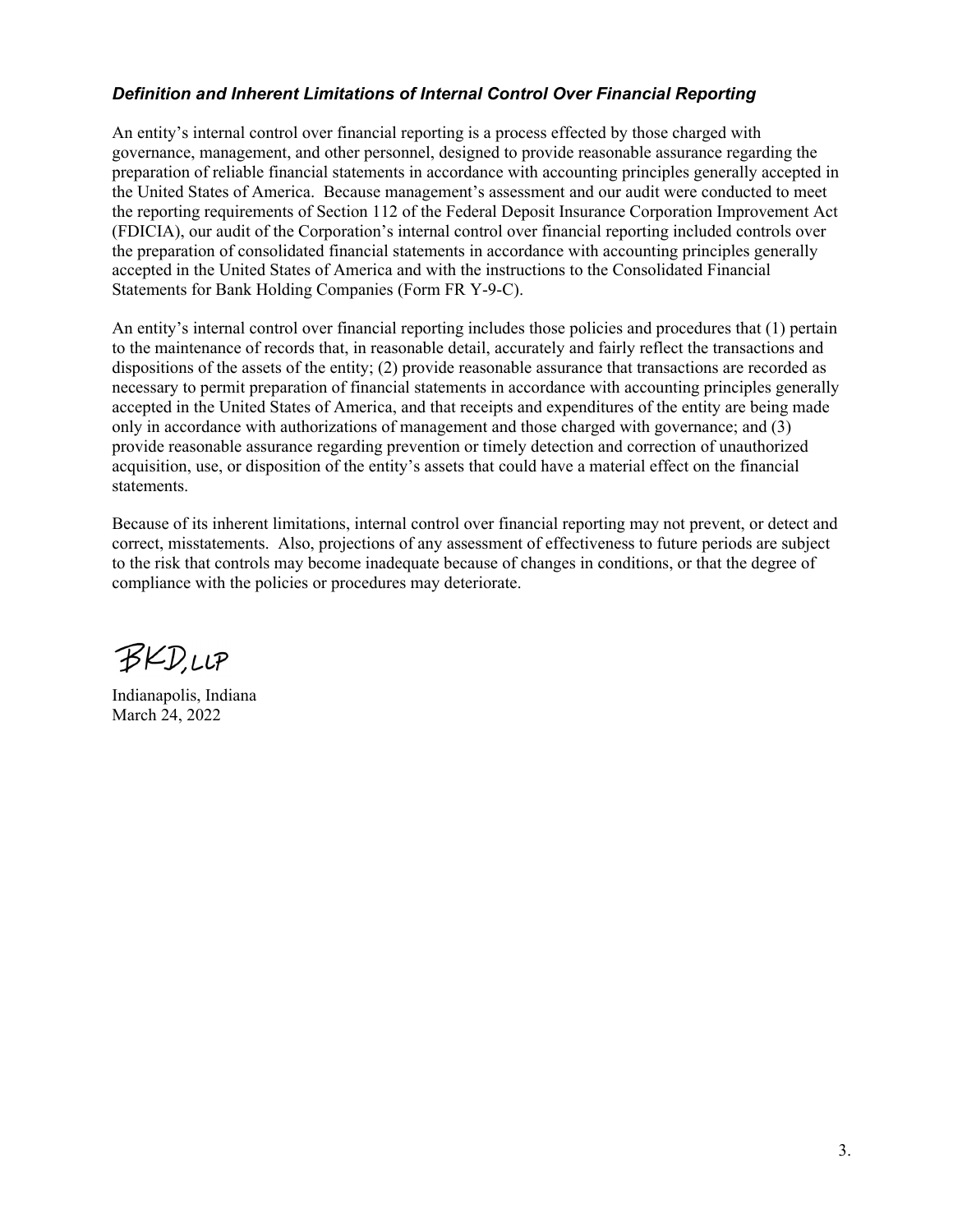***Definition and Inherent Limitations of Internal Control Over Financial Reporting***

An entity's internal control over financial reporting is a process effected by those charged with governance, management, and other personnel, designed to provide reasonable assurance regarding the preparation of reliable financial statements in accordance with accounting principles generally accepted in the United States of America. Because management's assessment and our audit were conducted to meet the reporting requirements of Section 112 of the Federal Deposit Insurance Corporation Improvement Act (FDICIA), our audit of the Corporation's internal control over financial reporting included controls over the preparation of consolidated financial statements in accordance with accounting principles generally accepted in the United States of America and with the instructions to the Consolidated Financial Statements for Bank Holding Companies (Form FR Y-9-C).

An entity's internal control over financial reporting includes those policies and procedures that (1) pertain to the maintenance of records that, in reasonable detail, accurately and fairly reflect the transactions and dispositions of the assets of the entity; (2) provide reasonable assurance that transactions are recorded as necessary to permit preparation of financial statements in accordance with accounting principles generally accepted in the United States of America, and that receipts and expenditures of the entity are being made only in accordance with authorizations of management and those charged with governance; and (3) provide reasonable assurance regarding prevention or timely detection and correction of unauthorized acquisition, use, or disposition of the entity's assets that could have a material effect on the financial statements.

Because of its inherent limitations, internal control over financial reporting may not prevent, or detect and correct, misstatements. Also, projections of any assessment of effectiveness to future periods are subject to the risk that controls may become inadequate because of changes in conditions, or that the degree of compliance with the policies or procedures may deteriorate.

BKD, LLP

Indianapolis, Indiana
March 24, 2022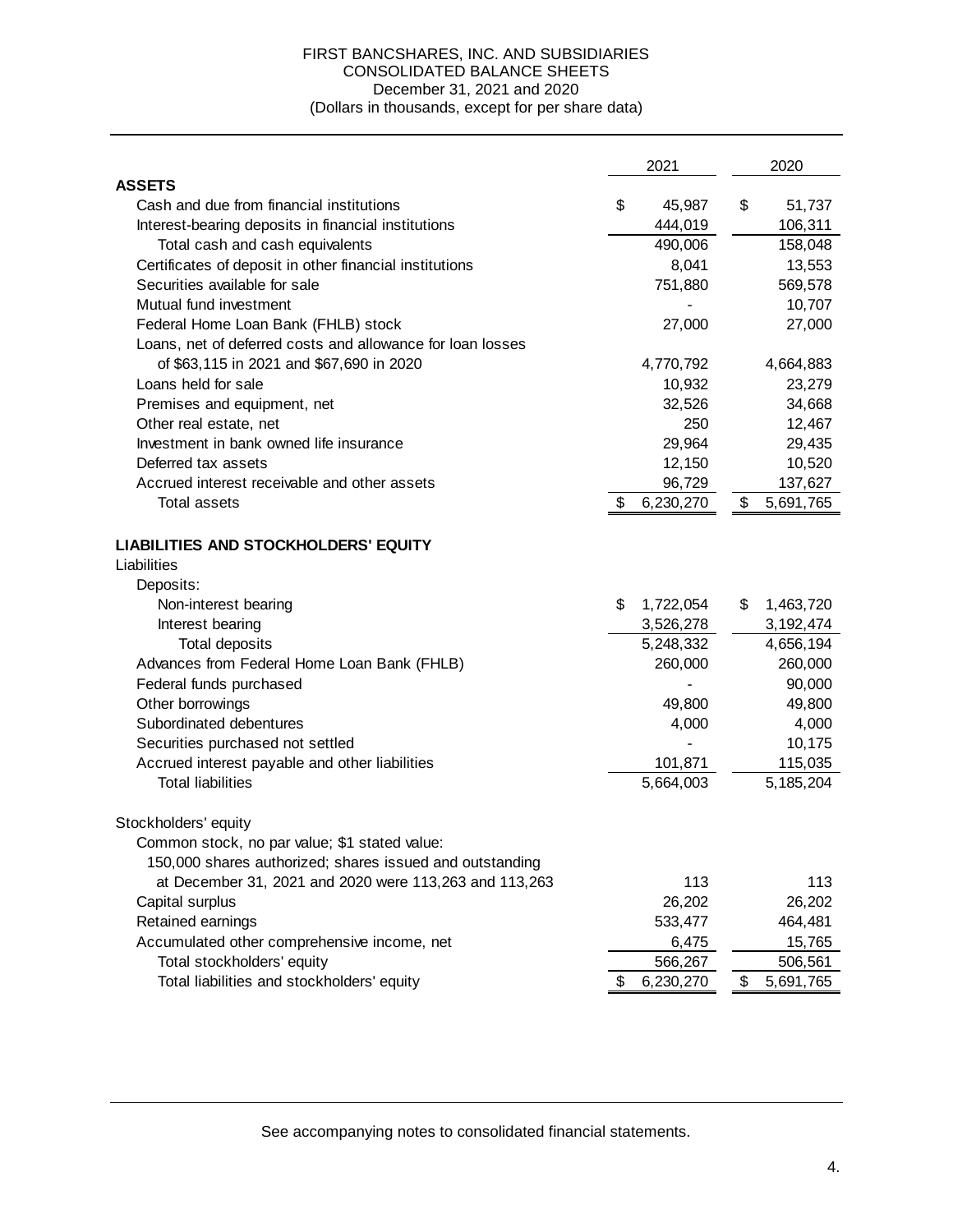FIRST BANCSHARES, INC. AND SUBSIDIARIES
CONSOLIDATED BALANCE SHEETS
December 31, 2021 and 2020
(Dollars in thousands, except for per share data)

| | 2021 | 2020 |
|---|---|---|
| **ASSETS** | | |
| Cash and due from financial institutions | $ 45,987 | $ 51,737 |
| Interest-bearing deposits in financial institutions | 444,019 | 106,311 |
| Total cash and cash equivalents | 490,006 | 158,048 |
| Certificates of deposit in other financial institutions | 8,041 | 13,553 |
| Securities available for sale | 751,880 | 569,578 |
| Mutual fund investment | - | 10,707 |
| Federal Home Loan Bank (FHLB) stock | 27,000 | 27,000 |
| Loans, net of deferred costs and allowance for loan losses of $63,115 in 2021 and $67,690 in 2020 | 4,770,792 | 4,664,883 |
| Loans held for sale | 10,932 | 23,279 |
| Premises and equipment, net | 32,526 | 34,668 |
| Other real estate, net | 250 | 12,467 |
| Investment in bank owned life insurance | 29,964 | 29,435 |
| Deferred tax assets | 12,150 | 10,520 |
| Accrued interest receivable and other assets | 96,729 | 137,627 |
| Total assets | $ 6,230,270 | $ 5,691,765 |
| **LIABILITIES AND STOCKHOLDERS' EQUITY** | | |
| Liabilities | | |
| Deposits: | | |
| Non-interest bearing | $ 1,722,054 | $ 1,463,720 |
| Interest bearing | 3,526,278 | 3,192,474 |
| Total deposits | 5,248,332 | 4,656,194 |
| Advances from Federal Home Loan Bank (FHLB) | 260,000 | 260,000 |
| Federal funds purchased | - | 90,000 |
| Other borrowings | 49,800 | 49,800 |
| Subordinated debentures | 4,000 | 4,000 |
| Securities purchased not settled | - | 10,175 |
| Accrued interest payable and other liabilities | 101,871 | 115,035 |
| Total liabilities | 5,664,003 | 5,185,204 |
| Stockholders' equity | | |
| Common stock, no par value; $1 stated value: 150,000 shares authorized; shares issued and outstanding at December 31, 2021 and 2020 were 113,263 and 113,263 | 113 | 113 |
| Capital surplus | 26,202 | 26,202 |
| Retained earnings | 533,477 | 464,481 |
| Accumulated other comprehensive income, net | 6,475 | 15,765 |
| Total stockholders' equity | 566,267 | 506,561 |
| Total liabilities and stockholders' equity | $ 6,230,270 | $ 5,691,765 |

See accompanying notes to consolidated financial statements.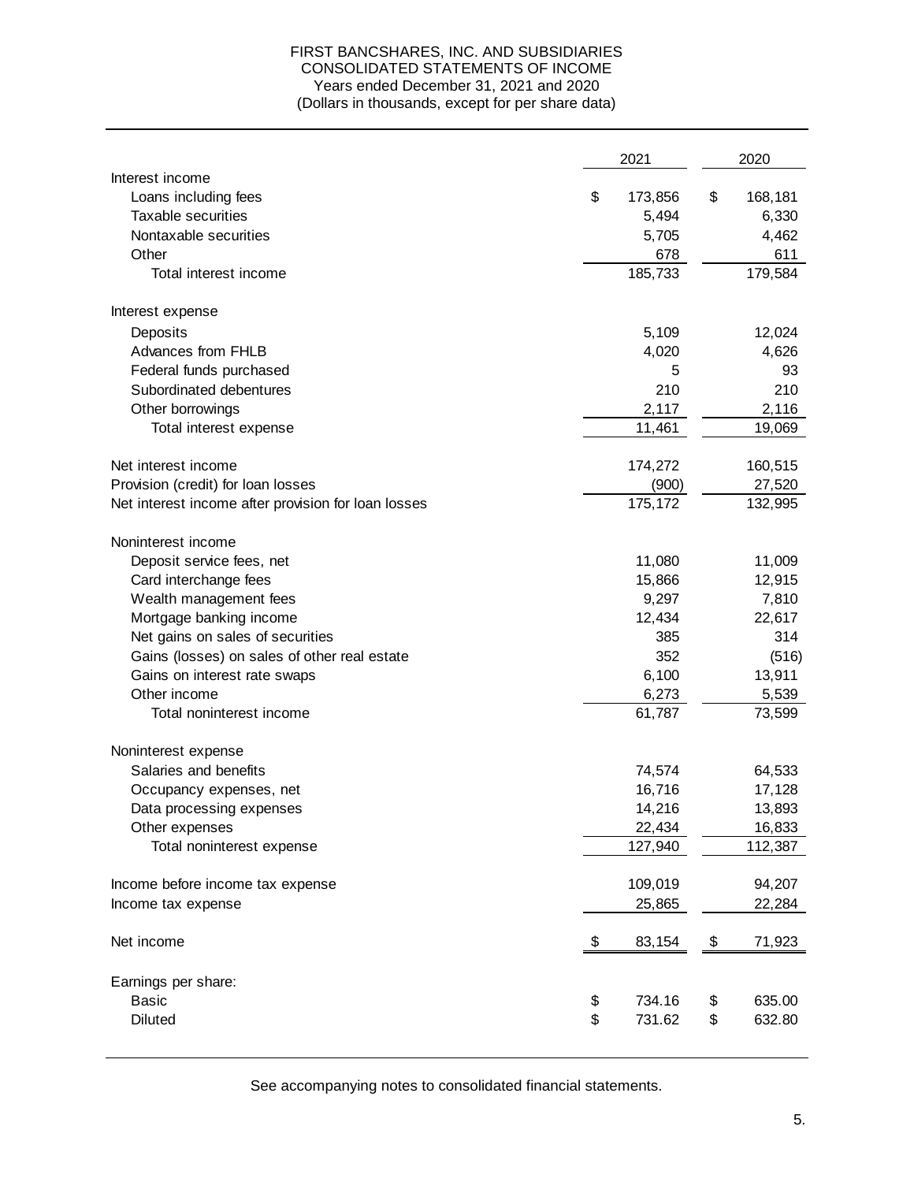FIRST BANCSHARES, INC. AND SUBSIDIARIES
CONSOLIDATED STATEMENTS OF INCOME
Years ended December 31, 2021 and 2020
(Dollars in thousands, except for per share data)

| | 2021 | 2020 |
|---|---|---|
| Interest income | | |
| Loans including fees | $ 173,856 | $ 168,181 |
| Taxable securities | 5,494 | 6,330 |
| Nontaxable securities | 5,705 | 4,462 |
| Other | 678 | 611 |
| Total interest income | 185,733 | 179,584 |
| | | |
| Interest expense | | |
| Deposits | 5,109 | 12,024 |
| Advances from FHLB | 4,020 | 4,626 |
| Federal funds purchased | 5 | 93 |
| Subordinated debentures | 210 | 210 |
| Other borrowings | 2,117 | 2,116 |
| Total interest expense | 11,461 | 19,069 |
| | | |
| Net interest income | 174,272 | 160,515 |
| Provision (credit) for loan losses | (900) | 27,520 |
| Net interest income after provision for loan losses | 175,172 | 132,995 |
| | | |
| Noninterest income | | |
| Deposit service fees, net | 11,080 | 11,009 |
| Card interchange fees | 15,866 | 12,915 |
| Wealth management fees | 9,297 | 7,810 |
| Mortgage banking income | 12,434 | 22,617 |
| Net gains on sales of securities | 385 | 314 |
| Gains (losses) on sales of other real estate | 352 | (516) |
| Gains on interest rate swaps | 6,100 | 13,911 |
| Other income | 6,273 | 5,539 |
| Total noninterest income | 61,787 | 73,599 |
| | | |
| Noninterest expense | | |
| Salaries and benefits | 74,574 | 64,533 |
| Occupancy expenses, net | 16,716 | 17,128 |
| Data processing expenses | 14,216 | 13,893 |
| Other expenses | 22,434 | 16,833 |
| Total noninterest expense | 127,940 | 112,387 |
| | | |
| Income before income tax expense | 109,019 | 94,207 |
| Income tax expense | 25,865 | 22,284 |
| | | |
| Net income | $ 83,154 | $ 71,923 |
| | | |
| Earnings per share: | | |
| Basic | $ 734.16 | $ 635.00 |
| Diluted | $ 731.62 | $ 632.80 |

See accompanying notes to consolidated financial statements.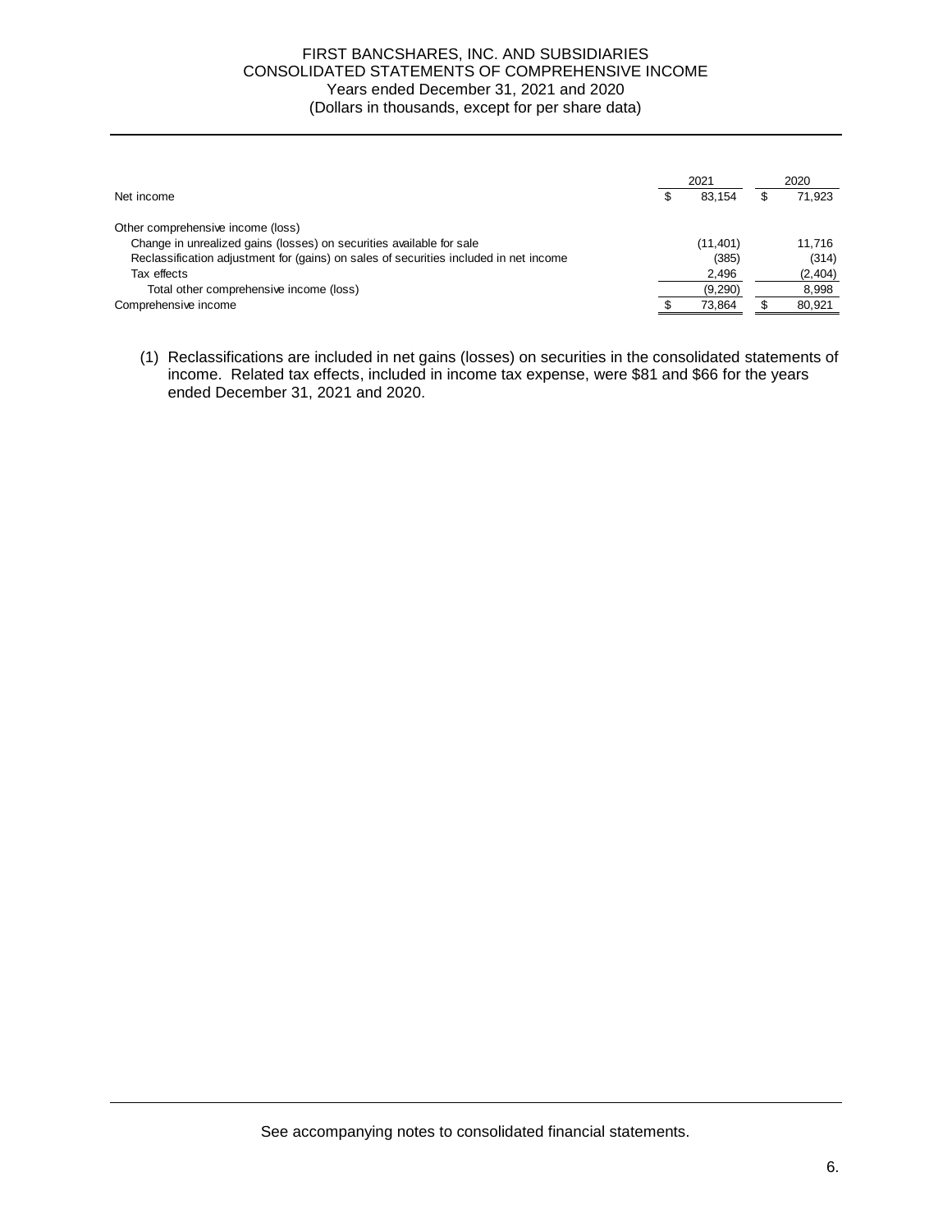FIRST BANCSHARES, INC. AND SUBSIDIARIES
CONSOLIDATED STATEMENTS OF COMPREHENSIVE INCOME
Years ended December 31, 2021 and 2020
(Dollars in thousands, except for per share data)

| | 2021 | 2020 |
|---|---|---|
| Net income | $ 83,154 | $ 71,923 |
| | | |
| Other comprehensive income (loss) | | |
| Change in unrealized gains (losses) on securities available for sale | (11,401) | 11,716 |
| Reclassification adjustment for (gains) on sales of securities included in net income | (385) | (314) |
| Tax effects | 2,496 | (2,404) |
| Total other comprehensive income (loss) | (9,290) | 8,998 |
| Comprehensive income | $ 73,864 | $ 80,921 |

(1) Reclassifications are included in net gains (losses) on securities in the consolidated statements of income. Related tax effects, included in income tax expense, were $81 and $66 for the years ended December 31, 2021 and 2020.

See accompanying notes to consolidated financial statements.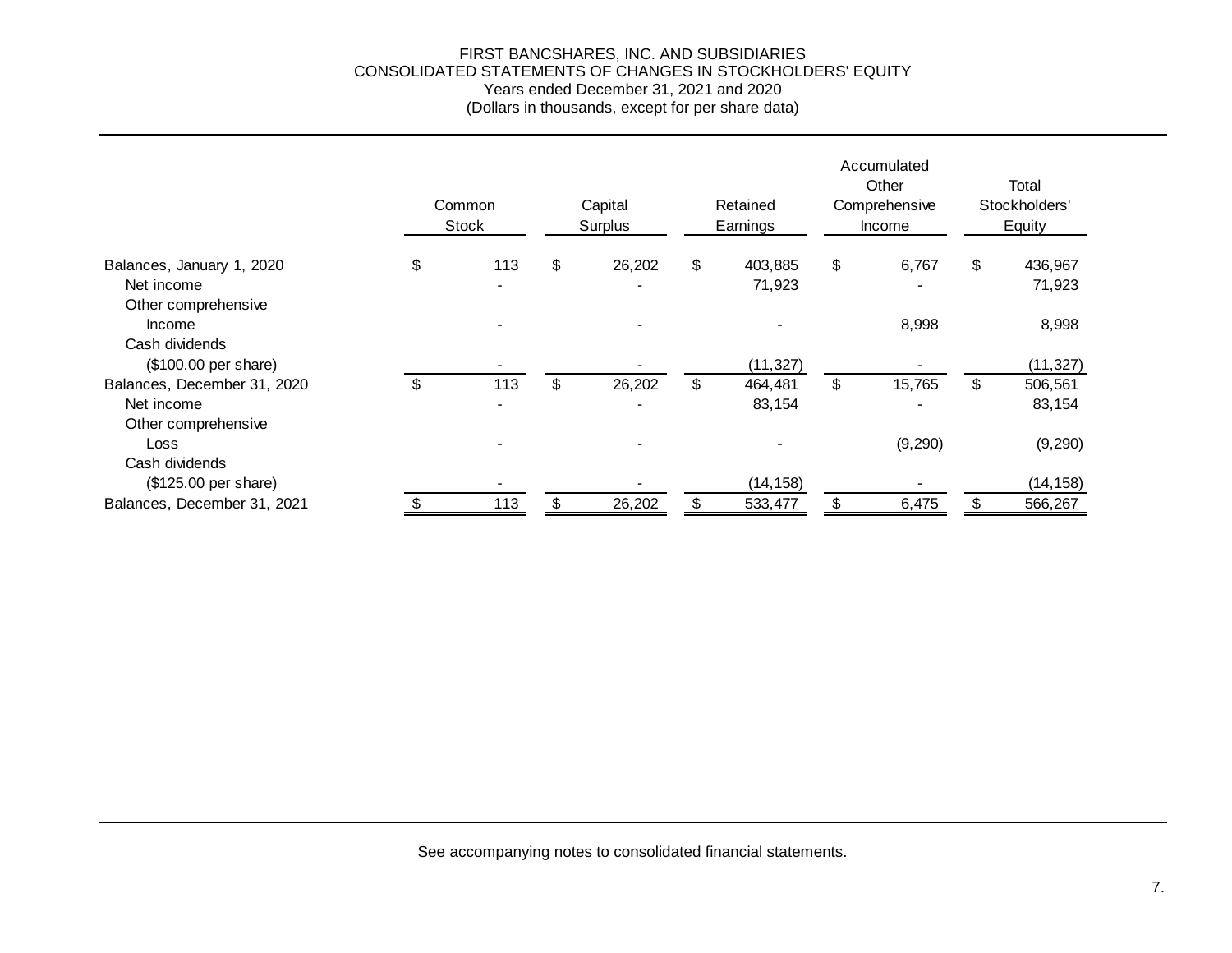FIRST BANCSHARES, INC. AND SUBSIDIARIES
CONSOLIDATED STATEMENTS OF CHANGES IN STOCKHOLDERS' EQUITY
Years ended December 31, 2021 and 2020
(Dollars in thousands, except for per share data)

| | Common Stock | Capital Surplus | Retained Earnings | Accumulated Other Comprehensive Income | Total Stockholders' Equity |
|---|---|---|---|---|---|
| Balances, January 1, 2020 | $ 113 | $ 26,202 | $ 403,885 | $ 6,767 | $ 436,967 |
| Net income | - | - | 71,923 | - | 71,923 |
| Other comprehensive Income | - | - | - | 8,998 | 8,998 |
| Cash dividends ($100.00 per share) | - | - | (11,327) | - | (11,327) |
| Balances, December 31, 2020 | $ 113 | $ 26,202 | $ 464,481 | $ 15,765 | $ 506,561 |
| Net income | - | - | 83,154 | - | 83,154 |
| Other comprehensive Loss | - | - | - | (9,290) | (9,290) |
| Cash dividends ($125.00 per share) | - | - | (14,158) | - | (14,158) |
| Balances, December 31, 2021 | $ 113 | $ 26,202 | $ 533,477 | $ 6,475 | $ 566,267 |

See accompanying notes to consolidated financial statements.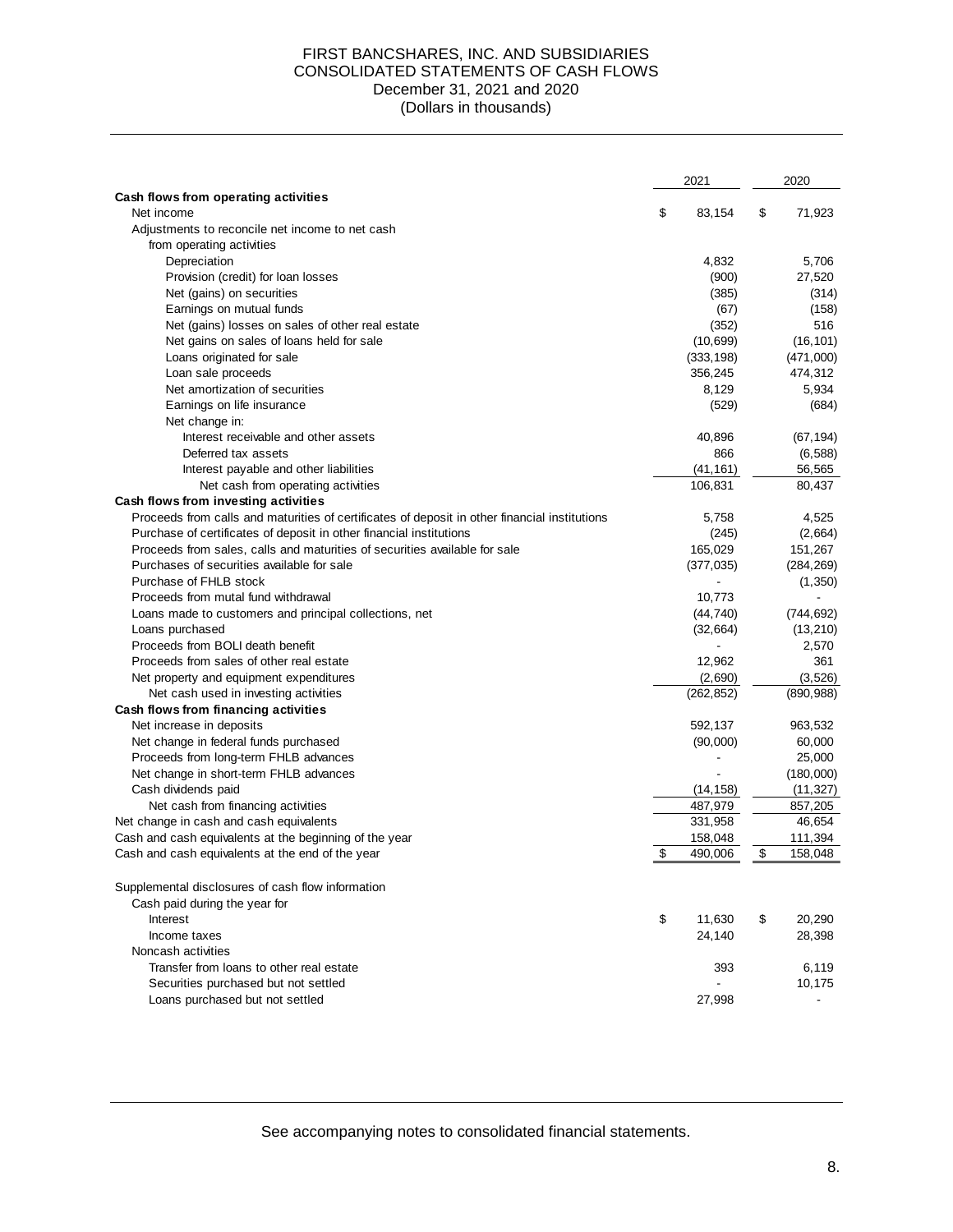# FIRST BANCSHARES, INC. AND SUBSIDIARIES
## CONSOLIDATED STATEMENTS OF CASH FLOWS
### December 31, 2021 and 2020
### (Dollars in thousands)

| | 2021 | 2020 |
|---|---|---|
| **Cash flows from operating activities** | | |
| Net income | $ 83,154 | $ 71,923 |
| Adjustments to reconcile net income to net cash from operating activities | | |
| Depreciation | 4,832 | 5,706 |
| Provision (credit) for loan losses | (900) | 27,520 |
| Net (gains) on securities | (385) | (314) |
| Earnings on mutual funds | (67) | (158) |
| Net (gains) losses on sales of other real estate | (352) | 516 |
| Net gains on sales of loans held for sale | (10,699) | (16,101) |
| Loans originated for sale | (333,198) | (471,000) |
| Loan sale proceeds | 356,245 | 474,312 |
| Net amortization of securities | 8,129 | 5,934 |
| Earnings on life insurance | (529) | (684) |
| Net change in: | | |
| Interest receivable and other assets | 40,896 | (67,194) |
| Deferred tax assets | 866 | (6,588) |
| Interest payable and other liabilities | (41,161) | 56,565 |
| Net cash from operating activities | 106,831 | 80,437 |
| **Cash flows from investing activities** | | |
| Proceeds from calls and maturities of certificates of deposit in other financial institutions | 5,758 | 4,525 |
| Purchase of certificates of deposit in other financial institutions | (245) | (2,664) |
| Proceeds from sales, calls and maturities of securities available for sale | 165,029 | 151,267 |
| Purchases of securities available for sale | (377,035) | (284,269) |
| Purchase of FHLB stock | - | (1,350) |
| Proceeds from mutal fund withdrawal | 10,773 | - |
| Loans made to customers and principal collections, net | (44,740) | (744,692) |
| Loans purchased | (32,664) | (13,210) |
| Proceeds from BOLI death benefit | - | 2,570 |
| Proceeds from sales of other real estate | 12,962 | 361 |
| Net property and equipment expenditures | (2,690) | (3,526) |
| Net cash used in investing activities | (262,852) | (890,988) |
| **Cash flows from financing activities** | | |
| Net increase in deposits | 592,137 | 963,532 |
| Net change in federal funds purchased | (90,000) | 60,000 |
| Proceeds from long-term FHLB advances | - | 25,000 |
| Net change in short-term FHLB advances | - | (180,000) |
| Cash dividends paid | (14,158) | (11,327) |
| Net cash from financing activities | 487,979 | 857,205 |
| Net change in cash and cash equivalents | 331,958 | 46,654 |
| Cash and cash equivalents at the beginning of the year | 158,048 | 111,394 |
| Cash and cash equivalents at the end of the year | $ 490,006 | $ 158,048 |
| | | |
| Supplemental disclosures of cash flow information | | |
| Cash paid during the year for | | |
| Interest | $ 11,630 | $ 20,290 |
| Income taxes | 24,140 | 28,398 |
| Noncash activities | | |
| Transfer from loans to other real estate | 393 | 6,119 |
| Securities purchased but not settled | - | 10,175 |
| Loans purchased but not settled | 27,998 | - |

See accompanying notes to consolidated financial statements.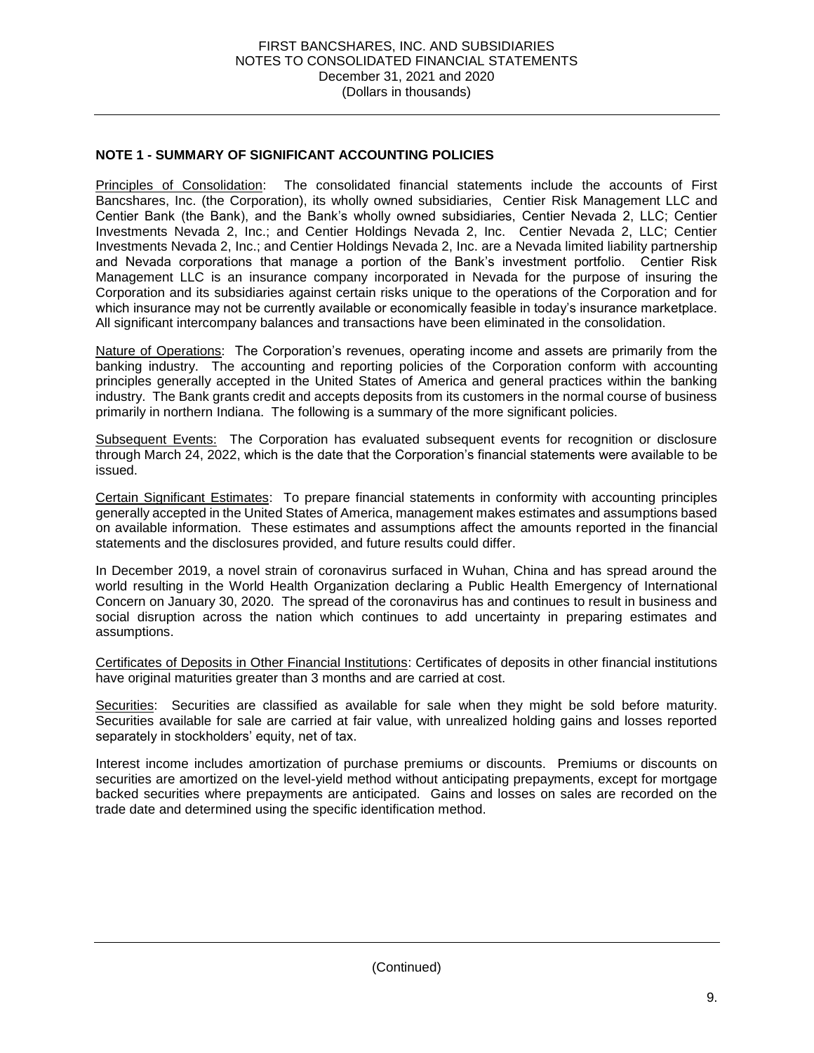## NOTE 1 - SUMMARY OF SIGNIFICANT ACCOUNTING POLICIES

Principles of Consolidation: The consolidated financial statements include the accounts of First Bancshares, Inc. (the Corporation), its wholly owned subsidiaries, Centier Risk Management LLC and Centier Bank (the Bank), and the Bank's wholly owned subsidiaries, Centier Nevada 2, LLC; Centier Investments Nevada 2, Inc.; and Centier Holdings Nevada 2, Inc. Centier Nevada 2, LLC; Centier Investments Nevada 2, Inc.; and Centier Holdings Nevada 2, Inc. are a Nevada limited liability partnership and Nevada corporations that manage a portion of the Bank's investment portfolio. Centier Risk Management LLC is an insurance company incorporated in Nevada for the purpose of insuring the Corporation and its subsidiaries against certain risks unique to the operations of the Corporation and for which insurance may not be currently available or economically feasible in today's insurance marketplace. All significant intercompany balances and transactions have been eliminated in the consolidation.

Nature of Operations: The Corporation's revenues, operating income and assets are primarily from the banking industry. The accounting and reporting policies of the Corporation conform with accounting principles generally accepted in the United States of America and general practices within the banking industry. The Bank grants credit and accepts deposits from its customers in the normal course of business primarily in northern Indiana. The following is a summary of the more significant policies.

Subsequent Events: The Corporation has evaluated subsequent events for recognition or disclosure through March 24, 2022, which is the date that the Corporation's financial statements were available to be issued.

Certain Significant Estimates: To prepare financial statements in conformity with accounting principles generally accepted in the United States of America, management makes estimates and assumptions based on available information. These estimates and assumptions affect the amounts reported in the financial statements and the disclosures provided, and future results could differ.

In December 2019, a novel strain of coronavirus surfaced in Wuhan, China and has spread around the world resulting in the World Health Organization declaring a Public Health Emergency of International Concern on January 30, 2020. The spread of the coronavirus has and continues to result in business and social disruption across the nation which continues to add uncertainty in preparing estimates and assumptions.

Certificates of Deposits in Other Financial Institutions: Certificates of deposits in other financial institutions have original maturities greater than 3 months and are carried at cost.

Securities: Securities are classified as available for sale when they might be sold before maturity. Securities available for sale are carried at fair value, with unrealized holding gains and losses reported separately in stockholders' equity, net of tax.

Interest income includes amortization of purchase premiums or discounts. Premiums or discounts on securities are amortized on the level-yield method without anticipating prepayments, except for mortgage backed securities where prepayments are anticipated. Gains and losses on sales are recorded on the trade date and determined using the specific identification method.

(Continued)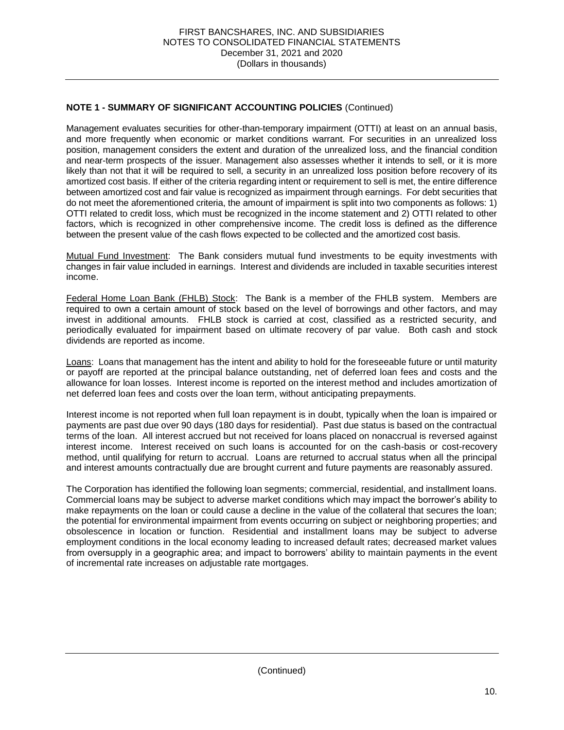## NOTE 1 - SUMMARY OF SIGNIFICANT ACCOUNTING POLICIES (Continued)

Management evaluates securities for other-than-temporary impairment (OTTI) at least on an annual basis, and more frequently when economic or market conditions warrant. For securities in an unrealized loss position, management considers the extent and duration of the unrealized loss, and the financial condition and near-term prospects of the issuer. Management also assesses whether it intends to sell, or it is more likely than not that it will be required to sell, a security in an unrealized loss position before recovery of its amortized cost basis. If either of the criteria regarding intent or requirement to sell is met, the entire difference between amortized cost and fair value is recognized as impairment through earnings. For debt securities that do not meet the aforementioned criteria, the amount of impairment is split into two components as follows: 1) OTTI related to credit loss, which must be recognized in the income statement and 2) OTTI related to other factors, which is recognized in other comprehensive income. The credit loss is defined as the difference between the present value of the cash flows expected to be collected and the amortized cost basis.

Mutual Fund Investment: The Bank considers mutual fund investments to be equity investments with changes in fair value included in earnings. Interest and dividends are included in taxable securities interest income.

Federal Home Loan Bank (FHLB) Stock: The Bank is a member of the FHLB system. Members are required to own a certain amount of stock based on the level of borrowings and other factors, and may invest in additional amounts. FHLB stock is carried at cost, classified as a restricted security, and periodically evaluated for impairment based on ultimate recovery of par value. Both cash and stock dividends are reported as income.

Loans: Loans that management has the intent and ability to hold for the foreseeable future or until maturity or payoff are reported at the principal balance outstanding, net of deferred loan fees and costs and the allowance for loan losses. Interest income is reported on the interest method and includes amortization of net deferred loan fees and costs over the loan term, without anticipating prepayments.

Interest income is not reported when full loan repayment is in doubt, typically when the loan is impaired or payments are past due over 90 days (180 days for residential). Past due status is based on the contractual terms of the loan. All interest accrued but not received for loans placed on nonaccrual is reversed against interest income. Interest received on such loans is accounted for on the cash-basis or cost-recovery method, until qualifying for return to accrual. Loans are returned to accrual status when all the principal and interest amounts contractually due are brought current and future payments are reasonably assured.

The Corporation has identified the following loan segments; commercial, residential, and installment loans. Commercial loans may be subject to adverse market conditions which may impact the borrower's ability to make repayments on the loan or could cause a decline in the value of the collateral that secures the loan; the potential for environmental impairment from events occurring on subject or neighboring properties; and obsolescence in location or function. Residential and installment loans may be subject to adverse employment conditions in the local economy leading to increased default rates; decreased market values from oversupply in a geographic area; and impact to borrowers' ability to maintain payments in the event of incremental rate increases on adjustable rate mortgages.

(Continued)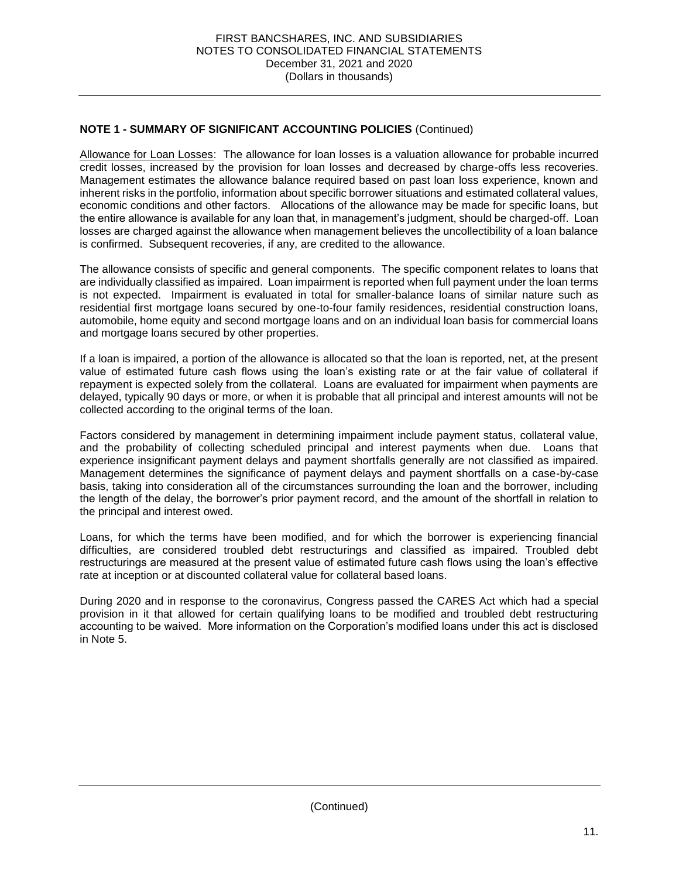**NOTE 1 - SUMMARY OF SIGNIFICANT ACCOUNTING POLICIES** (Continued)

Allowance for Loan Losses: The allowance for loan losses is a valuation allowance for probable incurred credit losses, increased by the provision for loan losses and decreased by charge-offs less recoveries. Management estimates the allowance balance required based on past loan loss experience, known and inherent risks in the portfolio, information about specific borrower situations and estimated collateral values, economic conditions and other factors. Allocations of the allowance may be made for specific loans, but the entire allowance is available for any loan that, in management's judgment, should be charged-off. Loan losses are charged against the allowance when management believes the uncollectibility of a loan balance is confirmed. Subsequent recoveries, if any, are credited to the allowance.

The allowance consists of specific and general components. The specific component relates to loans that are individually classified as impaired. Loan impairment is reported when full payment under the loan terms is not expected. Impairment is evaluated in total for smaller-balance loans of similar nature such as residential first mortgage loans secured by one-to-four family residences, residential construction loans, automobile, home equity and second mortgage loans and on an individual loan basis for commercial loans and mortgage loans secured by other properties.

If a loan is impaired, a portion of the allowance is allocated so that the loan is reported, net, at the present value of estimated future cash flows using the loan's existing rate or at the fair value of collateral if repayment is expected solely from the collateral. Loans are evaluated for impairment when payments are delayed, typically 90 days or more, or when it is probable that all principal and interest amounts will not be collected according to the original terms of the loan.

Factors considered by management in determining impairment include payment status, collateral value, and the probability of collecting scheduled principal and interest payments when due. Loans that experience insignificant payment delays and payment shortfalls generally are not classified as impaired. Management determines the significance of payment delays and payment shortfalls on a case-by-case basis, taking into consideration all of the circumstances surrounding the loan and the borrower, including the length of the delay, the borrower's prior payment record, and the amount of the shortfall in relation to the principal and interest owed.

Loans, for which the terms have been modified, and for which the borrower is experiencing financial difficulties, are considered troubled debt restructurings and classified as impaired. Troubled debt restructurings are measured at the present value of estimated future cash flows using the loan's effective rate at inception or at discounted collateral value for collateral based loans.

During 2020 and in response to the coronavirus, Congress passed the CARES Act which had a special provision in it that allowed for certain qualifying loans to be modified and troubled debt restructuring accounting to be waived. More information on the Corporation's modified loans under this act is disclosed in Note 5.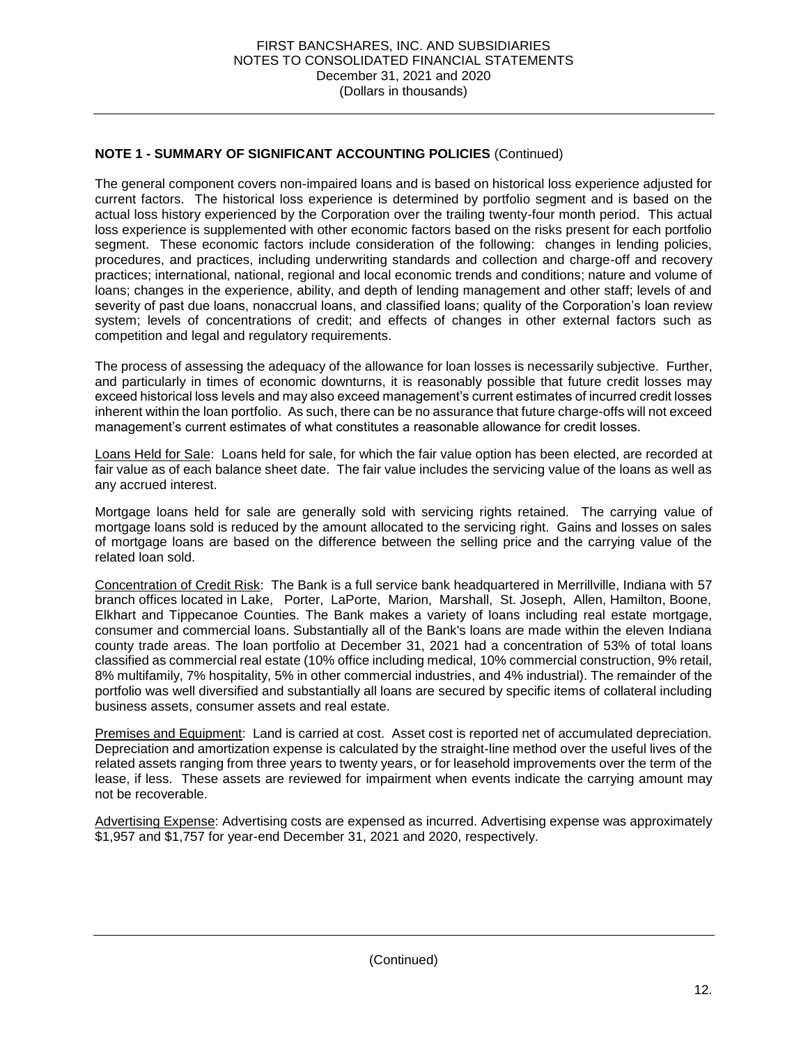**NOTE 1 - SUMMARY OF SIGNIFICANT ACCOUNTING POLICIES** (Continued)

The general component covers non-impaired loans and is based on historical loss experience adjusted for current factors. The historical loss experience is determined by portfolio segment and is based on the actual loss history experienced by the Corporation over the trailing twenty-four month period. This actual loss experience is supplemented with other economic factors based on the risks present for each portfolio segment. These economic factors include consideration of the following: changes in lending policies, procedures, and practices, including underwriting standards and collection and charge-off and recovery practices; international, national, regional and local economic trends and conditions; nature and volume of loans; changes in the experience, ability, and depth of lending management and other staff; levels of and severity of past due loans, nonaccrual loans, and classified loans; quality of the Corporation's loan review system; levels of concentrations of credit; and effects of changes in other external factors such as competition and legal and regulatory requirements.

The process of assessing the adequacy of the allowance for loan losses is necessarily subjective. Further, and particularly in times of economic downturns, it is reasonably possible that future credit losses may exceed historical loss levels and may also exceed management's current estimates of incurred credit losses inherent within the loan portfolio. As such, there can be no assurance that future charge-offs will not exceed management's current estimates of what constitutes a reasonable allowance for credit losses.

Loans Held for Sale: Loans held for sale, for which the fair value option has been elected, are recorded at fair value as of each balance sheet date. The fair value includes the servicing value of the loans as well as any accrued interest.

Mortgage loans held for sale are generally sold with servicing rights retained. The carrying value of mortgage loans sold is reduced by the amount allocated to the servicing right. Gains and losses on sales of mortgage loans are based on the difference between the selling price and the carrying value of the related loan sold.

Concentration of Credit Risk: The Bank is a full service bank headquartered in Merrillville, Indiana with 57 branch offices located in Lake, Porter, LaPorte, Marion, Marshall, St. Joseph, Allen, Hamilton, Boone, Elkhart and Tippecanoe Counties. The Bank makes a variety of loans including real estate mortgage, consumer and commercial loans. Substantially all of the Bank's loans are made within the eleven Indiana county trade areas. The loan portfolio at December 31, 2021 had a concentration of 53% of total loans classified as commercial real estate (10% office including medical, 10% commercial construction, 9% retail, 8% multifamily, 7% hospitality, 5% in other commercial industries, and 4% industrial). The remainder of the portfolio was well diversified and substantially all loans are secured by specific items of collateral including business assets, consumer assets and real estate.

Premises and Equipment: Land is carried at cost. Asset cost is reported net of accumulated depreciation. Depreciation and amortization expense is calculated by the straight-line method over the useful lives of the related assets ranging from three years to twenty years, or for leasehold improvements over the term of the lease, if less. These assets are reviewed for impairment when events indicate the carrying amount may not be recoverable.

Advertising Expense: Advertising costs are expensed as incurred. Advertising expense was approximately $1,957 and $1,757 for year-end December 31, 2021 and 2020, respectively.

(Continued)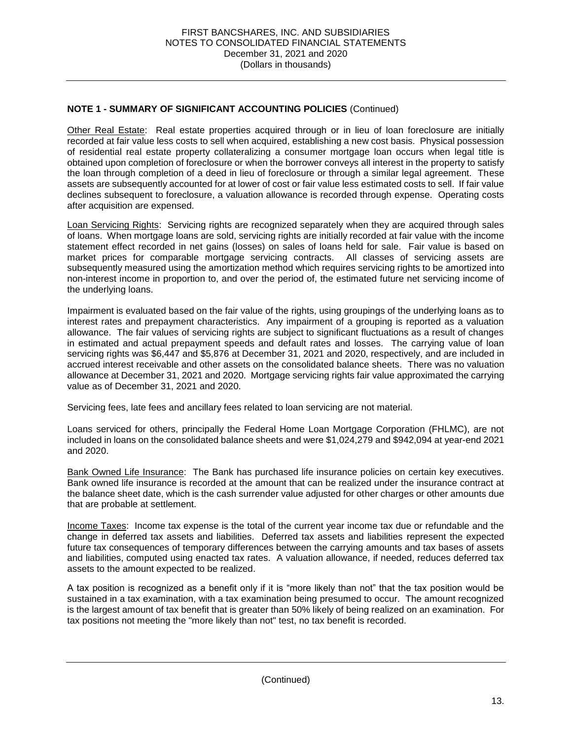**NOTE 1 - SUMMARY OF SIGNIFICANT ACCOUNTING POLICIES** (Continued)

Other Real Estate: Real estate properties acquired through or in lieu of loan foreclosure are initially recorded at fair value less costs to sell when acquired, establishing a new cost basis. Physical possession of residential real estate property collateralizing a consumer mortgage loan occurs when legal title is obtained upon completion of foreclosure or when the borrower conveys all interest in the property to satisfy the loan through completion of a deed in lieu of foreclosure or through a similar legal agreement. These assets are subsequently accounted for at lower of cost or fair value less estimated costs to sell. If fair value declines subsequent to foreclosure, a valuation allowance is recorded through expense. Operating costs after acquisition are expensed.

Loan Servicing Rights: Servicing rights are recognized separately when they are acquired through sales of loans. When mortgage loans are sold, servicing rights are initially recorded at fair value with the income statement effect recorded in net gains (losses) on sales of loans held for sale. Fair value is based on market prices for comparable mortgage servicing contracts. All classes of servicing assets are subsequently measured using the amortization method which requires servicing rights to be amortized into non-interest income in proportion to, and over the period of, the estimated future net servicing income of the underlying loans.

Impairment is evaluated based on the fair value of the rights, using groupings of the underlying loans as to interest rates and prepayment characteristics. Any impairment of a grouping is reported as a valuation allowance. The fair values of servicing rights are subject to significant fluctuations as a result of changes in estimated and actual prepayment speeds and default rates and losses. The carrying value of loan servicing rights was $6,447 and $5,876 at December 31, 2021 and 2020, respectively, and are included in accrued interest receivable and other assets on the consolidated balance sheets. There was no valuation allowance at December 31, 2021 and 2020. Mortgage servicing rights fair value approximated the carrying value as of December 31, 2021 and 2020.

Servicing fees, late fees and ancillary fees related to loan servicing are not material.

Loans serviced for others, principally the Federal Home Loan Mortgage Corporation (FHLMC), are not included in loans on the consolidated balance sheets and were $1,024,279 and $942,094 at year-end 2021 and 2020.

Bank Owned Life Insurance: The Bank has purchased life insurance policies on certain key executives. Bank owned life insurance is recorded at the amount that can be realized under the insurance contract at the balance sheet date, which is the cash surrender value adjusted for other charges or other amounts due that are probable at settlement.

Income Taxes: Income tax expense is the total of the current year income tax due or refundable and the change in deferred tax assets and liabilities. Deferred tax assets and liabilities represent the expected future tax consequences of temporary differences between the carrying amounts and tax bases of assets and liabilities, computed using enacted tax rates. A valuation allowance, if needed, reduces deferred tax assets to the amount expected to be realized.

A tax position is recognized as a benefit only if it is "more likely than not" that the tax position would be sustained in a tax examination, with a tax examination being presumed to occur. The amount recognized is the largest amount of tax benefit that is greater than 50% likely of being realized on an examination. For tax positions not meeting the "more likely than not" test, no tax benefit is recorded.

(Continued)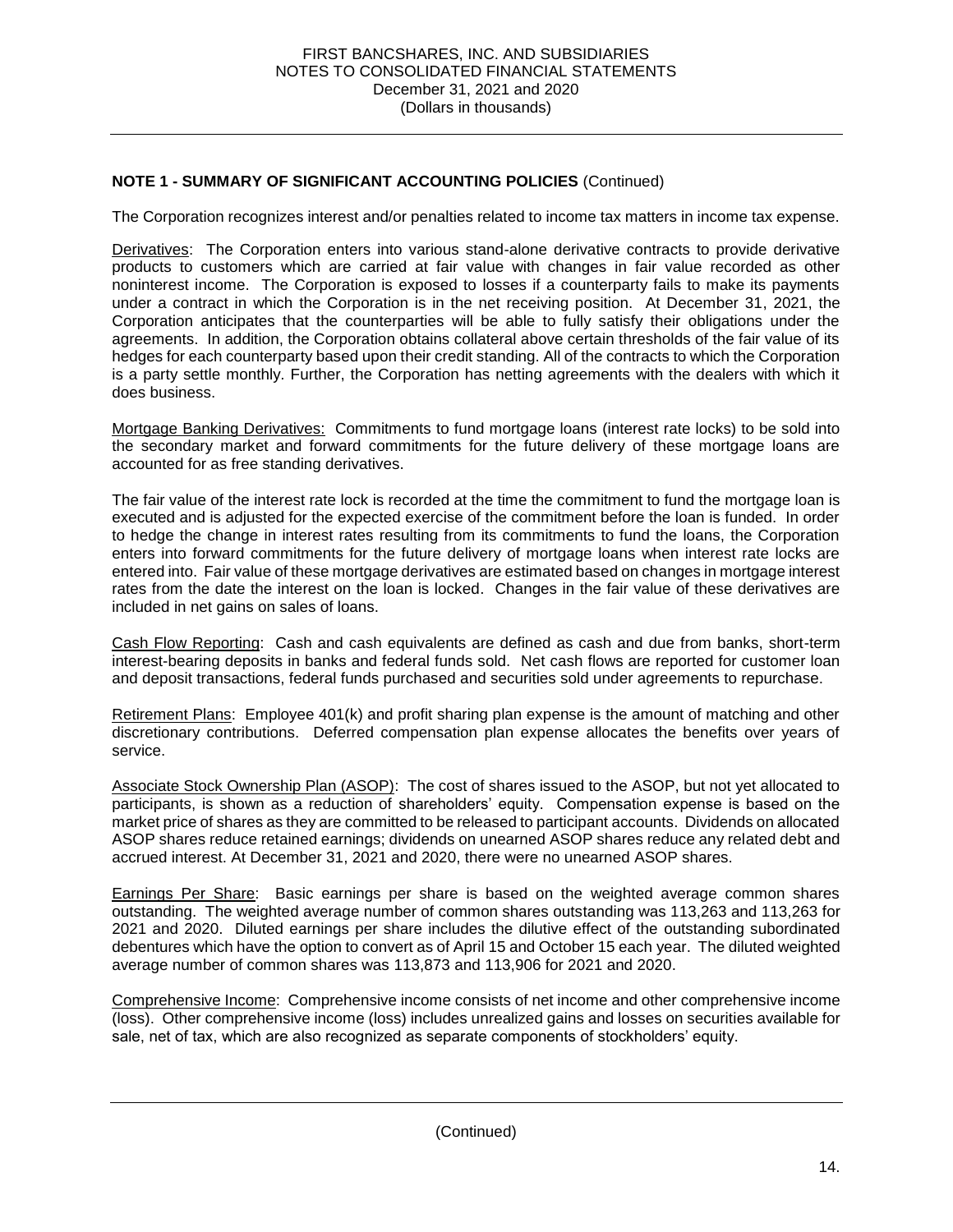**NOTE 1 - SUMMARY OF SIGNIFICANT ACCOUNTING POLICIES** (Continued)

The Corporation recognizes interest and/or penalties related to income tax matters in income tax expense.

Derivatives: The Corporation enters into various stand-alone derivative contracts to provide derivative products to customers which are carried at fair value with changes in fair value recorded as other noninterest income. The Corporation is exposed to losses if a counterparty fails to make its payments under a contract in which the Corporation is in the net receiving position. At December 31, 2021, the Corporation anticipates that the counterparties will be able to fully satisfy their obligations under the agreements. In addition, the Corporation obtains collateral above certain thresholds of the fair value of its hedges for each counterparty based upon their credit standing. All of the contracts to which the Corporation is a party settle monthly. Further, the Corporation has netting agreements with the dealers with which it does business.

Mortgage Banking Derivatives: Commitments to fund mortgage loans (interest rate locks) to be sold into the secondary market and forward commitments for the future delivery of these mortgage loans are accounted for as free standing derivatives.

The fair value of the interest rate lock is recorded at the time the commitment to fund the mortgage loan is executed and is adjusted for the expected exercise of the commitment before the loan is funded. In order to hedge the change in interest rates resulting from its commitments to fund the loans, the Corporation enters into forward commitments for the future delivery of mortgage loans when interest rate locks are entered into. Fair value of these mortgage derivatives are estimated based on changes in mortgage interest rates from the date the interest on the loan is locked. Changes in the fair value of these derivatives are included in net gains on sales of loans.

Cash Flow Reporting: Cash and cash equivalents are defined as cash and due from banks, short-term interest-bearing deposits in banks and federal funds sold. Net cash flows are reported for customer loan and deposit transactions, federal funds purchased and securities sold under agreements to repurchase.

Retirement Plans: Employee 401(k) and profit sharing plan expense is the amount of matching and other discretionary contributions. Deferred compensation plan expense allocates the benefits over years of service.

Associate Stock Ownership Plan (ASOP): The cost of shares issued to the ASOP, but not yet allocated to participants, is shown as a reduction of shareholders' equity. Compensation expense is based on the market price of shares as they are committed to be released to participant accounts. Dividends on allocated ASOP shares reduce retained earnings; dividends on unearned ASOP shares reduce any related debt and accrued interest. At December 31, 2021 and 2020, there were no unearned ASOP shares.

Earnings Per Share: Basic earnings per share is based on the weighted average common shares outstanding. The weighted average number of common shares outstanding was 113,263 and 113,263 for 2021 and 2020. Diluted earnings per share includes the dilutive effect of the outstanding subordinated debentures which have the option to convert as of April 15 and October 15 each year. The diluted weighted average number of common shares was 113,873 and 113,906 for 2021 and 2020.

Comprehensive Income: Comprehensive income consists of net income and other comprehensive income (loss). Other comprehensive income (loss) includes unrealized gains and losses on securities available for sale, net of tax, which are also recognized as separate components of stockholders' equity.

(Continued)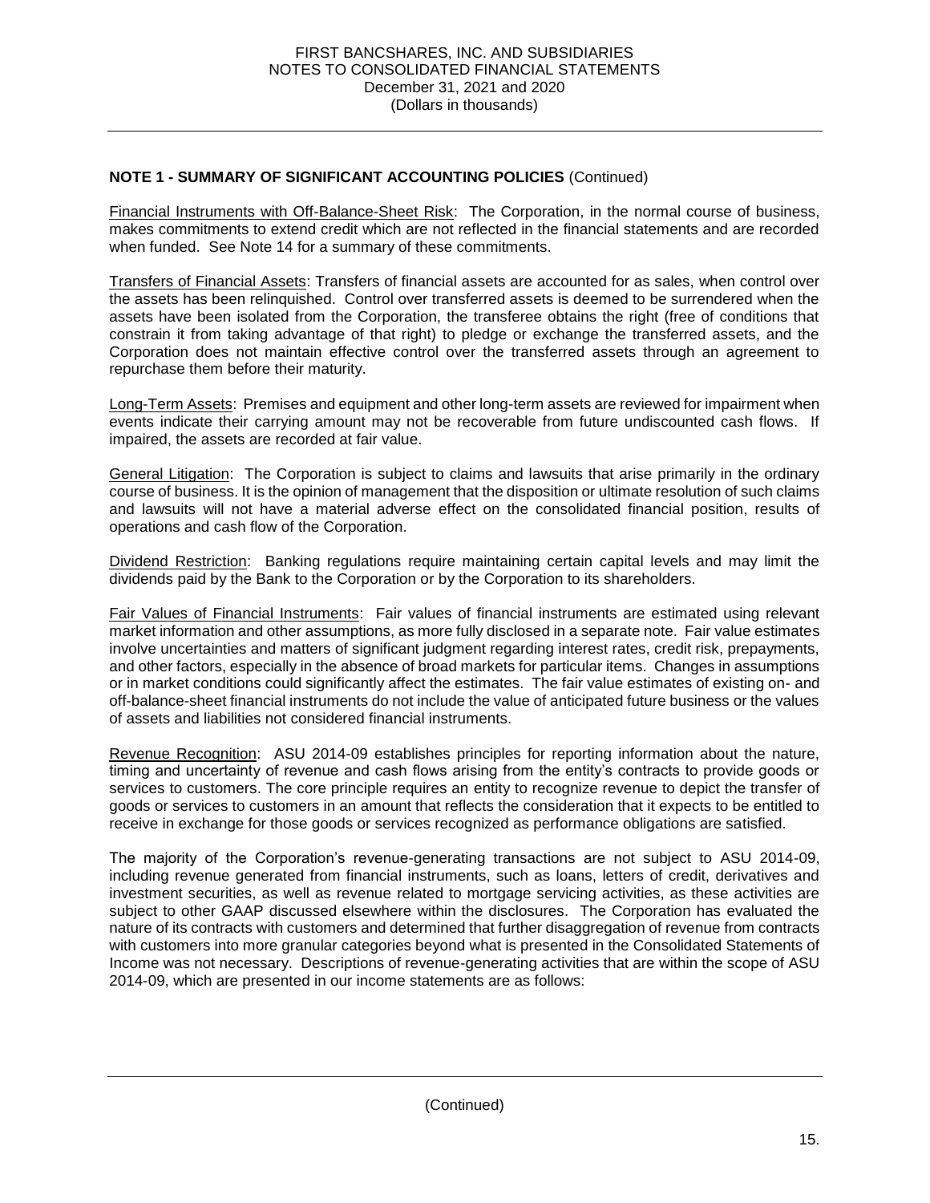## NOTE 1 - SUMMARY OF SIGNIFICANT ACCOUNTING POLICIES (Continued)

Financial Instruments with Off-Balance-Sheet Risk: The Corporation, in the normal course of business, makes commitments to extend credit which are not reflected in the financial statements and are recorded when funded. See Note 14 for a summary of these commitments.

Transfers of Financial Assets: Transfers of financial assets are accounted for as sales, when control over the assets has been relinquished. Control over transferred assets is deemed to be surrendered when the assets have been isolated from the Corporation, the transferee obtains the right (free of conditions that constrain it from taking advantage of that right) to pledge or exchange the transferred assets, and the Corporation does not maintain effective control over the transferred assets through an agreement to repurchase them before their maturity.

Long-Term Assets: Premises and equipment and other long-term assets are reviewed for impairment when events indicate their carrying amount may not be recoverable from future undiscounted cash flows. If impaired, the assets are recorded at fair value.

General Litigation: The Corporation is subject to claims and lawsuits that arise primarily in the ordinary course of business. It is the opinion of management that the disposition or ultimate resolution of such claims and lawsuits will not have a material adverse effect on the consolidated financial position, results of operations and cash flow of the Corporation.

Dividend Restriction: Banking regulations require maintaining certain capital levels and may limit the dividends paid by the Bank to the Corporation or by the Corporation to its shareholders.

Fair Values of Financial Instruments: Fair values of financial instruments are estimated using relevant market information and other assumptions, as more fully disclosed in a separate note. Fair value estimates involve uncertainties and matters of significant judgment regarding interest rates, credit risk, prepayments, and other factors, especially in the absence of broad markets for particular items. Changes in assumptions or in market conditions could significantly affect the estimates. The fair value estimates of existing on- and off-balance-sheet financial instruments do not include the value of anticipated future business or the values of assets and liabilities not considered financial instruments.

Revenue Recognition: ASU 2014-09 establishes principles for reporting information about the nature, timing and uncertainty of revenue and cash flows arising from the entity's contracts to provide goods or services to customers. The core principle requires an entity to recognize revenue to depict the transfer of goods or services to customers in an amount that reflects the consideration that it expects to be entitled to receive in exchange for those goods or services recognized as performance obligations are satisfied.

The majority of the Corporation's revenue-generating transactions are not subject to ASU 2014-09, including revenue generated from financial instruments, such as loans, letters of credit, derivatives and investment securities, as well as revenue related to mortgage servicing activities, as these activities are subject to other GAAP discussed elsewhere within the disclosures. The Corporation has evaluated the nature of its contracts with customers and determined that further disaggregation of revenue from contracts with customers into more granular categories beyond what is presented in the Consolidated Statements of Income was not necessary. Descriptions of revenue-generating activities that are within the scope of ASU 2014-09, which are presented in our income statements are as follows:

(Continued)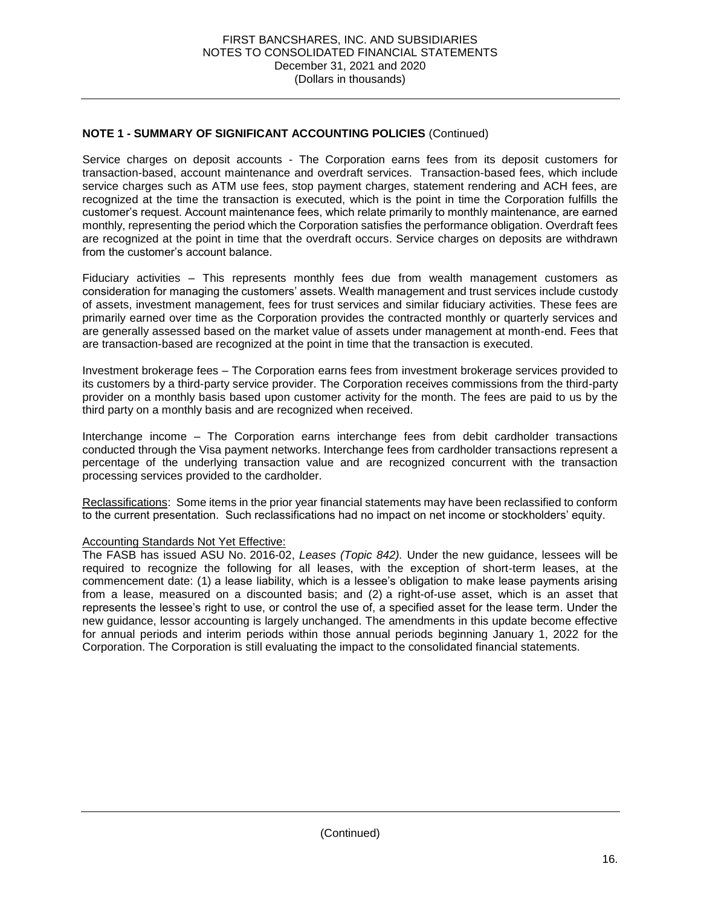## NOTE 1 - SUMMARY OF SIGNIFICANT ACCOUNTING POLICIES (Continued)

Service charges on deposit accounts - The Corporation earns fees from its deposit customers for transaction-based, account maintenance and overdraft services. Transaction-based fees, which include service charges such as ATM use fees, stop payment charges, statement rendering and ACH fees, are recognized at the time the transaction is executed, which is the point in time the Corporation fulfills the customer's request. Account maintenance fees, which relate primarily to monthly maintenance, are earned monthly, representing the period which the Corporation satisfies the performance obligation. Overdraft fees are recognized at the point in time that the overdraft occurs. Service charges on deposits are withdrawn from the customer's account balance.

Fiduciary activities – This represents monthly fees due from wealth management customers as consideration for managing the customers' assets. Wealth management and trust services include custody of assets, investment management, fees for trust services and similar fiduciary activities. These fees are primarily earned over time as the Corporation provides the contracted monthly or quarterly services and are generally assessed based on the market value of assets under management at month-end. Fees that are transaction-based are recognized at the point in time that the transaction is executed.

Investment brokerage fees – The Corporation earns fees from investment brokerage services provided to its customers by a third-party service provider. The Corporation receives commissions from the third-party provider on a monthly basis based upon customer activity for the month. The fees are paid to us by the third party on a monthly basis and are recognized when received.

Interchange income – The Corporation earns interchange fees from debit cardholder transactions conducted through the Visa payment networks. Interchange fees from cardholder transactions represent a percentage of the underlying transaction value and are recognized concurrent with the transaction processing services provided to the cardholder.

Reclassifications: Some items in the prior year financial statements may have been reclassified to conform to the current presentation. Such reclassifications had no impact on net income or stockholders' equity.

Accounting Standards Not Yet Effective:

The FASB has issued ASU No. 2016-02, *Leases (Topic 842).* Under the new guidance, lessees will be required to recognize the following for all leases, with the exception of short-term leases, at the commencement date: (1) a lease liability, which is a lessee's obligation to make lease payments arising from a lease, measured on a discounted basis; and (2) a right-of-use asset, which is an asset that represents the lessee's right to use, or control the use of, a specified asset for the lease term. Under the new guidance, lessor accounting is largely unchanged. The amendments in this update become effective for annual periods and interim periods within those annual periods beginning January 1, 2022 for the Corporation. The Corporation is still evaluating the impact to the consolidated financial statements.

(Continued)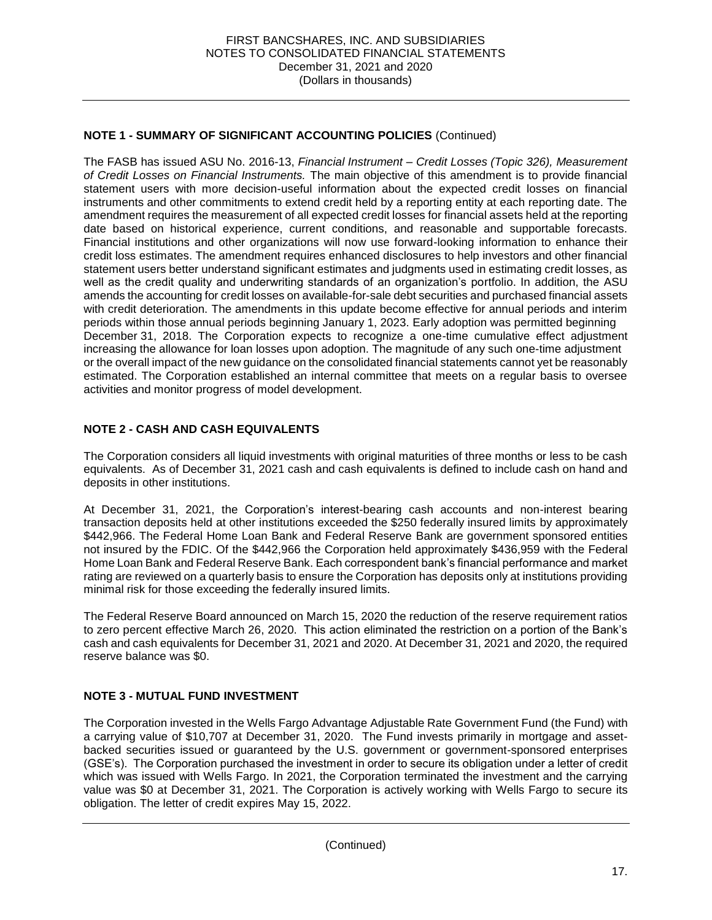## NOTE 1 - SUMMARY OF SIGNIFICANT ACCOUNTING POLICIES (Continued)

The FASB has issued ASU No. 2016-13, *Financial Instrument – Credit Losses (Topic 326), Measurement of Credit Losses on Financial Instruments.* The main objective of this amendment is to provide financial statement users with more decision-useful information about the expected credit losses on financial instruments and other commitments to extend credit held by a reporting entity at each reporting date. The amendment requires the measurement of all expected credit losses for financial assets held at the reporting date based on historical experience, current conditions, and reasonable and supportable forecasts. Financial institutions and other organizations will now use forward-looking information to enhance their credit loss estimates. The amendment requires enhanced disclosures to help investors and other financial statement users better understand significant estimates and judgments used in estimating credit losses, as well as the credit quality and underwriting standards of an organization's portfolio. In addition, the ASU amends the accounting for credit losses on available-for-sale debt securities and purchased financial assets with credit deterioration. The amendments in this update become effective for annual periods and interim periods within those annual periods beginning January 1, 2023. Early adoption was permitted beginning December 31, 2018. The Corporation expects to recognize a one-time cumulative effect adjustment increasing the allowance for loan losses upon adoption. The magnitude of any such one-time adjustment or the overall impact of the new guidance on the consolidated financial statements cannot yet be reasonably estimated. The Corporation established an internal committee that meets on a regular basis to oversee activities and monitor progress of model development.

## NOTE 2 - CASH AND CASH EQUIVALENTS

The Corporation considers all liquid investments with original maturities of three months or less to be cash equivalents. As of December 31, 2021 cash and cash equivalents is defined to include cash on hand and deposits in other institutions.

At December 31, 2021, the Corporation's interest-bearing cash accounts and non-interest bearing transaction deposits held at other institutions exceeded the $250 federally insured limits by approximately $442,966. The Federal Home Loan Bank and Federal Reserve Bank are government sponsored entities not insured by the FDIC. Of the $442,966 the Corporation held approximately $436,959 with the Federal Home Loan Bank and Federal Reserve Bank. Each correspondent bank's financial performance and market rating are reviewed on a quarterly basis to ensure the Corporation has deposits only at institutions providing minimal risk for those exceeding the federally insured limits.

The Federal Reserve Board announced on March 15, 2020 the reduction of the reserve requirement ratios to zero percent effective March 26, 2020. This action eliminated the restriction on a portion of the Bank's cash and cash equivalents for December 31, 2021 and 2020. At December 31, 2021 and 2020, the required reserve balance was $0.

## NOTE 3 - MUTUAL FUND INVESTMENT

The Corporation invested in the Wells Fargo Advantage Adjustable Rate Government Fund (the Fund) with a carrying value of $10,707 at December 31, 2020. The Fund invests primarily in mortgage and asset-backed securities issued or guaranteed by the U.S. government or government-sponsored enterprises (GSE's). The Corporation purchased the investment in order to secure its obligation under a letter of credit which was issued with Wells Fargo. In 2021, the Corporation terminated the investment and the carrying value was $0 at December 31, 2021. The Corporation is actively working with Wells Fargo to secure its obligation. The letter of credit expires May 15, 2022.

(Continued)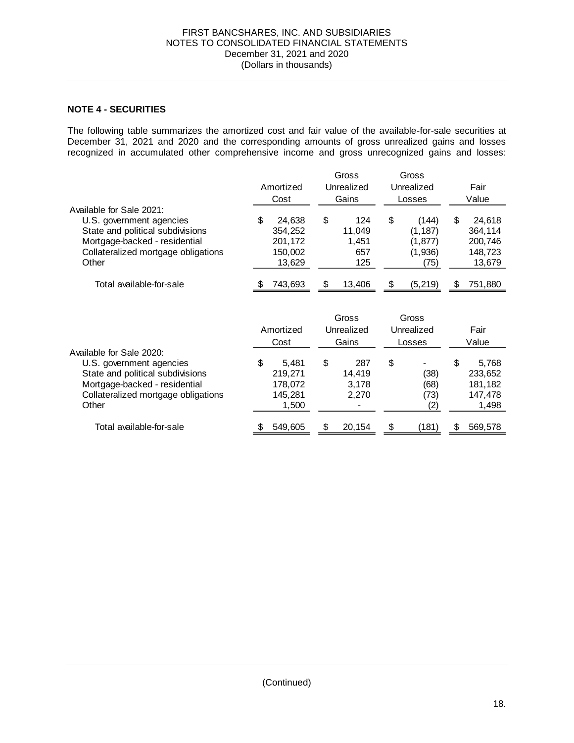## NOTE 4 - SECURITIES

The following table summarizes the amortized cost and fair value of the available-for-sale securities at December 31, 2021 and 2020 and the corresponding amounts of gross unrealized gains and losses recognized in accumulated other comprehensive income and gross unrecognized gains and losses:

| | Amortized Cost | Gross Unrealized Gains | Gross Unrealized Losses | Fair Value |
|---|---|---|---|---|
| Available for Sale 2021: | | | | |
| U.S. government agencies | $ 24,638 | $ 124 | $ (144) | $ 24,618 |
| State and political subdivisions | 354,252 | 11,049 | (1,187) | 364,114 |
| Mortgage-backed - residential | 201,172 | 1,451 | (1,877) | 200,746 |
| Collateralized mortgage obligations | 150,002 | 657 | (1,936) | 148,723 |
| Other | 13,629 | 125 | (75) | 13,679 |
| Total available-for-sale | $ 743,693 | $ 13,406 | $ (5,219) | $ 751,880 |

| | Amortized Cost | Gross Unrealized Gains | Gross Unrealized Losses | Fair Value |
|---|---|---|---|---|
| Available for Sale 2020: | | | | |
| U.S. government agencies | $ 5,481 | $ 287 | $ - | $ 5,768 |
| State and political subdivisions | 219,271 | 14,419 | (38) | 233,652 |
| Mortgage-backed - residential | 178,072 | 3,178 | (68) | 181,182 |
| Collateralized mortgage obligations | 145,281 | 2,270 | (73) | 147,478 |
| Other | 1,500 | - | (2) | 1,498 |
| Total available-for-sale | $ 549,605 | $ 20,154 | $ (181) | $ 569,578 |

(Continued)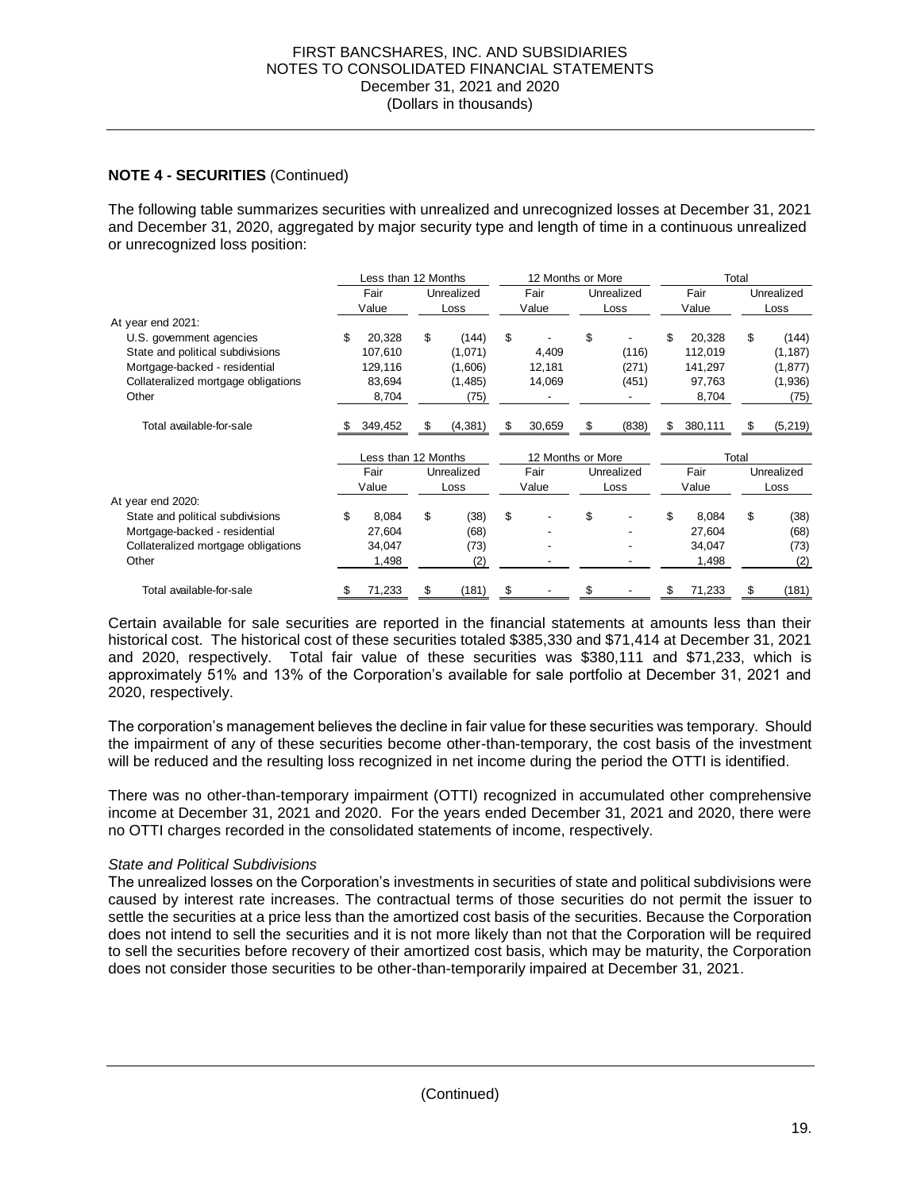## NOTE 4 - SECURITIES (Continued)

The following table summarizes securities with unrealized and unrecognized losses at December 31, 2021 and December 31, 2020, aggregated by major security type and length of time in a continuous unrealized or unrecognized loss position:

| | Less than 12 Months | | 12 Months or More | | Total | |
|---|---|---|---|---|---|---|
| | Fair Value | Unrealized Loss | Fair Value | Unrealized Loss | Fair Value | Unrealized Loss |
| At year end 2021: | | | | | | |
| U.S. government agencies | $ 20,328 | $ (144) | $ - | $ - | $ 20,328 | $ (144) |
| State and political subdivisions | 107,610 | (1,071) | 4,409 | (116) | 112,019 | (1,187) |
| Mortgage-backed - residential | 129,116 | (1,606) | 12,181 | (271) | 141,297 | (1,877) |
| Collateralized mortgage obligations | 83,694 | (1,485) | 14,069 | (451) | 97,763 | (1,936) |
| Other | 8,704 | (75) | - | - | 8,704 | (75) |
| Total available-for-sale | $ 349,452 | $ (4,381) | $ 30,659 | $ (838) | $ 380,111 | $ (5,219) |

| | Less than 12 Months | | 12 Months or More | | Total | |
|---|---|---|---|---|---|---|
| | Fair Value | Unrealized Loss | Fair Value | Unrealized Loss | Fair Value | Unrealized Loss |
| At year end 2020: | | | | | | |
| State and political subdivisions | $ 8,084 | $ (38) | $ - | $ - | $ 8,084 | $ (38) |
| Mortgage-backed - residential | 27,604 | (68) | - | - | 27,604 | (68) |
| Collateralized mortgage obligations | 34,047 | (73) | - | - | 34,047 | (73) |
| Other | 1,498 | (2) | - | - | 1,498 | (2) |
| Total available-for-sale | $ 71,233 | $ (181) | $ - | $ - | $ 71,233 | $ (181) |

Certain available for sale securities are reported in the financial statements at amounts less than their historical cost. The historical cost of these securities totaled $385,330 and $71,414 at December 31, 2021 and 2020, respectively. Total fair value of these securities was $380,111 and $71,233, which is approximately 51% and 13% of the Corporation's available for sale portfolio at December 31, 2021 and 2020, respectively.

The corporation's management believes the decline in fair value for these securities was temporary. Should the impairment of any of these securities become other-than-temporary, the cost basis of the investment will be reduced and the resulting loss recognized in net income during the period the OTTI is identified.

There was no other-than-temporary impairment (OTTI) recognized in accumulated other comprehensive income at December 31, 2021 and 2020. For the years ended December 31, 2021 and 2020, there were no OTTI charges recorded in the consolidated statements of income, respectively.

*State and Political Subdivisions*

The unrealized losses on the Corporation's investments in securities of state and political subdivisions were caused by interest rate increases. The contractual terms of those securities do not permit the issuer to settle the securities at a price less than the amortized cost basis of the securities. Because the Corporation does not intend to sell the securities and it is not more likely than not that the Corporation will be required to sell the securities before recovery of their amortized cost basis, which may be maturity, the Corporation does not consider those securities to be other-than-temporarily impaired at December 31, 2021.

(Continued)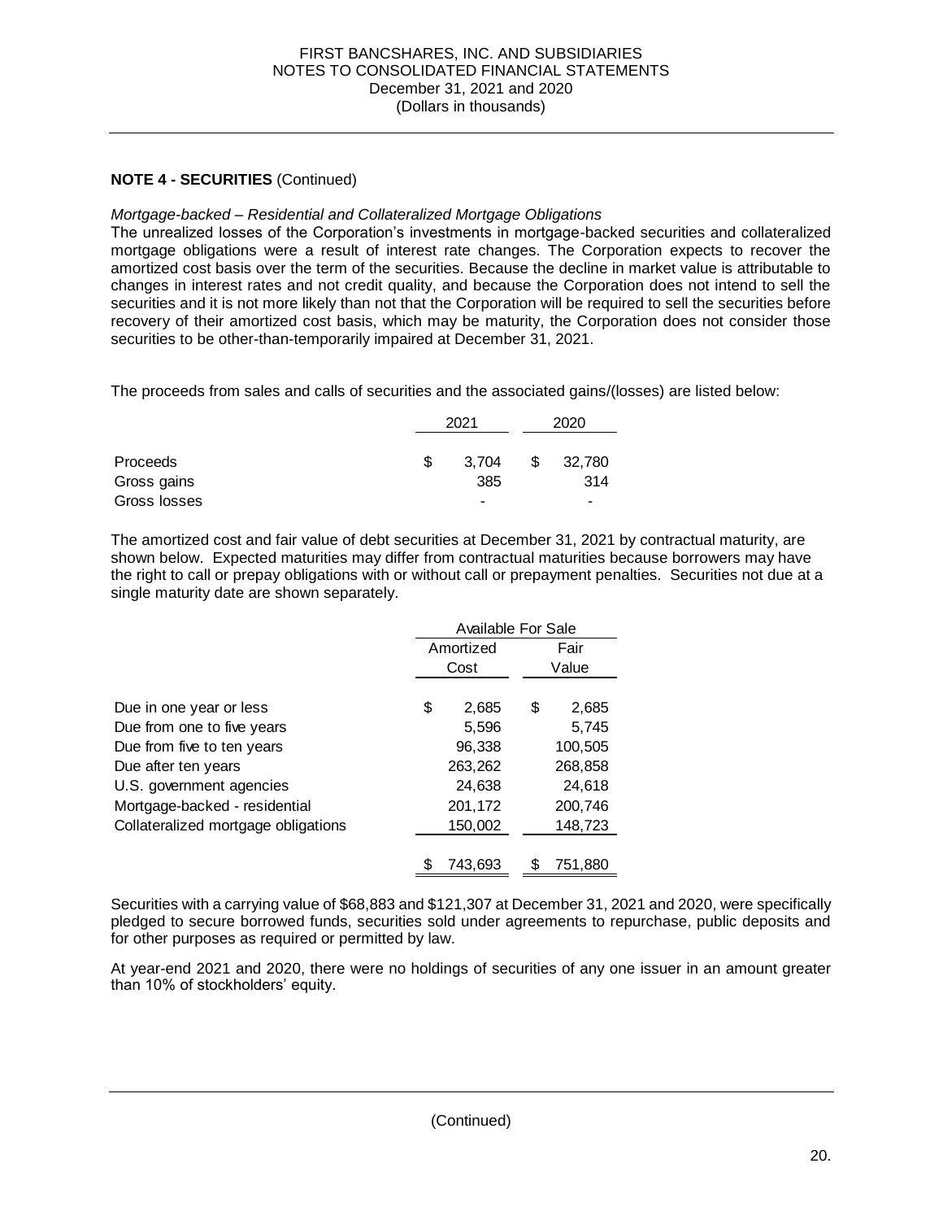**NOTE 4 - SECURITIES** (Continued)

*Mortgage-backed – Residential and Collateralized Mortgage Obligations*

The unrealized losses of the Corporation's investments in mortgage-backed securities and collateralized mortgage obligations were a result of interest rate changes. The Corporation expects to recover the amortized cost basis over the term of the securities. Because the decline in market value is attributable to changes in interest rates and not credit quality, and because the Corporation does not intend to sell the securities and it is not more likely than not that the Corporation will be required to sell the securities before recovery of their amortized cost basis, which may be maturity, the Corporation does not consider those securities to be other-than-temporarily impaired at December 31, 2021.

The proceeds from sales and calls of securities and the associated gains/(losses) are listed below:

| | 2021 | 2020 |
|---|---|---|
| Proceeds | $ 3,704 | $ 32,780 |
| Gross gains | 385 | 314 |
| Gross losses | - | - |

The amortized cost and fair value of debt securities at December 31, 2021 by contractual maturity, are shown below. Expected maturities may differ from contractual maturities because borrowers may have the right to call or prepay obligations with or without call or prepayment penalties. Securities not due at a single maturity date are shown separately.

| | Available For Sale | |
|---|---|---|
| | Amortized Cost | Fair Value |
| Due in one year or less | $ 2,685 | $ 2,685 |
| Due from one to five years | 5,596 | 5,745 |
| Due from five to ten years | 96,338 | 100,505 |
| Due after ten years | 263,262 | 268,858 |
| U.S. government agencies | 24,638 | 24,618 |
| Mortgage-backed - residential | 201,172 | 200,746 |
| Collateralized mortgage obligations | 150,002 | 148,723 |
| | $ 743,693 | $ 751,880 |

Securities with a carrying value of $68,883 and $121,307 at December 31, 2021 and 2020, were specifically pledged to secure borrowed funds, securities sold under agreements to repurchase, public deposits and for other purposes as required or permitted by law.

At year-end 2021 and 2020, there were no holdings of securities of any one issuer in an amount greater than 10% of stockholders' equity.

(Continued)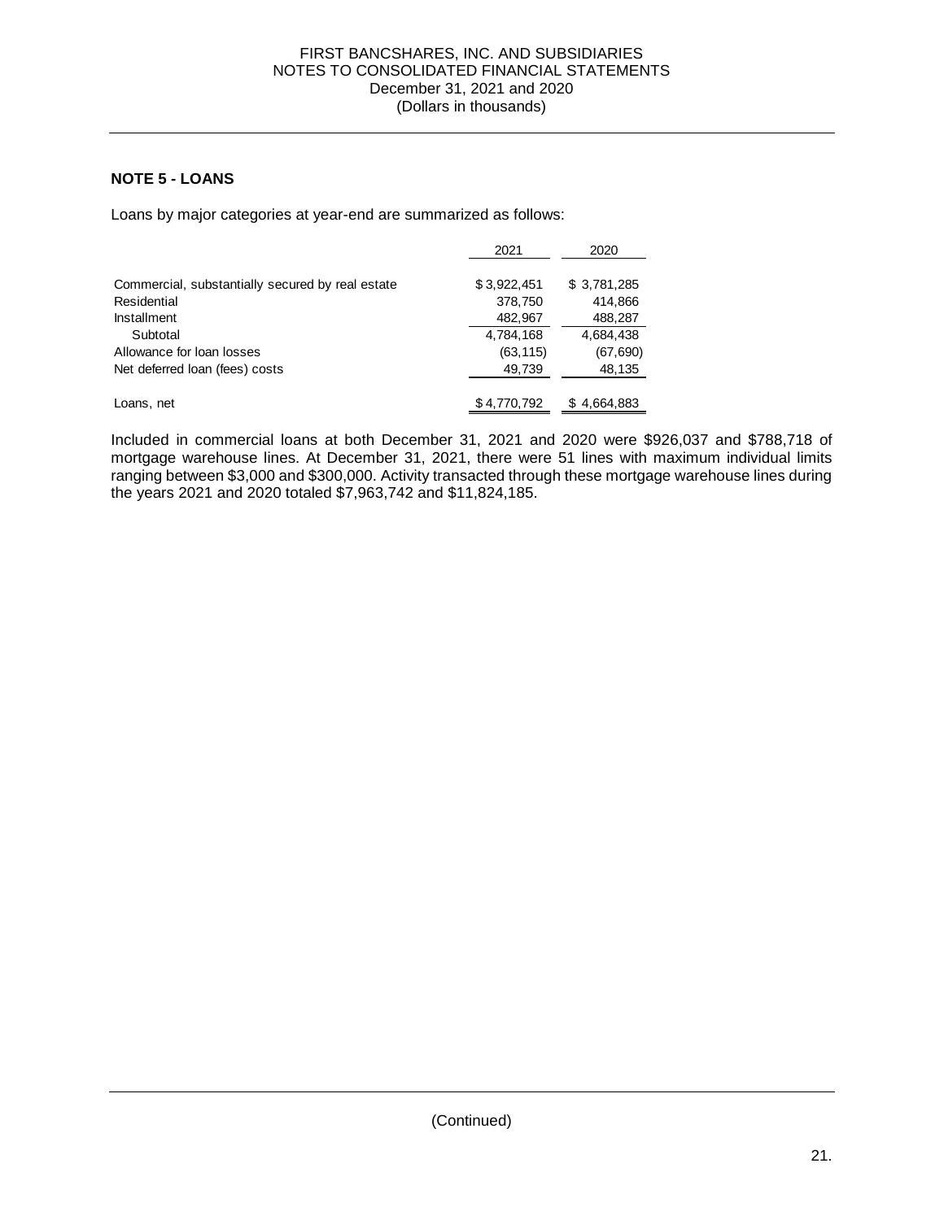## NOTE 5 - LOANS

Loans by major categories at year-end are summarized as follows:

| | 2021 | 2020 |
|---|---|---|
| Commercial, substantially secured by real estate | $ 3,922,451 | $ 3,781,285 |
| Residential | 378,750 | 414,866 |
| Installment | 482,967 | 488,287 |
| Subtotal | 4,784,168 | 4,684,438 |
| Allowance for loan losses | (63,115) | (67,690) |
| Net deferred loan (fees) costs | 49,739 | 48,135 |
| Loans, net | $ 4,770,792 | $ 4,664,883 |

Included in commercial loans at both December 31, 2021 and 2020 were $926,037 and $788,718 of mortgage warehouse lines. At December 31, 2021, there were 51 lines with maximum individual limits ranging between $3,000 and $300,000. Activity transacted through these mortgage warehouse lines during the years 2021 and 2020 totaled $7,963,742 and $11,824,185.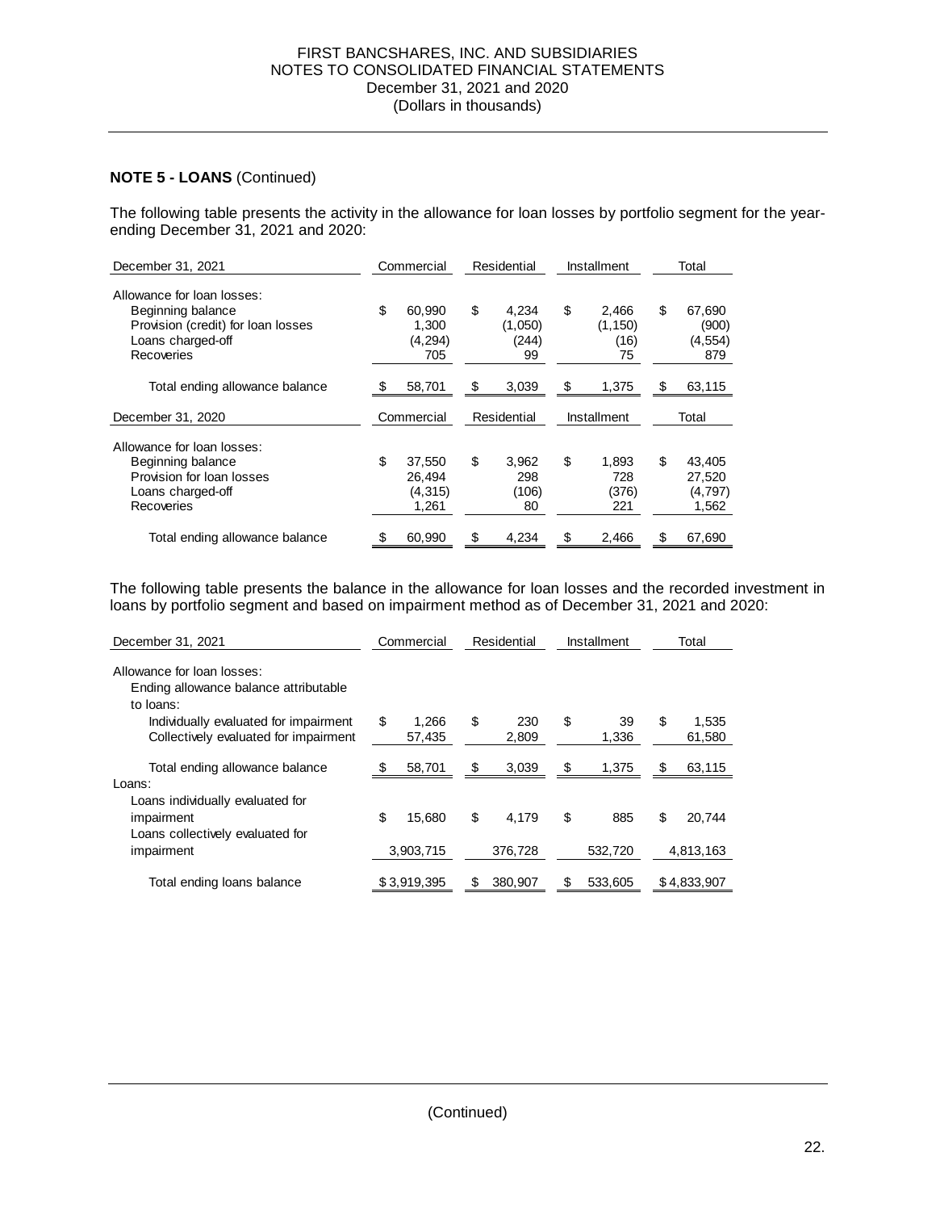**NOTE 5 - LOANS** (Continued)

The following table presents the activity in the allowance for loan losses by portfolio segment for the year-ending December 31, 2021 and 2020:

| December 31, 2021 | Commercial | Residential | Installment | Total |
|---|---|---|---|---|
| Allowance for loan losses: | | | | |
| Beginning balance | $ 60,990 | $ 4,234 | $ 2,466 | $ 67,690 |
| Provision (credit) for loan losses | 1,300 | (1,050) | (1,150) | (900) |
| Loans charged-off | (4,294) | (244) | (16) | (4,554) |
| Recoveries | 705 | 99 | 75 | 879 |
| Total ending allowance balance | $ 58,701 | $ 3,039 | $ 1,375 | $ 63,115 |

| December 31, 2020 | Commercial | Residential | Installment | Total |
|---|---|---|---|---|
| Allowance for loan losses: | | | | |
| Beginning balance | $ 37,550 | $ 3,962 | $ 1,893 | $ 43,405 |
| Provision for loan losses | 26,494 | 298 | 728 | 27,520 |
| Loans charged-off | (4,315) | (106) | (376) | (4,797) |
| Recoveries | 1,261 | 80 | 221 | 1,562 |
| Total ending allowance balance | $ 60,990 | $ 4,234 | $ 2,466 | $ 67,690 |

The following table presents the balance in the allowance for loan losses and the recorded investment in loans by portfolio segment and based on impairment method as of December 31, 2021 and 2020:

| December 31, 2021 | Commercial | Residential | Installment | Total |
|---|---|---|---|---|
| Allowance for loan losses: | | | | |
| Ending allowance balance attributable to loans: | | | | |
| Individually evaluated for impairment | $ 1,266 | $ 230 | $ 39 | $ 1,535 |
| Collectively evaluated for impairment | 57,435 | 2,809 | 1,336 | 61,580 |
| Total ending allowance balance | $ 58,701 | $ 3,039 | $ 1,375 | $ 63,115 |
| Loans: | | | | |
| Loans individually evaluated for impairment | $ 15,680 | $ 4,179 | $ 885 | $ 20,744 |
| Loans collectively evaluated for impairment | 3,903,715 | 376,728 | 532,720 | 4,813,163 |
| Total ending loans balance | $ 3,919,395 | $ 380,907 | $ 533,605 | $ 4,833,907 |

(Continued)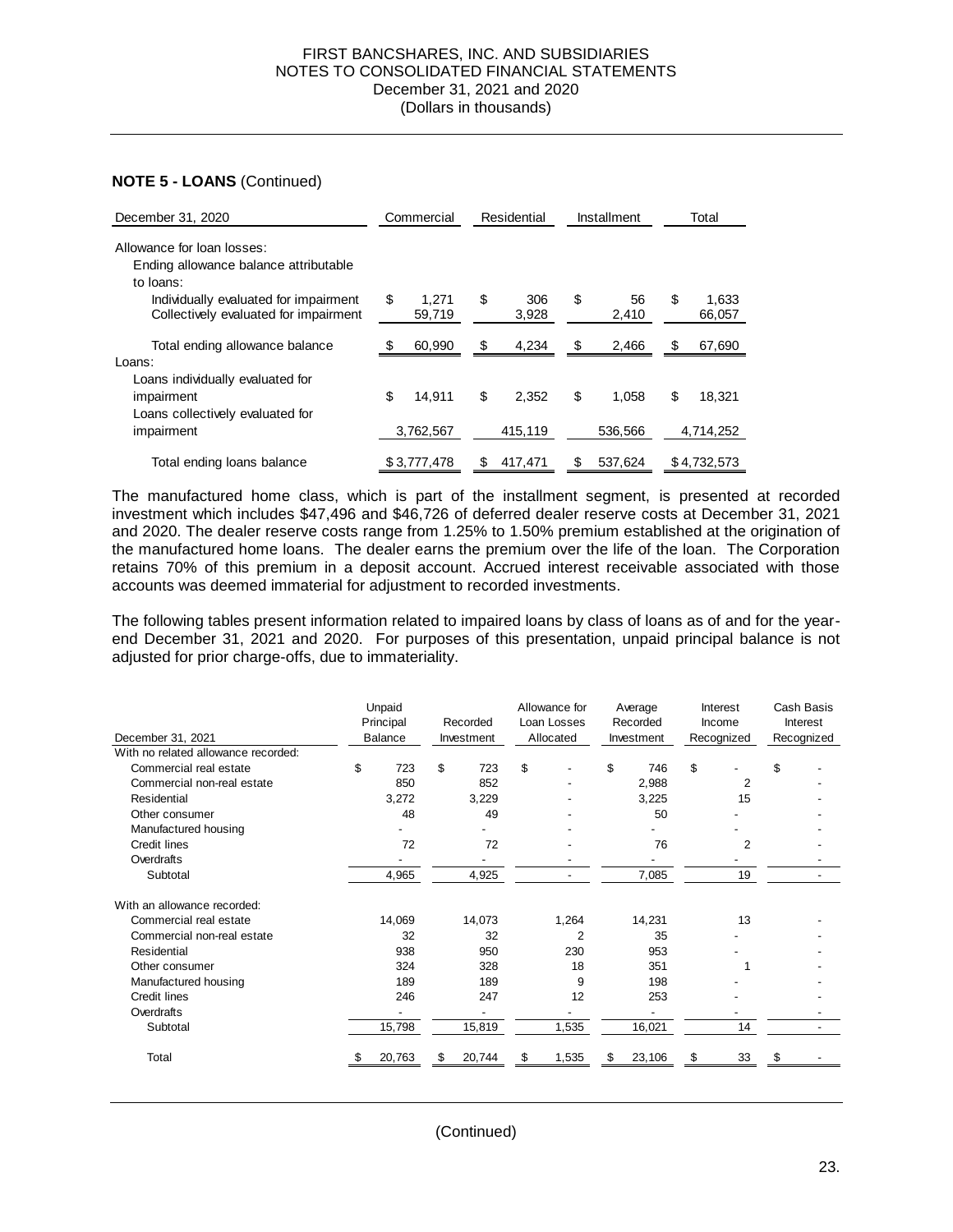**NOTE 5 - LOANS** (Continued)

| December 31, 2020 | Commercial | Residential | Installment | Total |
|---|---|---|---|---|
| Allowance for loan losses: | | | | |
| Ending allowance balance attributable to loans: | | | | |
| Individually evaluated for impairment | $ 1,271 | $ 306 | $ 56 | $ 1,633 |
| Collectively evaluated for impairment | 59,719 | 3,928 | 2,410 | 66,057 |
| Total ending allowance balance | $ 60,990 | $ 4,234 | $ 2,466 | $ 67,690 |
| Loans: | | | | |
| Loans individually evaluated for impairment | $ 14,911 | $ 2,352 | $ 1,058 | $ 18,321 |
| Loans collectively evaluated for impairment | 3,762,567 | 415,119 | 536,566 | 4,714,252 |
| Total ending loans balance | $ 3,777,478 | $ 417,471 | $ 537,624 | $ 4,732,573 |

The manufactured home class, which is part of the installment segment, is presented at recorded investment which includes $47,496 and $46,726 of deferred dealer reserve costs at December 31, 2021 and 2020. The dealer reserve costs range from 1.25% to 1.50% premium established at the origination of the manufactured home loans. The dealer earns the premium over the life of the loan. The Corporation retains 70% of this premium in a deposit account. Accrued interest receivable associated with those accounts was deemed immaterial for adjustment to recorded investments.

The following tables present information related to impaired loans by class of loans as of and for the year-end December 31, 2021 and 2020. For purposes of this presentation, unpaid principal balance is not adjusted for prior charge-offs, due to immateriality.

| December 31, 2021 | Unpaid Principal Balance | Recorded Investment | Allowance for Loan Losses Allocated | Average Recorded Investment | Interest Income Recognized | Cash Basis Interest Recognized |
|---|---|---|---|---|---|---|
| With no related allowance recorded: | | | | | | |
| Commercial real estate | $ 723 | $ 723 | $ - | $ 746 | $ - | $ - |
| Commercial non-real estate | 850 | 852 | - | 2,988 | 2 | - |
| Residential | 3,272 | 3,229 | - | 3,225 | 15 | - |
| Other consumer | 48 | 49 | - | 50 | - | - |
| Manufactured housing | - | - | - | - | - | - |
| Credit lines | 72 | 72 | - | 76 | 2 | - |
| Overdrafts | - | - | - | - | - | - |
| Subtotal | 4,965 | 4,925 | - | 7,085 | 19 | - |
| With an allowance recorded: | | | | | | |
| Commercial real estate | 14,069 | 14,073 | 1,264 | 14,231 | 13 | - |
| Commercial non-real estate | 32 | 32 | 2 | 35 | - | - |
| Residential | 938 | 950 | 230 | 953 | - | - |
| Other consumer | 324 | 328 | 18 | 351 | 1 | - |
| Manufactured housing | 189 | 189 | 9 | 198 | - | - |
| Credit lines | 246 | 247 | 12 | 253 | - | - |
| Overdrafts | - | - | - | - | - | - |
| Subtotal | 15,798 | 15,819 | 1,535 | 16,021 | 14 | - |
| Total | $ 20,763 | $ 20,744 | $ 1,535 | $ 23,106 | $ 33 | $ - |

(Continued)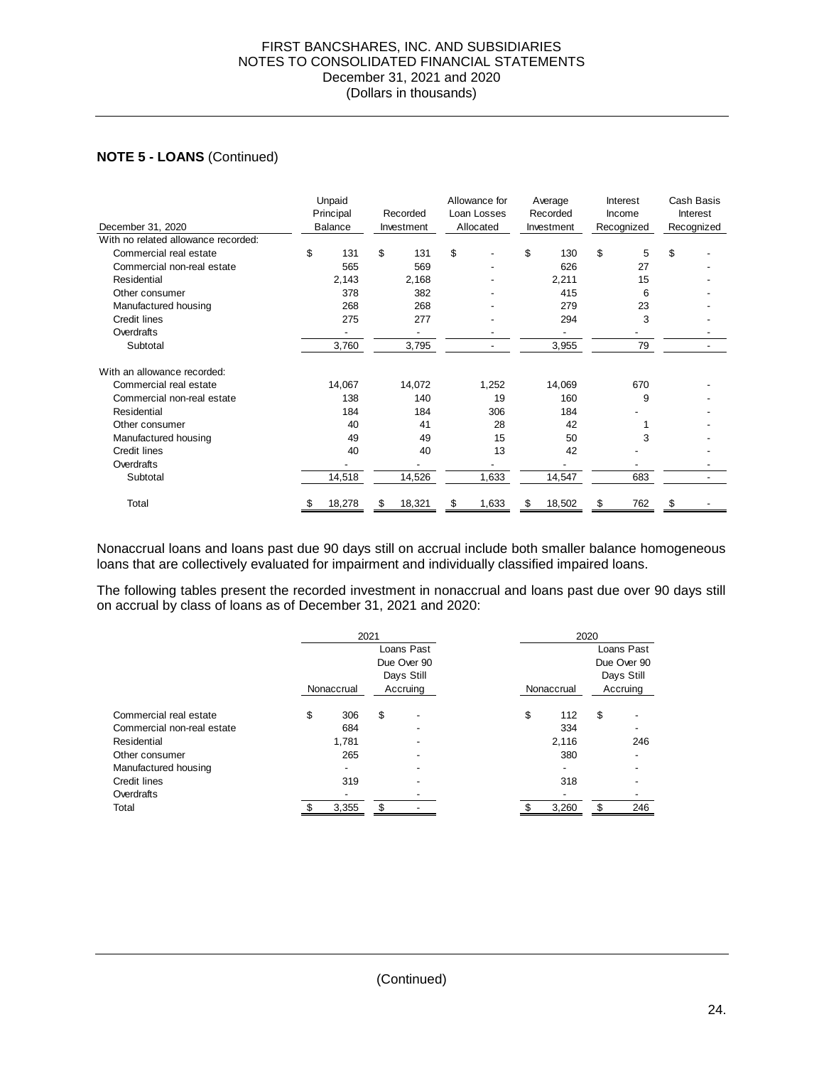**NOTE 5 - LOANS** (Continued)

| December 31, 2020 | Unpaid Principal Balance | Recorded Investment | Allowance for Loan Losses Allocated | Average Recorded Investment | Interest Income Recognized | Cash Basis Interest Recognized |
|---|---|---|---|---|---|---|
| With no related allowance recorded: | | | | | | |
| Commercial real estate | $ 131 | $ 131 | $ - | $ 130 | $ 5 | $ - |
| Commercial non-real estate | 565 | 569 | - | 626 | 27 | - |
| Residential | 2,143 | 2,168 | - | 2,211 | 15 | - |
| Other consumer | 378 | 382 | - | 415 | 6 | - |
| Manufactured housing | 268 | 268 | - | 279 | 23 | - |
| Credit lines | 275 | 277 | - | 294 | 3 | - |
| Overdrafts | - | - | - | - | - | - |
| Subtotal | 3,760 | 3,795 | - | 3,955 | 79 | - |
| With an allowance recorded: | | | | | | |
| Commercial real estate | 14,067 | 14,072 | 1,252 | 14,069 | 670 | - |
| Commercial non-real estate | 138 | 140 | 19 | 160 | 9 | - |
| Residential | 184 | 184 | 306 | 184 | - | - |
| Other consumer | 40 | 41 | 28 | 42 | 1 | - |
| Manufactured housing | 49 | 49 | 15 | 50 | 3 | - |
| Credit lines | 40 | 40 | 13 | 42 | - | - |
| Overdrafts | - | - | - | - | - | - |
| Subtotal | 14,518 | 14,526 | 1,633 | 14,547 | 683 | - |
| Total | $ 18,278 | $ 18,321 | $ 1,633 | $ 18,502 | $ 762 | $ - |

Nonaccrual loans and loans past due 90 days still on accrual include both smaller balance homogeneous loans that are collectively evaluated for impairment and individually classified impaired loans.

The following tables present the recorded investment in nonaccrual and loans past due over 90 days still on accrual by class of loans as of December 31, 2021 and 2020:

| | 2021 | | 2020 | |
|---|---|---|---|---|
| | Nonaccrual | Loans Past Due Over 90 Days Still Accruing | Nonaccrual | Loans Past Due Over 90 Days Still Accruing |
| Commercial real estate | $ 306 | $ - | $ 112 | $ - |
| Commercial non-real estate | 684 | - | 334 | - |
| Residential | 1,781 | - | 2,116 | 246 |
| Other consumer | 265 | - | 380 | - |
| Manufactured housing | - | - | - | - |
| Credit lines | 319 | - | 318 | - |
| Overdrafts | - | - | - | - |
| Total | $ 3,355 | $ - | $ 3,260 | $ 246 |

(Continued)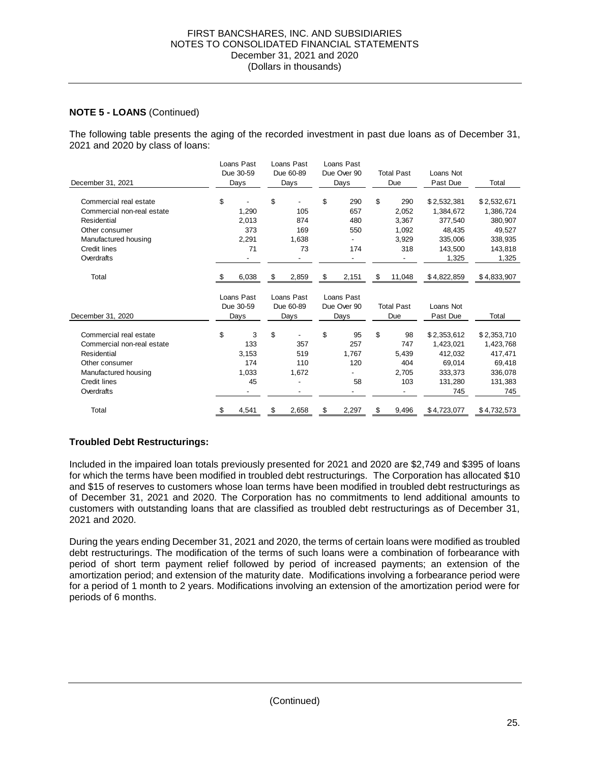**NOTE 5 - LOANS** (Continued)

The following table presents the aging of the recorded investment in past due loans as of December 31, 2021 and 2020 by class of loans:

| December 31, 2021 | Loans Past Due 30-59 Days | Loans Past Due 60-89 Days | Loans Past Due Over 90 Days | Total Past Due | Loans Not Past Due | Total |
|---|---|---|---|---|---|---|
| Commercial real estate | $ - | $ - | $ 290 | $ 290 | $ 2,532,381 | $ 2,532,671 |
| Commercial non-real estate | 1,290 | 105 | 657 | 2,052 | 1,384,672 | 1,386,724 |
| Residential | 2,013 | 874 | 480 | 3,367 | 377,540 | 380,907 |
| Other consumer | 373 | 169 | 550 | 1,092 | 48,435 | 49,527 |
| Manufactured housing | 2,291 | 1,638 | - | 3,929 | 335,006 | 338,935 |
| Credit lines | 71 | 73 | 174 | 318 | 143,500 | 143,818 |
| Overdrafts | - | - | - | - | 1,325 | 1,325 |
| Total | $ 6,038 | $ 2,859 | $ 2,151 | $ 11,048 | $ 4,822,859 | $ 4,833,907 |

| December 31, 2020 | Loans Past Due 30-59 Days | Loans Past Due 60-89 Days | Loans Past Due Over 90 Days | Total Past Due | Loans Not Past Due | Total |
|---|---|---|---|---|---|---|
| Commercial real estate | $ 3 | $ - | $ 95 | $ 98 | $ 2,353,612 | $ 2,353,710 |
| Commercial non-real estate | 133 | 357 | 257 | 747 | 1,423,021 | 1,423,768 |
| Residential | 3,153 | 519 | 1,767 | 5,439 | 412,032 | 417,471 |
| Other consumer | 174 | 110 | 120 | 404 | 69,014 | 69,418 |
| Manufactured housing | 1,033 | 1,672 | - | 2,705 | 333,373 | 336,078 |
| Credit lines | 45 | - | 58 | 103 | 131,280 | 131,383 |
| Overdrafts | - | - | - | - | 745 | 745 |
| Total | $ 4,541 | $ 2,658 | $ 2,297 | $ 9,496 | $ 4,723,077 | $ 4,732,573 |

**Troubled Debt Restructurings:**

Included in the impaired loan totals previously presented for 2021 and 2020 are $2,749 and $395 of loans for which the terms have been modified in troubled debt restructurings. The Corporation has allocated $10 and $15 of reserves to customers whose loan terms have been modified in troubled debt restructurings as of December 31, 2021 and 2020. The Corporation has no commitments to lend additional amounts to customers with outstanding loans that are classified as troubled debt restructurings as of December 31, 2021 and 2020.

During the years ending December 31, 2021 and 2020, the terms of certain loans were modified as troubled debt restructurings. The modification of the terms of such loans were a combination of forbearance with period of short term payment relief followed by period of increased payments; an extension of the amortization period; and extension of the maturity date. Modifications involving a forbearance period were for a period of 1 month to 2 years. Modifications involving an extension of the amortization period were for periods of 6 months.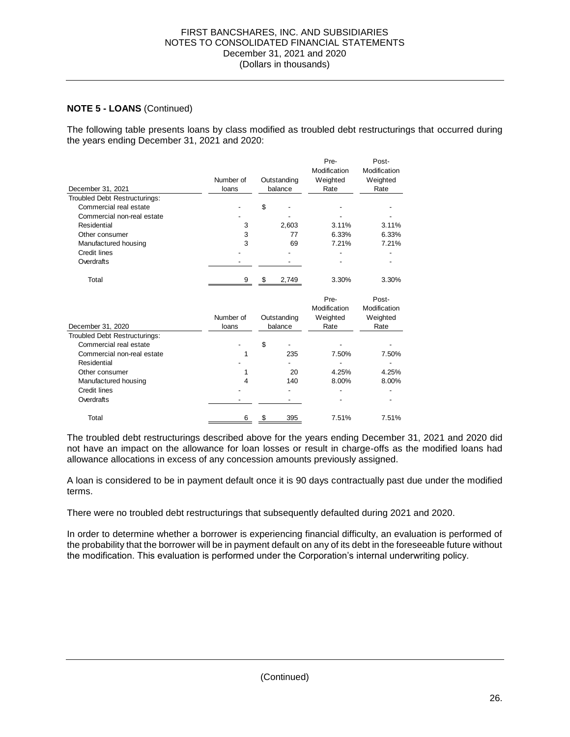**NOTE 5 - LOANS** (Continued)

The following table presents loans by class modified as troubled debt restructurings that occurred during the years ending December 31, 2021 and 2020:

| December 31, 2021 | Number of loans | Outstanding balance | Pre-Modification Weighted Rate | Post-Modification Weighted Rate |
|---|---|---|---|---|
| Troubled Debt Restructurings: | | | | |
| Commercial real estate | - | $ - | - | - |
| Commercial non-real estate | - | - | - | - |
| Residential | 3 | 2,603 | 3.11% | 3.11% |
| Other consumer | 3 | 77 | 6.33% | 6.33% |
| Manufactured housing | 3 | 69 | 7.21% | 7.21% |
| Credit lines | - | - | - | - |
| Overdrafts | - | - | - | - |
| Total | 9 | $ 2,749 | 3.30% | 3.30% |

| December 31, 2020 | Number of loans | Outstanding balance | Pre-Modification Weighted Rate | Post-Modification Weighted Rate |
|---|---|---|---|---|
| Troubled Debt Restructurings: | | | | |
| Commercial real estate | - | $ - | - | - |
| Commercial non-real estate | 1 | 235 | 7.50% | 7.50% |
| Residential | - | - | - | - |
| Other consumer | 1 | 20 | 4.25% | 4.25% |
| Manufactured housing | 4 | 140 | 8.00% | 8.00% |
| Credit lines | - | - | - | - |
| Overdrafts | - | - | - | - |
| Total | 6 | $ 395 | 7.51% | 7.51% |

The troubled debt restructurings described above for the years ending December 31, 2021 and 2020 did not have an impact on the allowance for loan losses or result in charge-offs as the modified loans had allowance allocations in excess of any concession amounts previously assigned.

A loan is considered to be in payment default once it is 90 days contractually past due under the modified terms.

There were no troubled debt restructurings that subsequently defaulted during 2021 and 2020.

In order to determine whether a borrower is experiencing financial difficulty, an evaluation is performed of the probability that the borrower will be in payment default on any of its debt in the foreseeable future without the modification. This evaluation is performed under the Corporation's internal underwriting policy.

(Continued)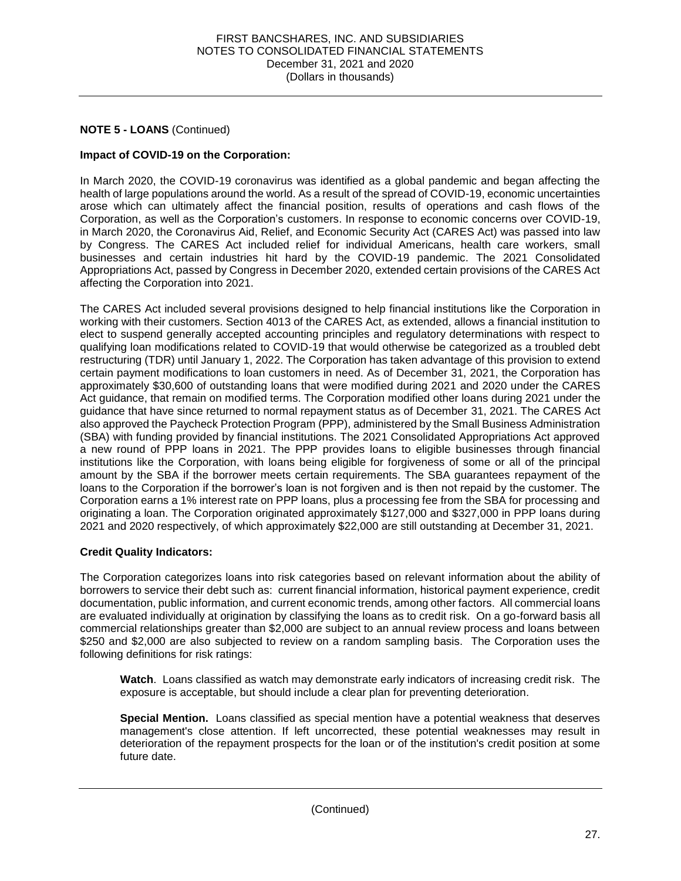**NOTE 5 - LOANS** (Continued)

**Impact of COVID-19 on the Corporation:**

In March 2020, the COVID-19 coronavirus was identified as a global pandemic and began affecting the health of large populations around the world. As a result of the spread of COVID-19, economic uncertainties arose which can ultimately affect the financial position, results of operations and cash flows of the Corporation, as well as the Corporation's customers. In response to economic concerns over COVID-19, in March 2020, the Coronavirus Aid, Relief, and Economic Security Act (CARES Act) was passed into law by Congress. The CARES Act included relief for individual Americans, health care workers, small businesses and certain industries hit hard by the COVID-19 pandemic. The 2021 Consolidated Appropriations Act, passed by Congress in December 2020, extended certain provisions of the CARES Act affecting the Corporation into 2021.

The CARES Act included several provisions designed to help financial institutions like the Corporation in working with their customers. Section 4013 of the CARES Act, as extended, allows a financial institution to elect to suspend generally accepted accounting principles and regulatory determinations with respect to qualifying loan modifications related to COVID-19 that would otherwise be categorized as a troubled debt restructuring (TDR) until January 1, 2022. The Corporation has taken advantage of this provision to extend certain payment modifications to loan customers in need. As of December 31, 2021, the Corporation has approximately $30,600 of outstanding loans that were modified during 2021 and 2020 under the CARES Act guidance, that remain on modified terms. The Corporation modified other loans during 2021 under the guidance that have since returned to normal repayment status as of December 31, 2021. The CARES Act also approved the Paycheck Protection Program (PPP), administered by the Small Business Administration (SBA) with funding provided by financial institutions. The 2021 Consolidated Appropriations Act approved a new round of PPP loans in 2021. The PPP provides loans to eligible businesses through financial institutions like the Corporation, with loans being eligible for forgiveness of some or all of the principal amount by the SBA if the borrower meets certain requirements. The SBA guarantees repayment of the loans to the Corporation if the borrower's loan is not forgiven and is then not repaid by the customer. The Corporation earns a 1% interest rate on PPP loans, plus a processing fee from the SBA for processing and originating a loan. The Corporation originated approximately $127,000 and $327,000 in PPP loans during 2021 and 2020 respectively, of which approximately $22,000 are still outstanding at December 31, 2021.

**Credit Quality Indicators:**

The Corporation categorizes loans into risk categories based on relevant information about the ability of borrowers to service their debt such as: current financial information, historical payment experience, credit documentation, public information, and current economic trends, among other factors. All commercial loans are evaluated individually at origination by classifying the loans as to credit risk. On a go-forward basis all commercial relationships greater than $2,000 are subject to an annual review process and loans between $250 and $2,000 are also subjected to review on a random sampling basis. The Corporation uses the following definitions for risk ratings:

**Watch**. Loans classified as watch may demonstrate early indicators of increasing credit risk. The exposure is acceptable, but should include a clear plan for preventing deterioration.

**Special Mention.** Loans classified as special mention have a potential weakness that deserves management's close attention. If left uncorrected, these potential weaknesses may result in deterioration of the repayment prospects for the loan or of the institution's credit position at some future date.

(Continued)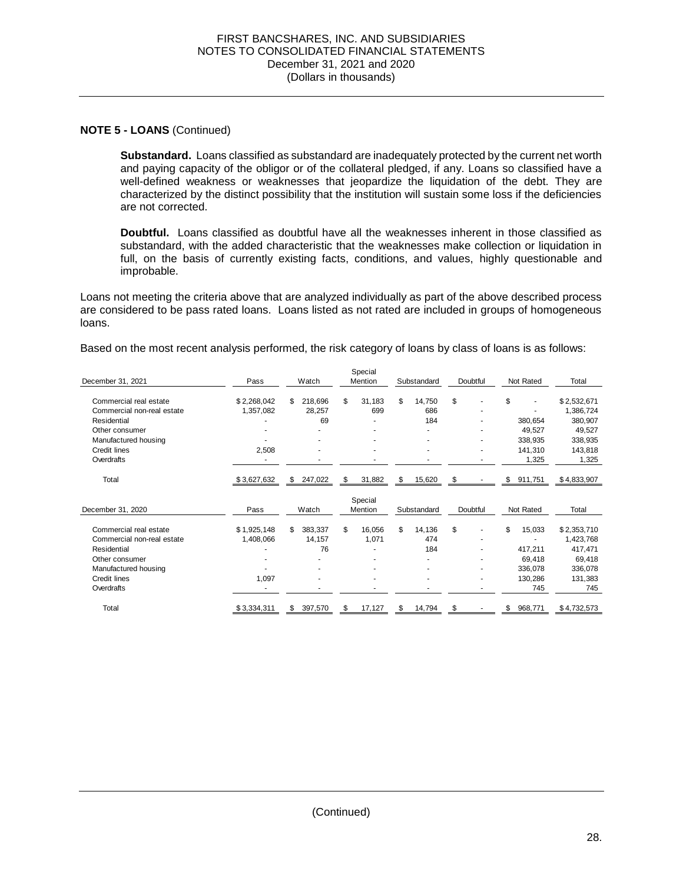## NOTE 5 - LOANS (Continued)

**Substandard.** Loans classified as substandard are inadequately protected by the current net worth and paying capacity of the obligor or of the collateral pledged, if any. Loans so classified have a well-defined weakness or weaknesses that jeopardize the liquidation of the debt. They are characterized by the distinct possibility that the institution will sustain some loss if the deficiencies are not corrected.

**Doubtful.** Loans classified as doubtful have all the weaknesses inherent in those classified as substandard, with the added characteristic that the weaknesses make collection or liquidation in full, on the basis of currently existing facts, conditions, and values, highly questionable and improbable.

Loans not meeting the criteria above that are analyzed individually as part of the above described process are considered to be pass rated loans. Loans listed as not rated are included in groups of homogeneous loans.

Based on the most recent analysis performed, the risk category of loans by class of loans is as follows:

| December 31, 2021 | Pass | Watch | Special Mention | Substandard | Doubtful | Not Rated | Total |
|---|---|---|---|---|---|---|---|
| Commercial real estate | $ 2,268,042 | $ 218,696 | $ 31,183 | $ 14,750 | $ - | $ - | $ 2,532,671 |
| Commercial non-real estate | 1,357,082 | 28,257 | 699 | 686 | - | - | 1,386,724 |
| Residential | - | 69 | - | 184 | - | 380,654 | 380,907 |
| Other consumer | - | - | - | - | - | 49,527 | 49,527 |
| Manufactured housing | - | - | - | - | - | 338,935 | 338,935 |
| Credit lines | 2,508 | - | - | - | - | 141,310 | 143,818 |
| Overdrafts | - | - | - | - | - | 1,325 | 1,325 |
| Total | $ 3,627,632 | $ 247,022 | $ 31,882 | $ 15,620 | $ - | $ 911,751 | $ 4,833,907 |

| December 31, 2020 | Pass | Watch | Special Mention | Substandard | Doubtful | Not Rated | Total |
|---|---|---|---|---|---|---|---|
| Commercial real estate | $ 1,925,148 | $ 383,337 | $ 16,056 | $ 14,136 | $ - | $ 15,033 | $ 2,353,710 |
| Commercial non-real estate | 1,408,066 | 14,157 | 1,071 | 474 | - | - | 1,423,768 |
| Residential | - | 76 | - | 184 | - | 417,211 | 417,471 |
| Other consumer | - | - | - | - | - | 69,418 | 69,418 |
| Manufactured housing | - | - | - | - | - | 336,078 | 336,078 |
| Credit lines | 1,097 | - | - | - | - | 130,286 | 131,383 |
| Overdrafts | - | - | - | - | - | 745 | 745 |
| Total | $ 3,334,311 | $ 397,570 | $ 17,127 | $ 14,794 | $ - | $ 968,771 | $ 4,732,573 |

(Continued)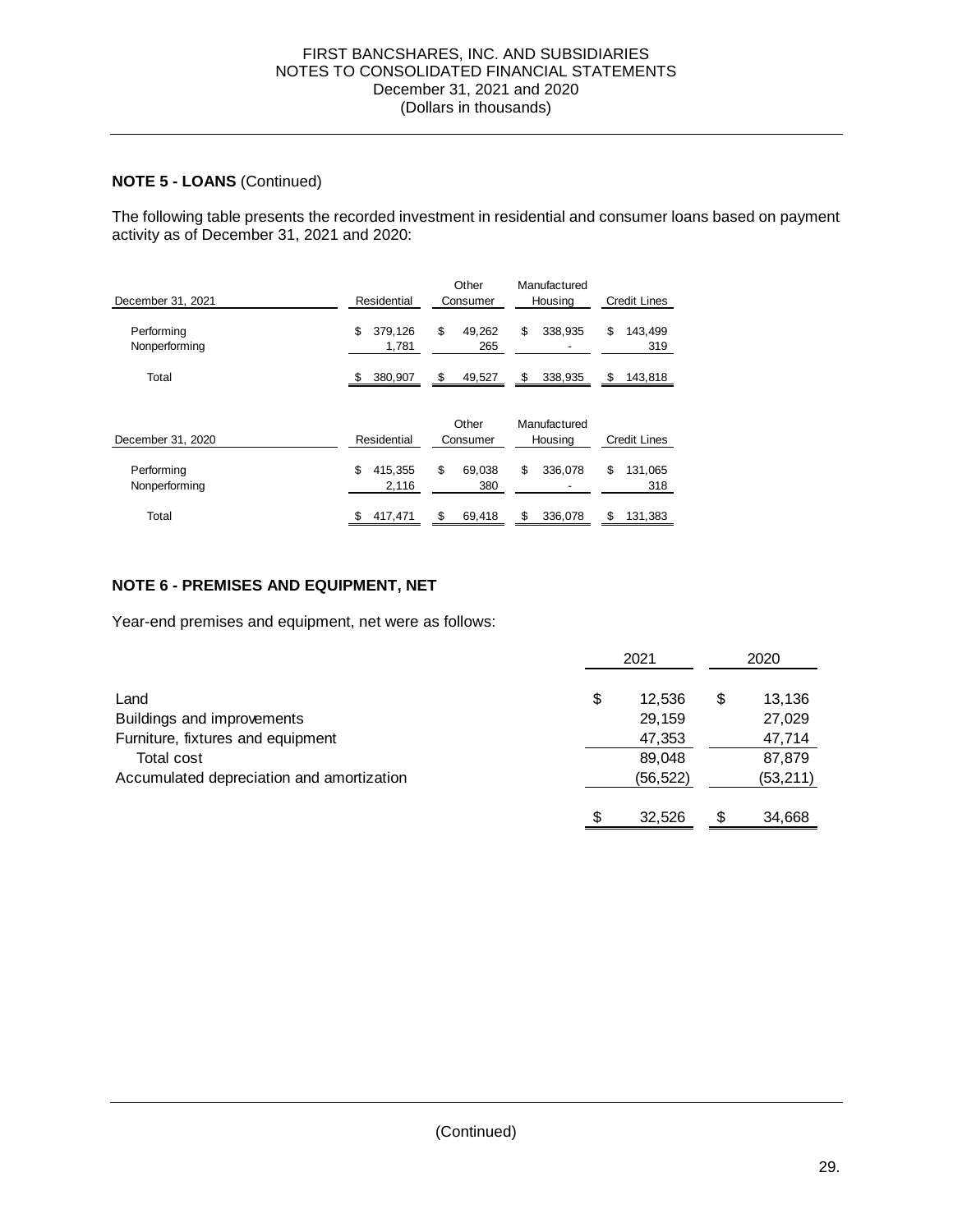## NOTE 5 - LOANS (Continued)

The following table presents the recorded investment in residential and consumer loans based on payment activity as of December 31, 2021 and 2020:

| December 31, 2021 | Residential | Other Consumer | Manufactured Housing | Credit Lines |
|---|---|---|---|---|
| Performing | $ 379,126 | $ 49,262 | $ 338,935 | $ 143,499 |
| Nonperforming | 1,781 | 265 | - | 319 |
| Total | $ 380,907 | $ 49,527 | $ 338,935 | $ 143,818 |

| December 31, 2020 | Residential | Other Consumer | Manufactured Housing | Credit Lines |
|---|---|---|---|---|
| Performing | $ 415,355 | $ 69,038 | $ 336,078 | $ 131,065 |
| Nonperforming | 2,116 | 380 | - | 318 |
| Total | $ 417,471 | $ 69,418 | $ 336,078 | $ 131,383 |

## NOTE 6 - PREMISES AND EQUIPMENT, NET

Year-end premises and equipment, net were as follows:

| | 2021 | 2020 |
|---|---|---|
| Land | $ 12,536 | $ 13,136 |
| Buildings and improvements | 29,159 | 27,029 |
| Furniture, fixtures and equipment | 47,353 | 47,714 |
| Total cost | 89,048 | 87,879 |
| Accumulated depreciation and amortization | (56,522) | (53,211) |
| | $ 32,526 | $ 34,668 |

(Continued)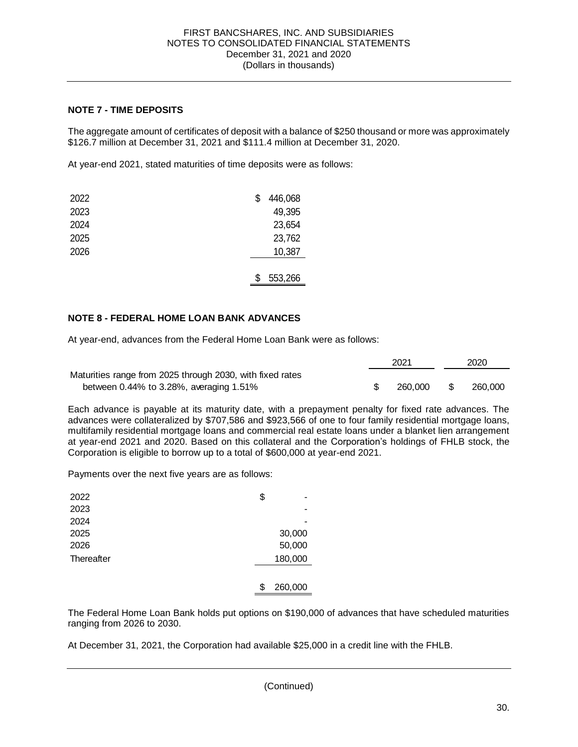## NOTE 7 - TIME DEPOSITS

The aggregate amount of certificates of deposit with a balance of $250 thousand or more was approximately $126.7 million at December 31, 2021 and $111.4 million at December 31, 2020.

At year-end 2021, stated maturities of time deposits were as follows:

| | |
|---|---|
| 2022 | $ 446,068 |
| 2023 | 49,395 |
| 2024 | 23,654 |
| 2025 | 23,762 |
| 2026 | 10,387 |
| | $ 553,266 |

## NOTE 8 - FEDERAL HOME LOAN BANK ADVANCES

At year-end, advances from the Federal Home Loan Bank were as follows:

| | 2021 | 2020 |
|---|---|---|
| Maturities range from 2025 through 2030, with fixed rates between 0.44% to 3.28%, averaging 1.51% | $ 260,000 | $ 260,000 |

Each advance is payable at its maturity date, with a prepayment penalty for fixed rate advances. The advances were collateralized by $707,586 and $923,566 of one to four family residential mortgage loans, multifamily residential mortgage loans and commercial real estate loans under a blanket lien arrangement at year-end 2021 and 2020. Based on this collateral and the Corporation's holdings of FHLB stock, the Corporation is eligible to borrow up to a total of $600,000 at year-end 2021.

Payments over the next five years are as follows:

| | |
|---|---|
| 2022 | $ - |
| 2023 | - |
| 2024 | - |
| 2025 | 30,000 |
| 2026 | 50,000 |
| Thereafter | 180,000 |
| | $ 260,000 |

The Federal Home Loan Bank holds put options on $190,000 of advances that have scheduled maturities ranging from 2026 to 2030.

At December 31, 2021, the Corporation had available $25,000 in a credit line with the FHLB.

(Continued)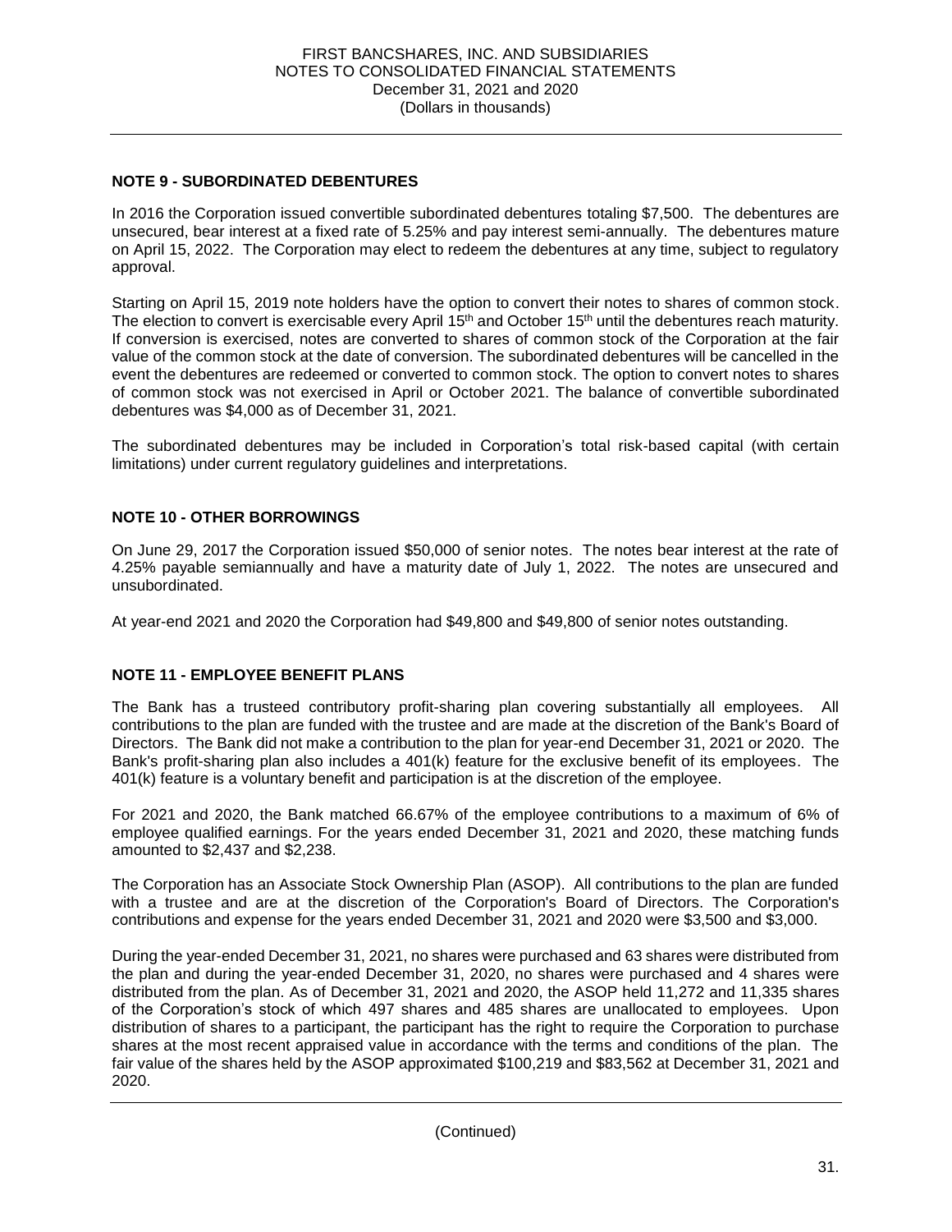## NOTE 9 - SUBORDINATED DEBENTURES

In 2016 the Corporation issued convertible subordinated debentures totaling $7,500. The debentures are unsecured, bear interest at a fixed rate of 5.25% and pay interest semi-annually. The debentures mature on April 15, 2022. The Corporation may elect to redeem the debentures at any time, subject to regulatory approval.

Starting on April 15, 2019 note holders have the option to convert their notes to shares of common stock. The election to convert is exercisable every April 15th and October 15th until the debentures reach maturity. If conversion is exercised, notes are converted to shares of common stock of the Corporation at the fair value of the common stock at the date of conversion. The subordinated debentures will be cancelled in the event the debentures are redeemed or converted to common stock. The option to convert notes to shares of common stock was not exercised in April or October 2021. The balance of convertible subordinated debentures was $4,000 as of December 31, 2021.

The subordinated debentures may be included in Corporation's total risk-based capital (with certain limitations) under current regulatory guidelines and interpretations.

## NOTE 10 - OTHER BORROWINGS

On June 29, 2017 the Corporation issued $50,000 of senior notes. The notes bear interest at the rate of 4.25% payable semiannually and have a maturity date of July 1, 2022. The notes are unsecured and unsubordinated.

At year-end 2021 and 2020 the Corporation had $49,800 and $49,800 of senior notes outstanding.

## NOTE 11 - EMPLOYEE BENEFIT PLANS

The Bank has a trusteed contributory profit-sharing plan covering substantially all employees. All contributions to the plan are funded with the trustee and are made at the discretion of the Bank's Board of Directors. The Bank did not make a contribution to the plan for year-end December 31, 2021 or 2020. The Bank's profit-sharing plan also includes a 401(k) feature for the exclusive benefit of its employees. The 401(k) feature is a voluntary benefit and participation is at the discretion of the employee.

For 2021 and 2020, the Bank matched 66.67% of the employee contributions to a maximum of 6% of employee qualified earnings. For the years ended December 31, 2021 and 2020, these matching funds amounted to $2,437 and $2,238.

The Corporation has an Associate Stock Ownership Plan (ASOP). All contributions to the plan are funded with a trustee and are at the discretion of the Corporation's Board of Directors. The Corporation's contributions and expense for the years ended December 31, 2021 and 2020 were $3,500 and $3,000.

During the year-ended December 31, 2021, no shares were purchased and 63 shares were distributed from the plan and during the year-ended December 31, 2020, no shares were purchased and 4 shares were distributed from the plan. As of December 31, 2021 and 2020, the ASOP held 11,272 and 11,335 shares of the Corporation's stock of which 497 shares and 485 shares are unallocated to employees. Upon distribution of shares to a participant, the participant has the right to require the Corporation to purchase shares at the most recent appraised value in accordance with the terms and conditions of the plan. The fair value of the shares held by the ASOP approximated $100,219 and $83,562 at December 31, 2021 and 2020.

(Continued)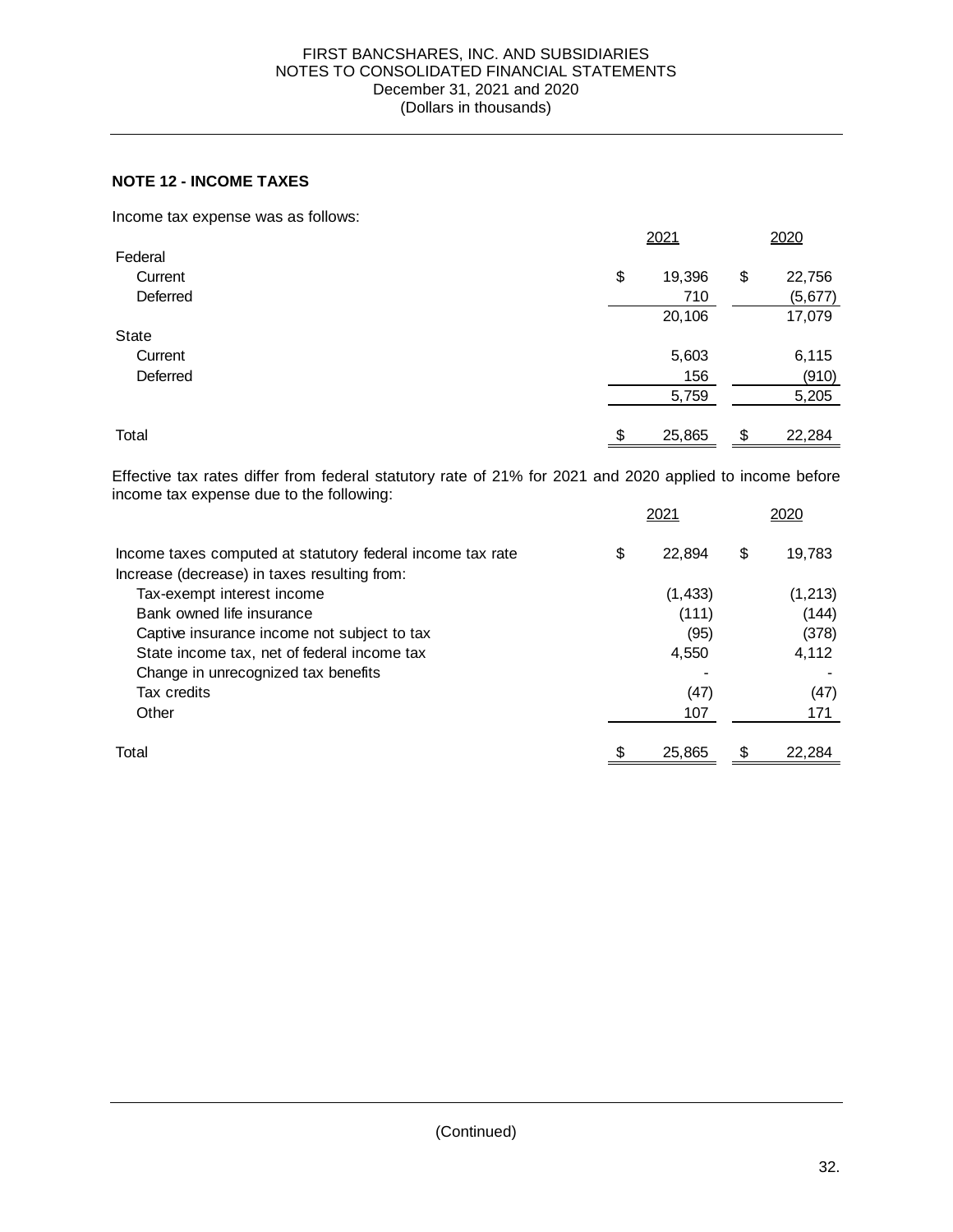## NOTE 12 - INCOME TAXES

Income tax expense was as follows:

| | 2021 | 2020 |
|---|---|---|
| Federal | | |
| Current | $ 19,396 | $ 22,756 |
| Deferred | 710 | (5,677) |
| | 20,106 | 17,079 |
| State | | |
| Current | 5,603 | 6,115 |
| Deferred | 156 | (910) |
| | 5,759 | 5,205 |
| Total | $ 25,865 | $ 22,284 |

Effective tax rates differ from federal statutory rate of 21% for 2021 and 2020 applied to income before income tax expense due to the following:

| | 2021 | 2020 |
|---|---|---|
| Income taxes computed at statutory federal income tax rate | $ 22,894 | $ 19,783 |
| Increase (decrease) in taxes resulting from: | | |
| Tax-exempt interest income | (1,433) | (1,213) |
| Bank owned life insurance | (111) | (144) |
| Captive insurance income not subject to tax | (95) | (378) |
| State income tax, net of federal income tax | 4,550 | 4,112 |
| Change in unrecognized tax benefits | - | - |
| Tax credits | (47) | (47) |
| Other | 107 | 171 |
| Total | $ 25,865 | $ 22,284 |

(Continued)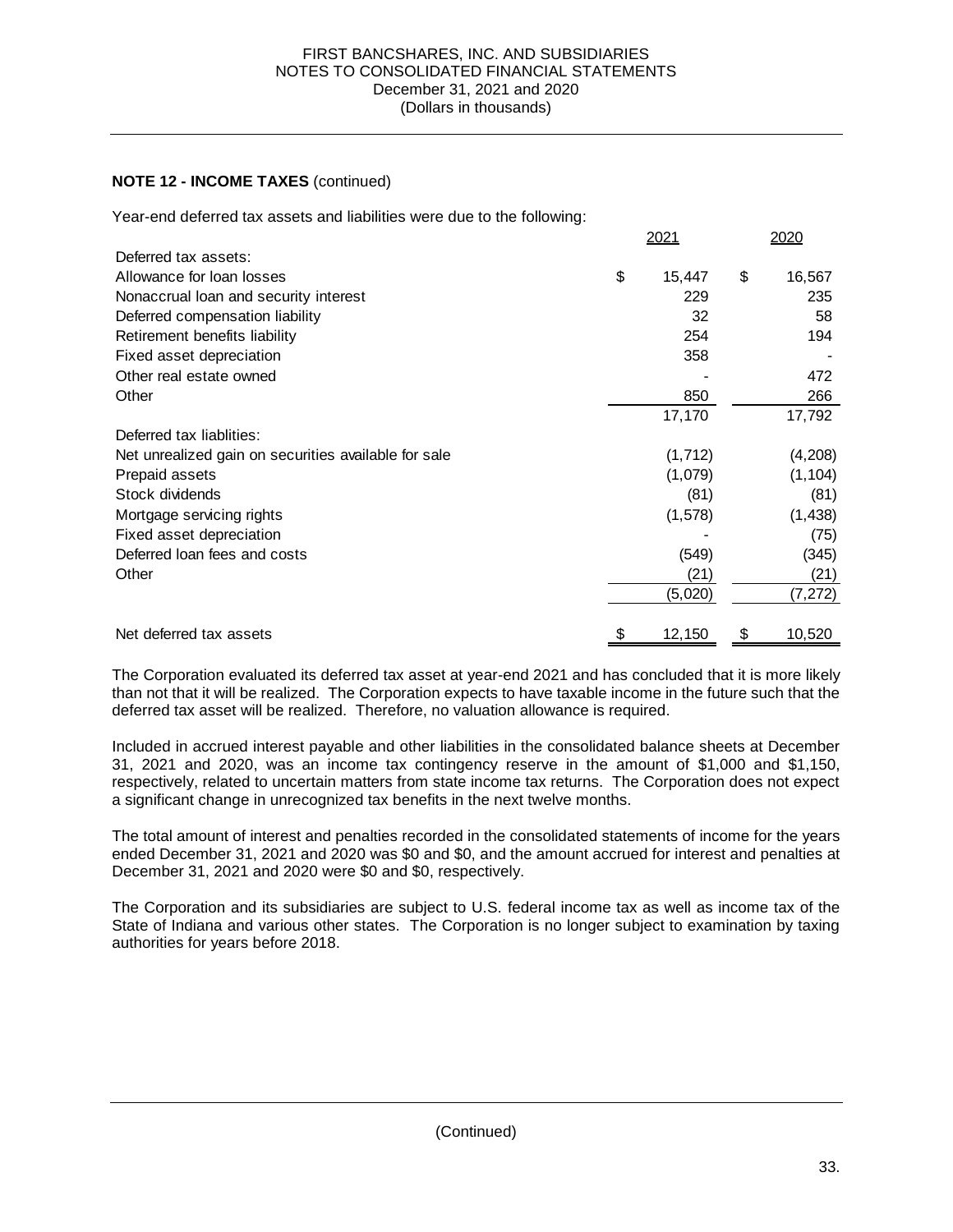**NOTE 12 - INCOME TAXES** (continued)

Year-end deferred tax assets and liabilities were due to the following:

| | 2021 | 2020 |
|---|---|---|
| Deferred tax assets: | | |
| Allowance for loan losses | $ 15,447 | $ 16,567 |
| Nonaccrual loan and security interest | 229 | 235 |
| Deferred compensation liability | 32 | 58 |
| Retirement benefits liability | 254 | 194 |
| Fixed asset depreciation | 358 | - |
| Other real estate owned | - | 472 |
| Other | 850 | 266 |
| | 17,170 | 17,792 |
| Deferred tax liablities: | | |
| Net unrealized gain on securities available for sale | (1,712) | (4,208) |
| Prepaid assets | (1,079) | (1,104) |
| Stock dividends | (81) | (81) |
| Mortgage servicing rights | (1,578) | (1,438) |
| Fixed asset depreciation | - | (75) |
| Deferred loan fees and costs | (549) | (345) |
| Other | (21) | (21) |
| | (5,020) | (7,272) |
| Net deferred tax assets | $ 12,150 | $ 10,520 |

The Corporation evaluated its deferred tax asset at year-end 2021 and has concluded that it is more likely than not that it will be realized. The Corporation expects to have taxable income in the future such that the deferred tax asset will be realized. Therefore, no valuation allowance is required.

Included in accrued interest payable and other liabilities in the consolidated balance sheets at December 31, 2021 and 2020, was an income tax contingency reserve in the amount of $1,000 and $1,150, respectively, related to uncertain matters from state income tax returns. The Corporation does not expect a significant change in unrecognized tax benefits in the next twelve months.

The total amount of interest and penalties recorded in the consolidated statements of income for the years ended December 31, 2021 and 2020 was $0 and $0, and the amount accrued for interest and penalties at December 31, 2021 and 2020 were $0 and $0, respectively.

The Corporation and its subsidiaries are subject to U.S. federal income tax as well as income tax of the State of Indiana and various other states. The Corporation is no longer subject to examination by taxing authorities for years before 2018.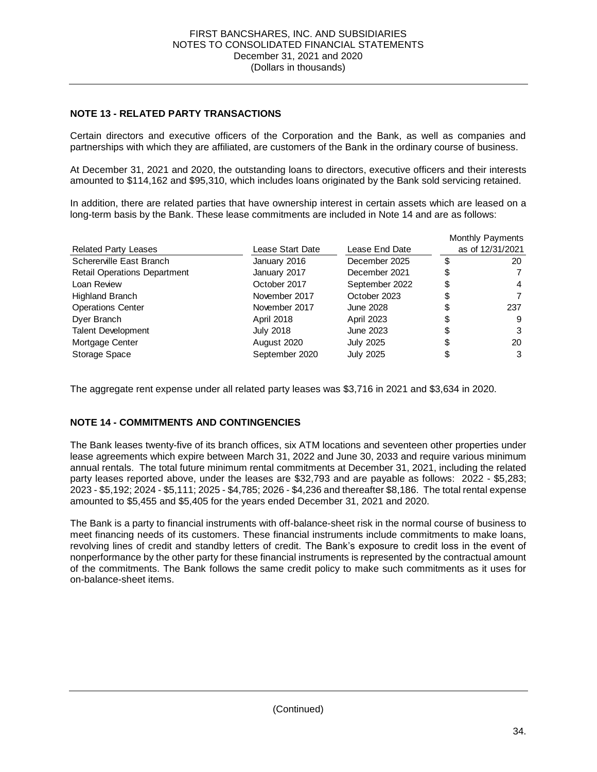## NOTE 13 - RELATED PARTY TRANSACTIONS

Certain directors and executive officers of the Corporation and the Bank, as well as companies and partnerships with which they are affiliated, are customers of the Bank in the ordinary course of business.

At December 31, 2021 and 2020, the outstanding loans to directors, executive officers and their interests amounted to $114,162 and $95,310, which includes loans originated by the Bank sold servicing retained.

In addition, there are related parties that have ownership interest in certain assets which are leased on a long-term basis by the Bank. These lease commitments are included in Note 14 and are as follows:

| Related Party Leases | Lease Start Date | Lease End Date | Monthly Payments as of 12/31/2021 |
|---|---|---|---|
| Schererville East Branch | January 2016 | December 2025 | $ 20 |
| Retail Operations Department | January 2017 | December 2021 | $ 7 |
| Loan Review | October 2017 | September 2022 | $ 4 |
| Highland Branch | November 2017 | October 2023 | $ 7 |
| Operations Center | November 2017 | June 2028 | $ 237 |
| Dyer Branch | April 2018 | April 2023 | $ 9 |
| Talent Development | July 2018 | June 2023 | $ 3 |
| Mortgage Center | August 2020 | July 2025 | $ 20 |
| Storage Space | September 2020 | July 2025 | $ 3 |

The aggregate rent expense under all related party leases was $3,716 in 2021 and $3,634 in 2020.

## NOTE 14 - COMMITMENTS AND CONTINGENCIES

The Bank leases twenty-five of its branch offices, six ATM locations and seventeen other properties under lease agreements which expire between March 31, 2022 and June 30, 2033 and require various minimum annual rentals. The total future minimum rental commitments at December 31, 2021, including the related party leases reported above, under the leases are $32,793 and are payable as follows: 2022 - $5,283; 2023 - $5,192; 2024 - $5,111; 2025 - $4,785; 2026 - $4,236 and thereafter $8,186. The total rental expense amounted to $5,455 and $5,405 for the years ended December 31, 2021 and 2020.

The Bank is a party to financial instruments with off-balance-sheet risk in the normal course of business to meet financing needs of its customers. These financial instruments include commitments to make loans, revolving lines of credit and standby letters of credit. The Bank's exposure to credit loss in the event of nonperformance by the other party for these financial instruments is represented by the contractual amount of the commitments. The Bank follows the same credit policy to make such commitments as it uses for on-balance-sheet items.

(Continued)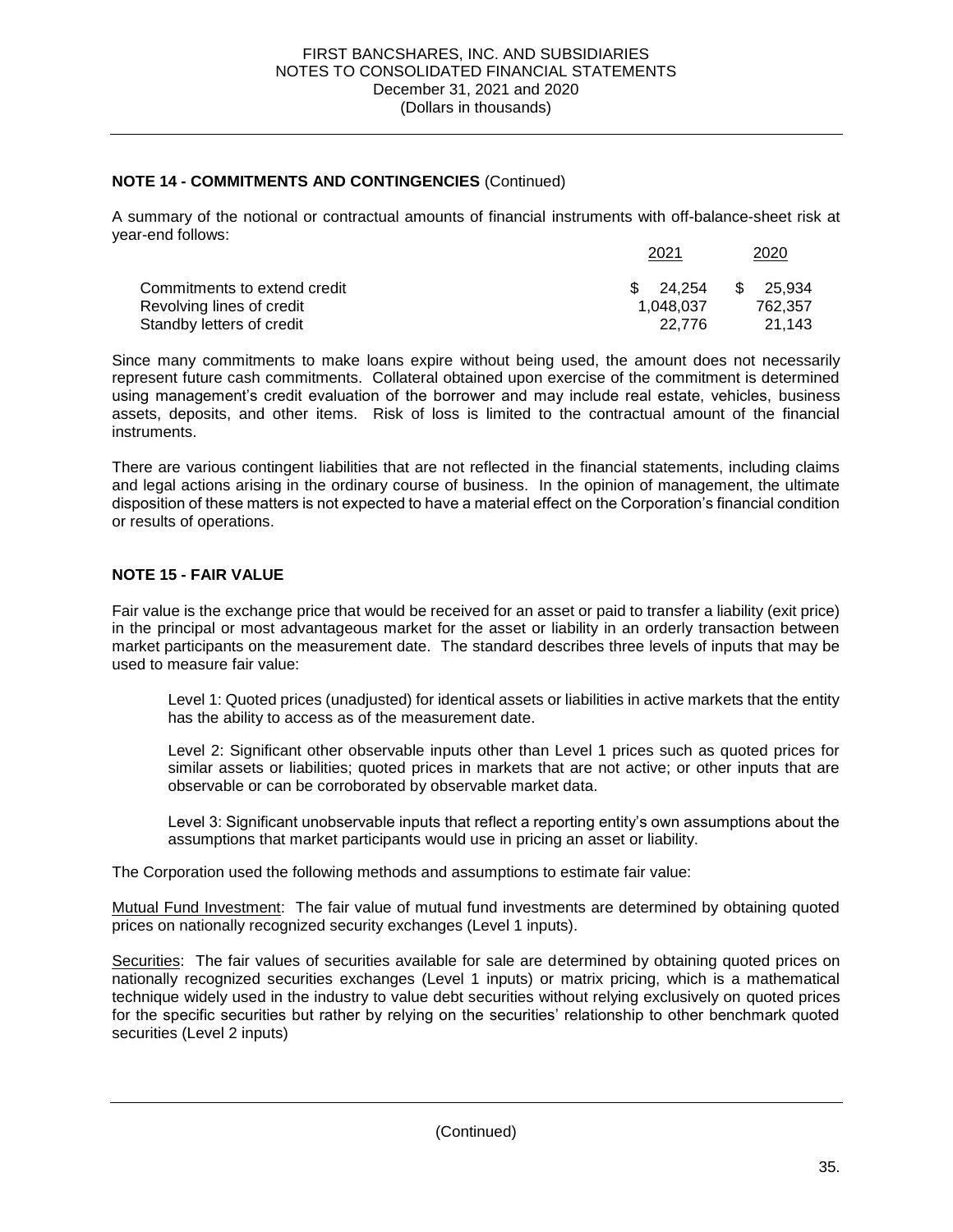## NOTE 14 - COMMITMENTS AND CONTINGENCIES (Continued)

A summary of the notional or contractual amounts of financial instruments with off-balance-sheet risk at year-end follows:

| | 2021 | 2020 |
|---|---|---|
| Commitments to extend credit | $ 24,254 | $ 25,934 |
| Revolving lines of credit | 1,048,037 | 762,357 |
| Standby letters of credit | 22,776 | 21,143 |

Since many commitments to make loans expire without being used, the amount does not necessarily represent future cash commitments. Collateral obtained upon exercise of the commitment is determined using management's credit evaluation of the borrower and may include real estate, vehicles, business assets, deposits, and other items. Risk of loss is limited to the contractual amount of the financial instruments.

There are various contingent liabilities that are not reflected in the financial statements, including claims and legal actions arising in the ordinary course of business. In the opinion of management, the ultimate disposition of these matters is not expected to have a material effect on the Corporation's financial condition or results of operations.

## NOTE 15 - FAIR VALUE

Fair value is the exchange price that would be received for an asset or paid to transfer a liability (exit price) in the principal or most advantageous market for the asset or liability in an orderly transaction between market participants on the measurement date. The standard describes three levels of inputs that may be used to measure fair value:

> Level 1: Quoted prices (unadjusted) for identical assets or liabilities in active markets that the entity has the ability to access as of the measurement date.
>
> Level 2: Significant other observable inputs other than Level 1 prices such as quoted prices for similar assets or liabilities; quoted prices in markets that are not active; or other inputs that are observable or can be corroborated by observable market data.
>
> Level 3: Significant unobservable inputs that reflect a reporting entity's own assumptions about the assumptions that market participants would use in pricing an asset or liability.

The Corporation used the following methods and assumptions to estimate fair value:

Mutual Fund Investment: The fair value of mutual fund investments are determined by obtaining quoted prices on nationally recognized security exchanges (Level 1 inputs).

Securities: The fair values of securities available for sale are determined by obtaining quoted prices on nationally recognized securities exchanges (Level 1 inputs) or matrix pricing, which is a mathematical technique widely used in the industry to value debt securities without relying exclusively on quoted prices for the specific securities but rather by relying on the securities' relationship to other benchmark quoted securities (Level 2 inputs)

(Continued)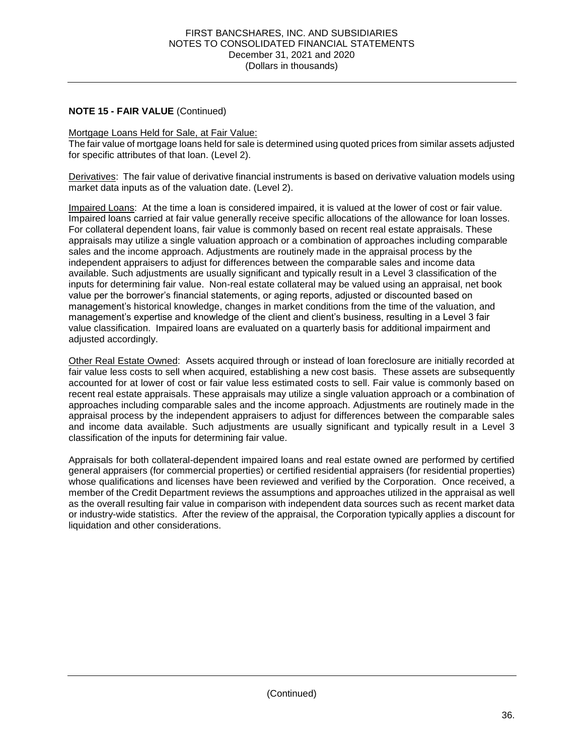**NOTE 15 - FAIR VALUE** (Continued)

Mortgage Loans Held for Sale, at Fair Value:
The fair value of mortgage loans held for sale is determined using quoted prices from similar assets adjusted for specific attributes of that loan. (Level 2).

Derivatives: The fair value of derivative financial instruments is based on derivative valuation models using market data inputs as of the valuation date. (Level 2).

Impaired Loans: At the time a loan is considered impaired, it is valued at the lower of cost or fair value. Impaired loans carried at fair value generally receive specific allocations of the allowance for loan losses. For collateral dependent loans, fair value is commonly based on recent real estate appraisals. These appraisals may utilize a single valuation approach or a combination of approaches including comparable sales and the income approach. Adjustments are routinely made in the appraisal process by the independent appraisers to adjust for differences between the comparable sales and income data available. Such adjustments are usually significant and typically result in a Level 3 classification of the inputs for determining fair value. Non-real estate collateral may be valued using an appraisal, net book value per the borrower's financial statements, or aging reports, adjusted or discounted based on management's historical knowledge, changes in market conditions from the time of the valuation, and management's expertise and knowledge of the client and client's business, resulting in a Level 3 fair value classification. Impaired loans are evaluated on a quarterly basis for additional impairment and adjusted accordingly.

Other Real Estate Owned: Assets acquired through or instead of loan foreclosure are initially recorded at fair value less costs to sell when acquired, establishing a new cost basis. These assets are subsequently accounted for at lower of cost or fair value less estimated costs to sell. Fair value is commonly based on recent real estate appraisals. These appraisals may utilize a single valuation approach or a combination of approaches including comparable sales and the income approach. Adjustments are routinely made in the appraisal process by the independent appraisers to adjust for differences between the comparable sales and income data available. Such adjustments are usually significant and typically result in a Level 3 classification of the inputs for determining fair value.

Appraisals for both collateral-dependent impaired loans and real estate owned are performed by certified general appraisers (for commercial properties) or certified residential appraisers (for residential properties) whose qualifications and licenses have been reviewed and verified by the Corporation. Once received, a member of the Credit Department reviews the assumptions and approaches utilized in the appraisal as well as the overall resulting fair value in comparison with independent data sources such as recent market data or industry-wide statistics. After the review of the appraisal, the Corporation typically applies a discount for liquidation and other considerations.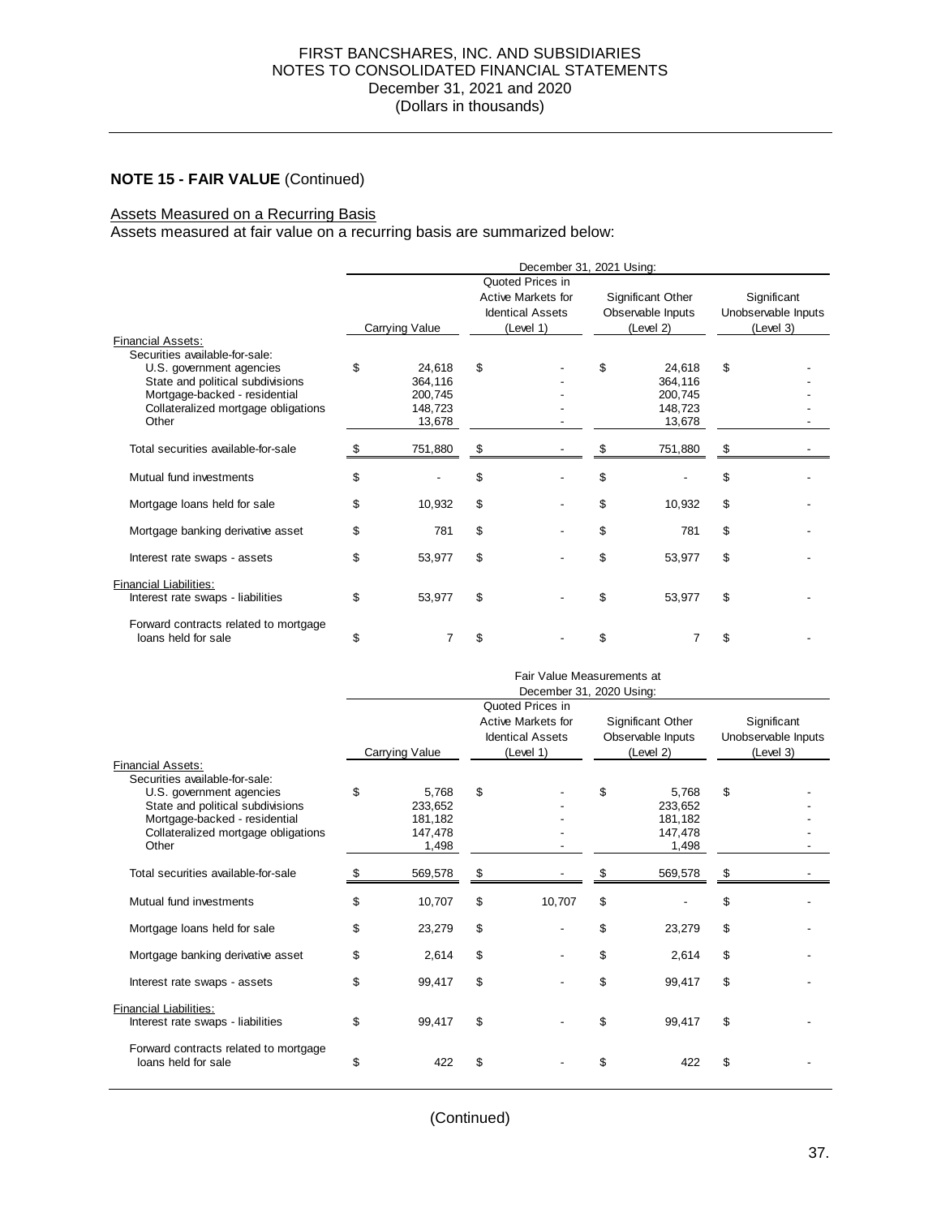## NOTE 15 - FAIR VALUE (Continued)

Assets Measured on a Recurring Basis

Assets measured at fair value on a recurring basis are summarized below:

| | December 31, 2021 Using: | | | |
|---|---|---|---|---|
| | Carrying Value | Quoted Prices in Active Markets for Identical Assets (Level 1) | Significant Other Observable Inputs (Level 2) | Significant Unobservable Inputs (Level 3) |
| Financial Assets: | | | | |
| Securities available-for-sale: | | | | |
| U.S. government agencies | $ 24,618 | $ - | $ 24,618 | $ - |
| State and political subdivisions | 364,116 | - | 364,116 | - |
| Mortgage-backed - residential | 200,745 | - | 200,745 | - |
| Collateralized mortgage obligations | 148,723 | - | 148,723 | - |
| Other | 13,678 | - | 13,678 | - |
| Total securities available-for-sale | $ 751,880 | $ - | $ 751,880 | $ - |
| Mutual fund investments | $ - | $ - | $ - | $ - |
| Mortgage loans held for sale | $ 10,932 | $ - | $ 10,932 | $ - |
| Mortgage banking derivative asset | $ 781 | $ - | $ 781 | $ - |
| Interest rate swaps - assets | $ 53,977 | $ - | $ 53,977 | $ - |
| Financial Liabilities: | | | | |
| Interest rate swaps - liabilities | $ 53,977 | $ - | $ 53,977 | $ - |
| Forward contracts related to mortgage loans held for sale | $ 7 | $ - | $ 7 | $ - |

| | Fair Value Measurements at December 31, 2020 Using: | | | |
|---|---|---|---|---|
| | Carrying Value | Quoted Prices in Active Markets for Identical Assets (Level 1) | Significant Other Observable Inputs (Level 2) | Significant Unobservable Inputs (Level 3) |
| Financial Assets: | | | | |
| Securities available-for-sale: | | | | |
| U.S. government agencies | $ 5,768 | $ - | $ 5,768 | $ - |
| State and political subdivisions | 233,652 | - | 233,652 | - |
| Mortgage-backed - residential | 181,182 | - | 181,182 | - |
| Collateralized mortgage obligations | 147,478 | - | 147,478 | - |
| Other | 1,498 | - | 1,498 | - |
| Total securities available-for-sale | $ 569,578 | $ - | $ 569,578 | $ - |
| Mutual fund investments | $ 10,707 | $ 10,707 | $ - | $ - |
| Mortgage loans held for sale | $ 23,279 | $ - | $ 23,279 | $ - |
| Mortgage banking derivative asset | $ 2,614 | $ - | $ 2,614 | $ - |
| Interest rate swaps - assets | $ 99,417 | $ - | $ 99,417 | $ - |
| Financial Liabilities: | | | | |
| Interest rate swaps - liabilities | $ 99,417 | $ - | $ 99,417 | $ - |
| Forward contracts related to mortgage loans held for sale | $ 422 | $ - | $ 422 | $ - |

(Continued)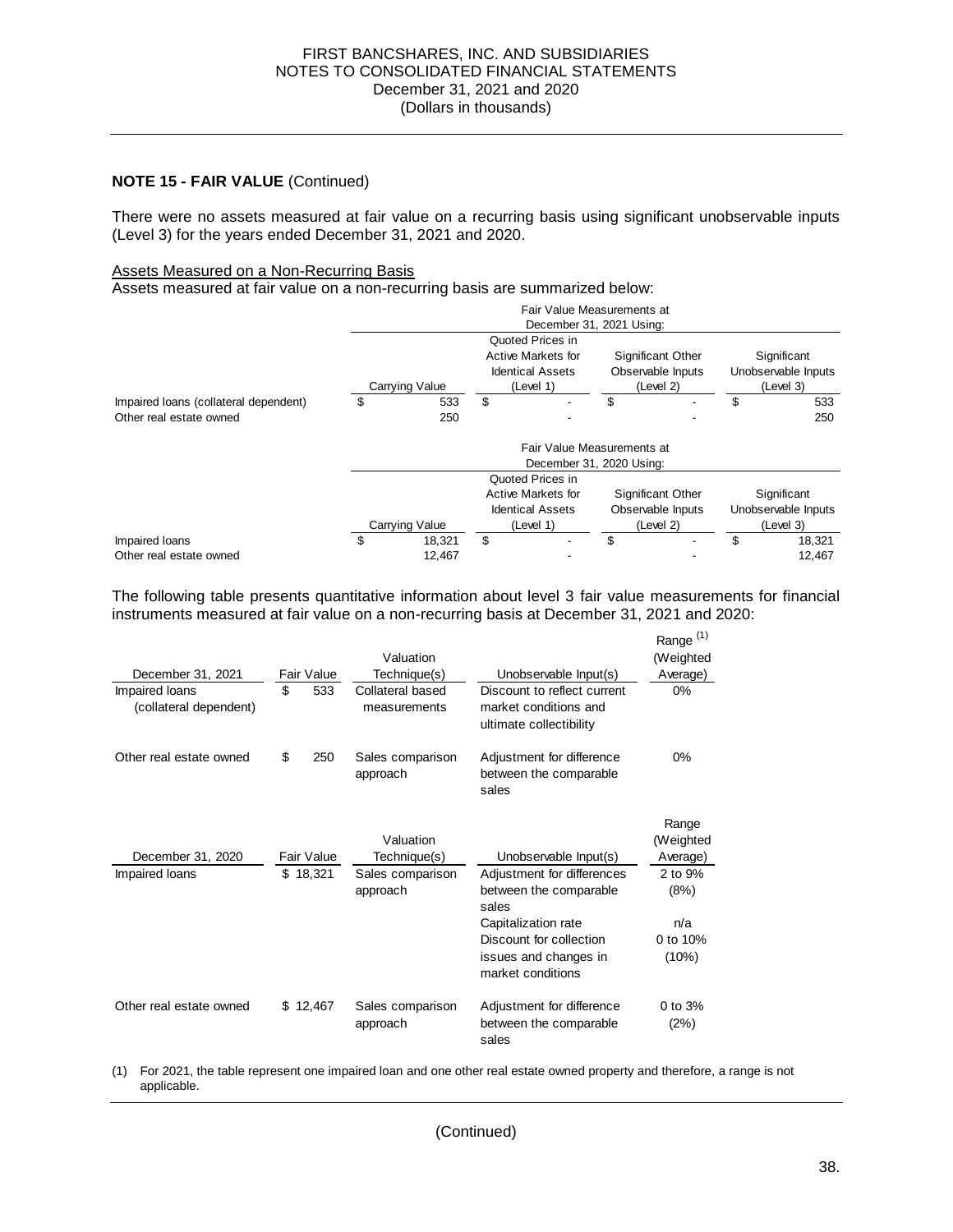**NOTE 15 - FAIR VALUE** (Continued)

There were no assets measured at fair value on a recurring basis using significant unobservable inputs (Level 3) for the years ended December 31, 2021 and 2020.

Assets Measured on a Non-Recurring Basis

Assets measured at fair value on a non-recurring basis are summarized below:

| | Fair Value Measurements at December 31, 2021 Using: | | | |
|---|---|---|---|---|
| | Carrying Value | Quoted Prices in Active Markets for Identical Assets (Level 1) | Significant Other Observable Inputs (Level 2) | Significant Unobservable Inputs (Level 3) |
| Impaired loans (collateral dependent) | $ 533 | $ - | $ - | $ 533 |
| Other real estate owned | 250 | - | - | 250 |

| | Fair Value Measurements at December 31, 2020 Using: | | | |
|---|---|---|---|---|
| | Carrying Value | Quoted Prices in Active Markets for Identical Assets (Level 1) | Significant Other Observable Inputs (Level 2) | Significant Unobservable Inputs (Level 3) |
| Impaired loans | $ 18,321 | $ - | $ - | $ 18,321 |
| Other real estate owned | 12,467 | - | - | 12,467 |

The following table presents quantitative information about level 3 fair value measurements for financial instruments measured at fair value on a non-recurring basis at December 31, 2021 and 2020:

| December 31, 2021 | Fair Value | Valuation Technique(s) | Unobservable Input(s) | Range [1] (Weighted Average) |
|---|---|---|---|---|
| Impaired loans (collateral dependent) | $ 533 | Collateral based measurements | Discount to reflect current market conditions and ultimate collectibility | 0% |
| Other real estate owned | $ 250 | Sales comparison approach | Adjustment for difference between the comparable sales | 0% |

| December 31, 2020 | Fair Value | Valuation Technique(s) | Unobservable Input(s) | Range (Weighted Average) |
|---|---|---|---|---|
| Impaired loans | $ 18,321 | Sales comparison approach | Adjustment for differences between the comparable sales | 2 to 9% (8%) |
| | | | Capitalization rate | n/a |
| | | | Discount for collection issues and changes in market conditions | 0 to 10% (10%) |
| Other real estate owned | $ 12,467 | Sales comparison approach | Adjustment for difference between the comparable sales | 0 to 3% (2%) |

(1) For 2021, the table represent one impaired loan and one other real estate owned property and therefore, a range is not applicable.

(Continued)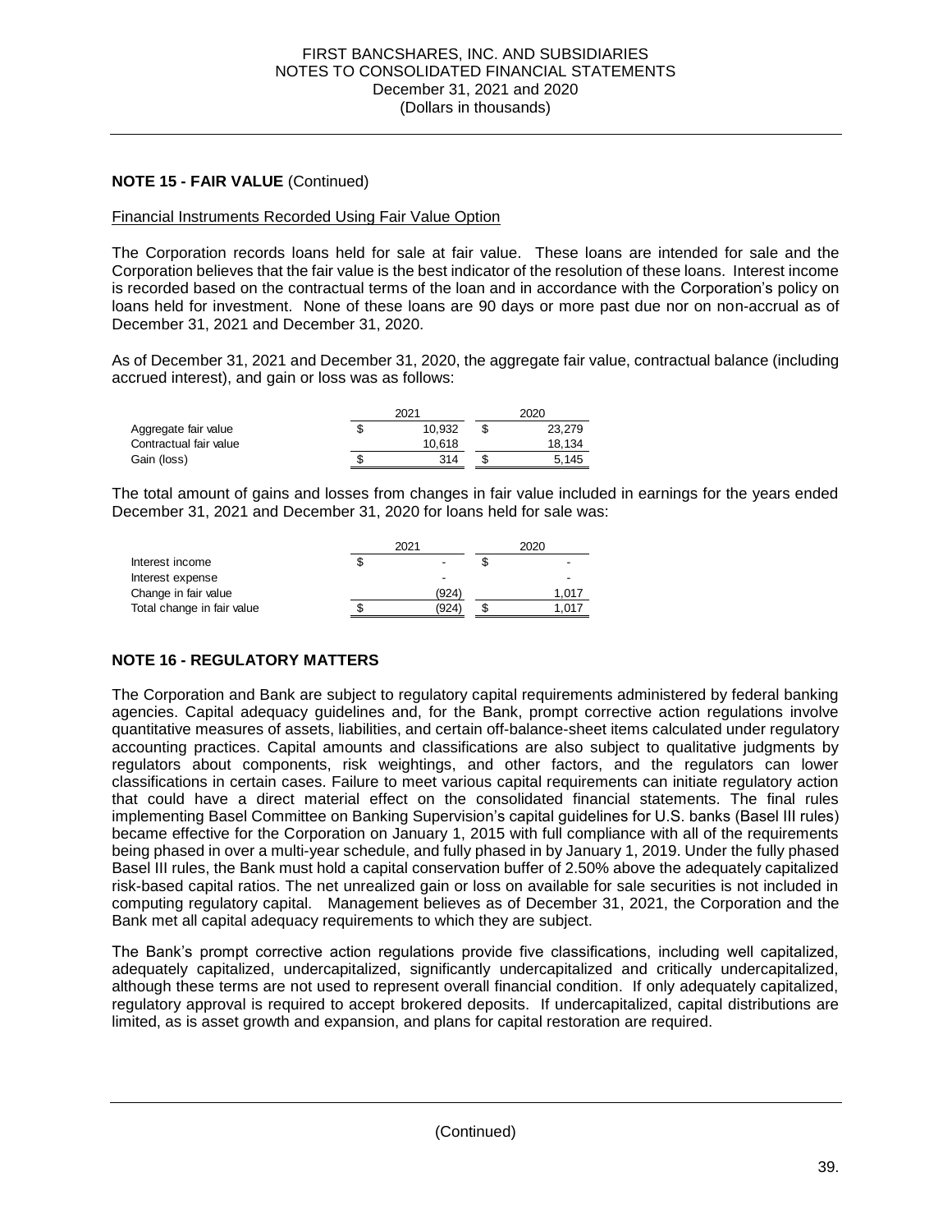## NOTE 15 - FAIR VALUE (Continued)

Financial Instruments Recorded Using Fair Value Option

The Corporation records loans held for sale at fair value. These loans are intended for sale and the Corporation believes that the fair value is the best indicator of the resolution of these loans. Interest income is recorded based on the contractual terms of the loan and in accordance with the Corporation's policy on loans held for investment. None of these loans are 90 days or more past due nor on non-accrual as of December 31, 2021 and December 31, 2020.

As of December 31, 2021 and December 31, 2020, the aggregate fair value, contractual balance (including accrued interest), and gain or loss was as follows:

| | 2021 | 2020 |
|---|---|---|
| Aggregate fair value | $ 10,932 | $ 23,279 |
| Contractual fair value | 10,618 | 18,134 |
| Gain (loss) | $ 314 | $ 5,145 |

The total amount of gains and losses from changes in fair value included in earnings for the years ended December 31, 2021 and December 31, 2020 for loans held for sale was:

| | 2021 | 2020 |
|---|---|---|
| Interest income | $ - | $ - |
| Interest expense | - | - |
| Change in fair value | (924) | 1,017 |
| Total change in fair value | $ (924) | $ 1,017 |

## NOTE 16 - REGULATORY MATTERS

The Corporation and Bank are subject to regulatory capital requirements administered by federal banking agencies. Capital adequacy guidelines and, for the Bank, prompt corrective action regulations involve quantitative measures of assets, liabilities, and certain off-balance-sheet items calculated under regulatory accounting practices. Capital amounts and classifications are also subject to qualitative judgments by regulators about components, risk weightings, and other factors, and the regulators can lower classifications in certain cases. Failure to meet various capital requirements can initiate regulatory action that could have a direct material effect on the consolidated financial statements. The final rules implementing Basel Committee on Banking Supervision's capital guidelines for U.S. banks (Basel III rules) became effective for the Corporation on January 1, 2015 with full compliance with all of the requirements being phased in over a multi-year schedule, and fully phased in by January 1, 2019. Under the fully phased Basel III rules, the Bank must hold a capital conservation buffer of 2.50% above the adequately capitalized risk-based capital ratios. The net unrealized gain or loss on available for sale securities is not included in computing regulatory capital. Management believes as of December 31, 2021, the Corporation and the Bank met all capital adequacy requirements to which they are subject.

The Bank's prompt corrective action regulations provide five classifications, including well capitalized, adequately capitalized, undercapitalized, significantly undercapitalized and critically undercapitalized, although these terms are not used to represent overall financial condition. If only adequately capitalized, regulatory approval is required to accept brokered deposits. If undercapitalized, capital distributions are limited, as is asset growth and expansion, and plans for capital restoration are required.

(Continued)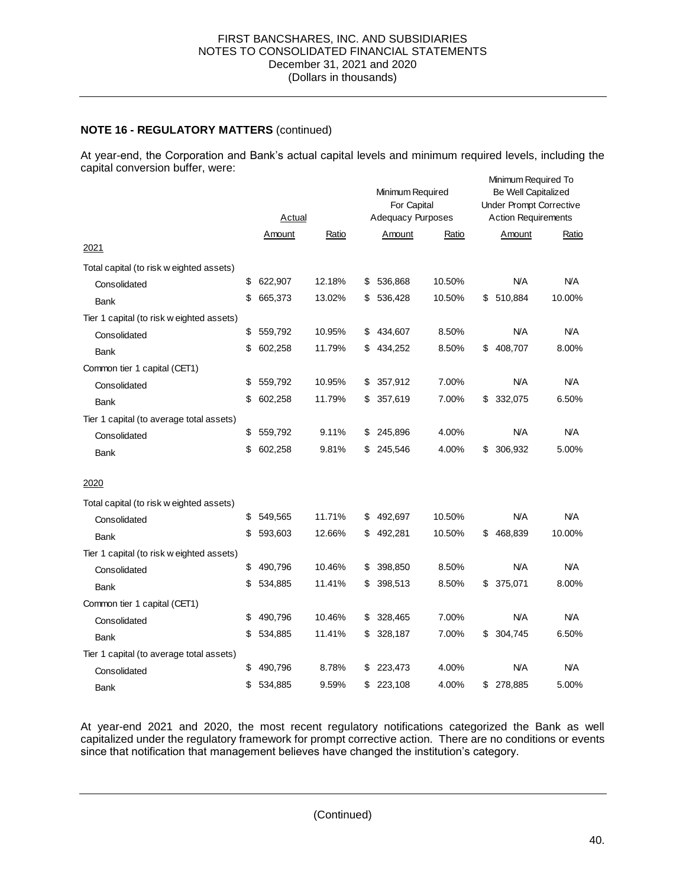**NOTE 16 - REGULATORY MATTERS** (continued)

At year-end, the Corporation and Bank's actual capital levels and minimum required levels, including the capital conversion buffer, were:

| | Actual | | Minimum Required For Capital Adequacy Purposes | | Minimum Required To Be Well Capitalized Under Prompt Corrective Action Requirements | |
|---|---|---|---|---|---|---|
| | Amount | Ratio | Amount | Ratio | Amount | Ratio |
| 2021 | | | | | | |
| Total capital (to risk weighted assets) | | | | | | |
| Consolidated | $ 622,907 | 12.18% | $ 536,868 | 10.50% | N/A | N/A |
| Bank | $ 665,373 | 13.02% | $ 536,428 | 10.50% | $ 510,884 | 10.00% |
| Tier 1 capital (to risk weighted assets) | | | | | | |
| Consolidated | $ 559,792 | 10.95% | $ 434,607 | 8.50% | N/A | N/A |
| Bank | $ 602,258 | 11.79% | $ 434,252 | 8.50% | $ 408,707 | 8.00% |
| Common tier 1 capital (CET1) | | | | | | |
| Consolidated | $ 559,792 | 10.95% | $ 357,912 | 7.00% | N/A | N/A |
| Bank | $ 602,258 | 11.79% | $ 357,619 | 7.00% | $ 332,075 | 6.50% |
| Tier 1 capital (to average total assets) | | | | | | |
| Consolidated | $ 559,792 | 9.11% | $ 245,896 | 4.00% | N/A | N/A |
| Bank | $ 602,258 | 9.81% | $ 245,546 | 4.00% | $ 306,932 | 5.00% |
| 2020 | | | | | | |
| Total capital (to risk weighted assets) | | | | | | |
| Consolidated | $ 549,565 | 11.71% | $ 492,697 | 10.50% | N/A | N/A |
| Bank | $ 593,603 | 12.66% | $ 492,281 | 10.50% | $ 468,839 | 10.00% |
| Tier 1 capital (to risk weighted assets) | | | | | | |
| Consolidated | $ 490,796 | 10.46% | $ 398,850 | 8.50% | N/A | N/A |
| Bank | $ 534,885 | 11.41% | $ 398,513 | 8.50% | $ 375,071 | 8.00% |
| Common tier 1 capital (CET1) | | | | | | |
| Consolidated | $ 490,796 | 10.46% | $ 328,465 | 7.00% | N/A | N/A |
| Bank | $ 534,885 | 11.41% | $ 328,187 | 7.00% | $ 304,745 | 6.50% |
| Tier 1 capital (to average total assets) | | | | | | |
| Consolidated | $ 490,796 | 8.78% | $ 223,473 | 4.00% | N/A | N/A |
| Bank | $ 534,885 | 9.59% | $ 223,108 | 4.00% | $ 278,885 | 5.00% |

At year-end 2021 and 2020, the most recent regulatory notifications categorized the Bank as well capitalized under the regulatory framework for prompt corrective action. There are no conditions or events since that notification that management believes have changed the institution's category.

(Continued)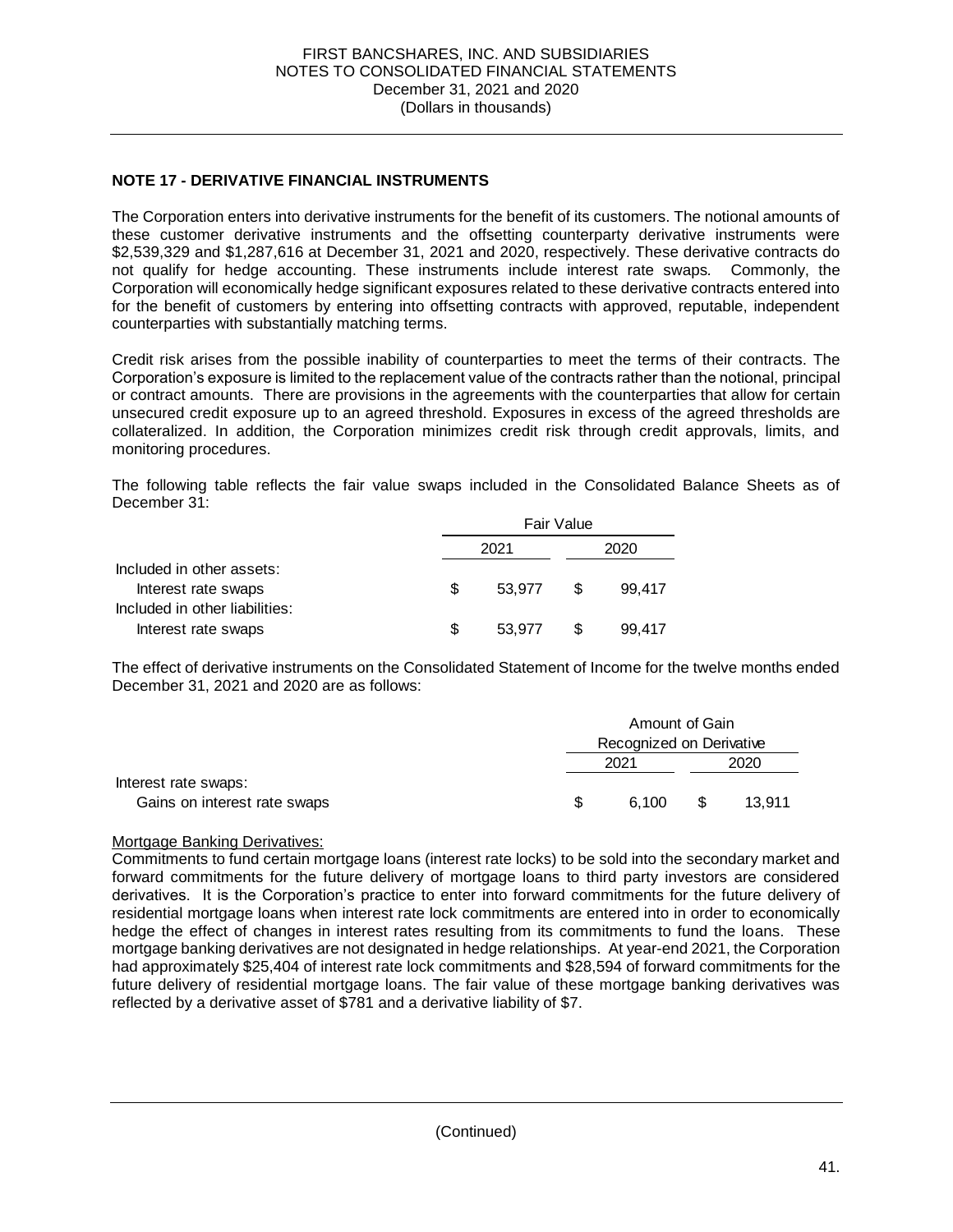## NOTE 17 - DERIVATIVE FINANCIAL INSTRUMENTS

The Corporation enters into derivative instruments for the benefit of its customers. The notional amounts of these customer derivative instruments and the offsetting counterparty derivative instruments were $2,539,329 and $1,287,616 at December 31, 2021 and 2020, respectively. These derivative contracts do not qualify for hedge accounting. These instruments include interest rate swaps. Commonly, the Corporation will economically hedge significant exposures related to these derivative contracts entered into for the benefit of customers by entering into offsetting contracts with approved, reputable, independent counterparties with substantially matching terms.

Credit risk arises from the possible inability of counterparties to meet the terms of their contracts. The Corporation's exposure is limited to the replacement value of the contracts rather than the notional, principal or contract amounts. There are provisions in the agreements with the counterparties that allow for certain unsecured credit exposure up to an agreed threshold. Exposures in excess of the agreed thresholds are collateralized. In addition, the Corporation minimizes credit risk through credit approvals, limits, and monitoring procedures.

The following table reflects the fair value swaps included in the Consolidated Balance Sheets as of December 31:

| | Fair Value | |
|---|---|---|
| | 2021 | 2020 |
| Included in other assets: | | |
| Interest rate swaps | $ 53,977 | $ 99,417 |
| Included in other liabilities: | | |
| Interest rate swaps | $ 53,977 | $ 99,417 |

The effect of derivative instruments on the Consolidated Statement of Income for the twelve months ended December 31, 2021 and 2020 are as follows:

| | Amount of Gain Recognized on Derivative | |
|---|---|---|
| | 2021 | 2020 |
| Interest rate swaps: | | |
| Gains on interest rate swaps | $ 6,100 | $ 13,911 |

Mortgage Banking Derivatives:

Commitments to fund certain mortgage loans (interest rate locks) to be sold into the secondary market and forward commitments for the future delivery of mortgage loans to third party investors are considered derivatives. It is the Corporation's practice to enter into forward commitments for the future delivery of residential mortgage loans when interest rate lock commitments are entered into in order to economically hedge the effect of changes in interest rates resulting from its commitments to fund the loans. These mortgage banking derivatives are not designated in hedge relationships. At year-end 2021, the Corporation had approximately $25,404 of interest rate lock commitments and $28,594 of forward commitments for the future delivery of residential mortgage loans. The fair value of these mortgage banking derivatives was reflected by a derivative asset of $781 and a derivative liability of $7.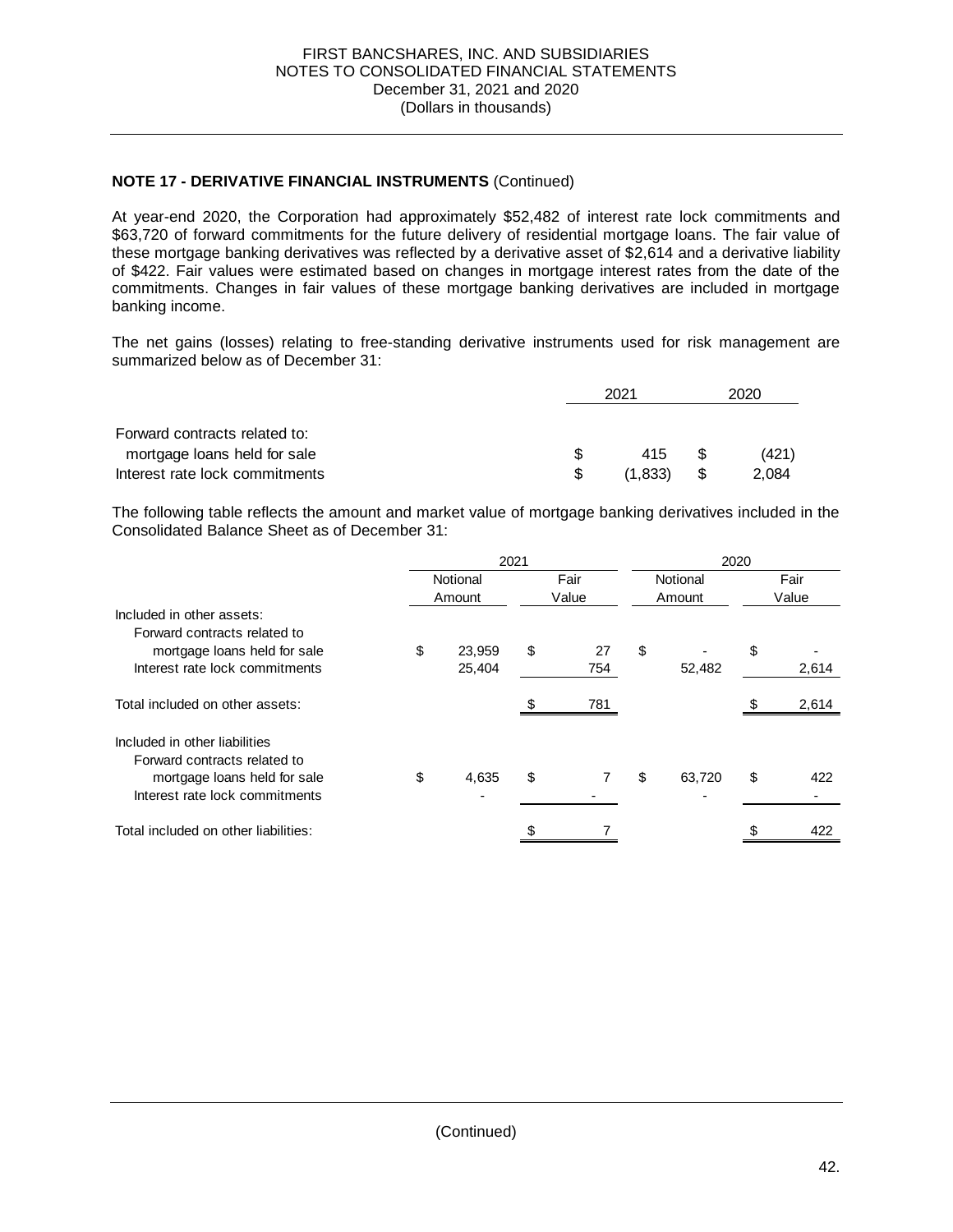**NOTE 17 - DERIVATIVE FINANCIAL INSTRUMENTS** (Continued)

At year-end 2020, the Corporation had approximately $52,482 of interest rate lock commitments and $63,720 of forward commitments for the future delivery of residential mortgage loans. The fair value of these mortgage banking derivatives was reflected by a derivative asset of $2,614 and a derivative liability of $422. Fair values were estimated based on changes in mortgage interest rates from the date of the commitments. Changes in fair values of these mortgage banking derivatives are included in mortgage banking income.

The net gains (losses) relating to free-standing derivative instruments used for risk management are summarized below as of December 31:

| | 2021 | 2020 |
|---|---|---|
| Forward contracts related to: | | |
| mortgage loans held for sale | $ 415 | $ (421) |
| Interest rate lock commitments | $ (1,833) | $ 2,084 |

The following table reflects the amount and market value of mortgage banking derivatives included in the Consolidated Balance Sheet as of December 31:

| | 2021 | | 2020 | |
|---|---|---|---|---|
| | Notional Amount | Fair Value | Notional Amount | Fair Value |
| Included in other assets: | | | | |
| Forward contracts related to mortgage loans held for sale | $ 23,959 | $ 27 | $ - | $ - |
| Interest rate lock commitments | 25,404 | 754 | 52,482 | 2,614 |
| Total included on other assets: | | $ 781 | | $ 2,614 |
| Included in other liabilities | | | | |
| Forward contracts related to mortgage loans held for sale | $ 4,635 | $ 7 | $ 63,720 | $ 422 |
| Interest rate lock commitments | - | - | - | - |
| Total included on other liabilities: | | $ 7 | | $ 422 |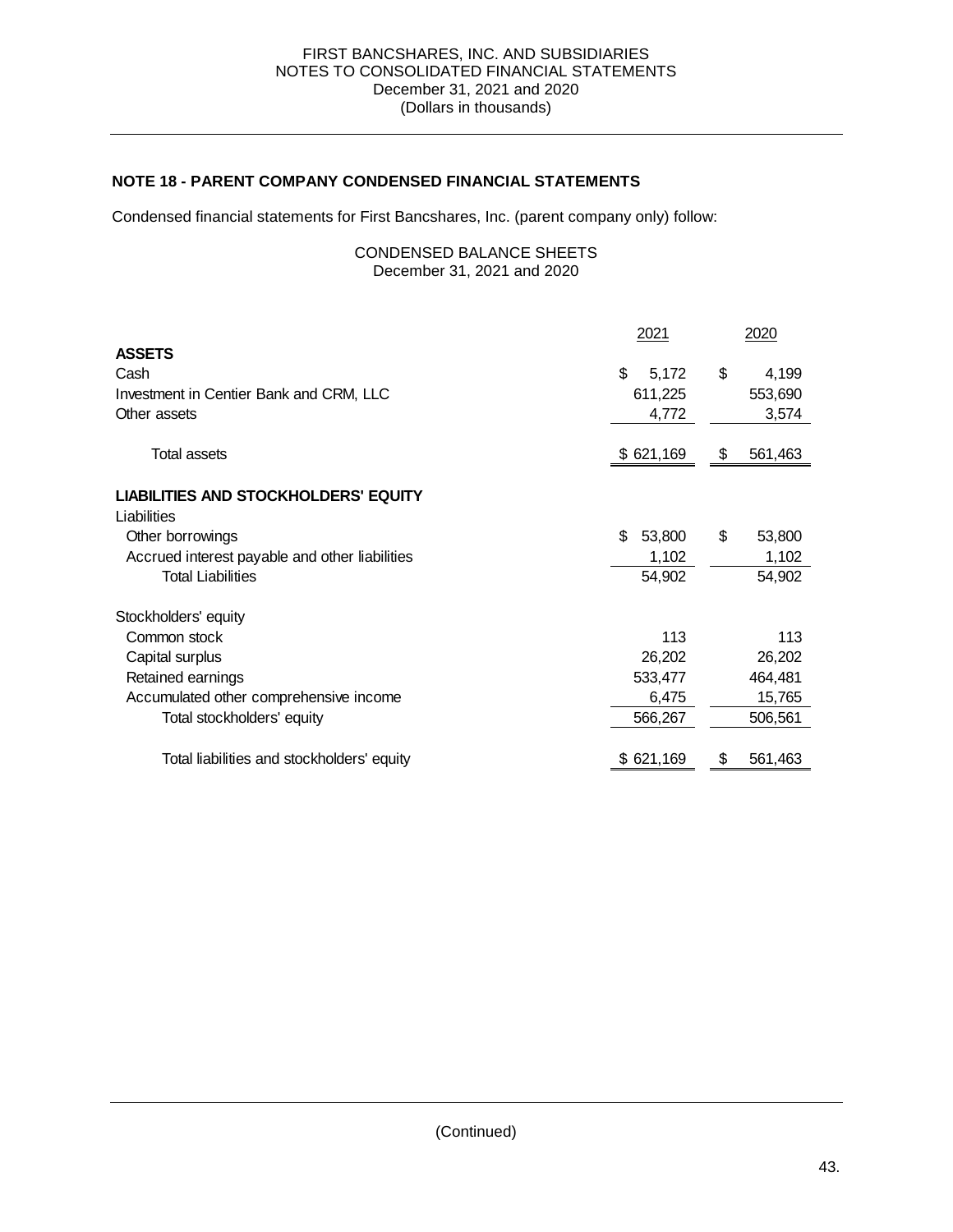## NOTE 18 - PARENT COMPANY CONDENSED FINANCIAL STATEMENTS

Condensed financial statements for First Bancshares, Inc. (parent company only) follow:

CONDENSED BALANCE SHEETS
December 31, 2021 and 2020

| | 2021 | 2020 |
|---|---|---|
| **ASSETS** | | |
| Cash | $ 5,172 | $ 4,199 |
| Investment in Centier Bank and CRM, LLC | 611,225 | 553,690 |
| Other assets | 4,772 | 3,574 |
| Total assets | $ 621,169 | $ 561,463 |
| **LIABILITIES AND STOCKHOLDERS' EQUITY** | | |
| Liabilities | | |
| Other borrowings | $ 53,800 | $ 53,800 |
| Accrued interest payable and other liabilities | 1,102 | 1,102 |
| Total Liabilities | 54,902 | 54,902 |
| Stockholders' equity | | |
| Common stock | 113 | 113 |
| Capital surplus | 26,202 | 26,202 |
| Retained earnings | 533,477 | 464,481 |
| Accumulated other comprehensive income | 6,475 | 15,765 |
| Total stockholders' equity | 566,267 | 506,561 |
| Total liabilities and stockholders' equity | $ 621,169 | $ 561,463 |

(Continued)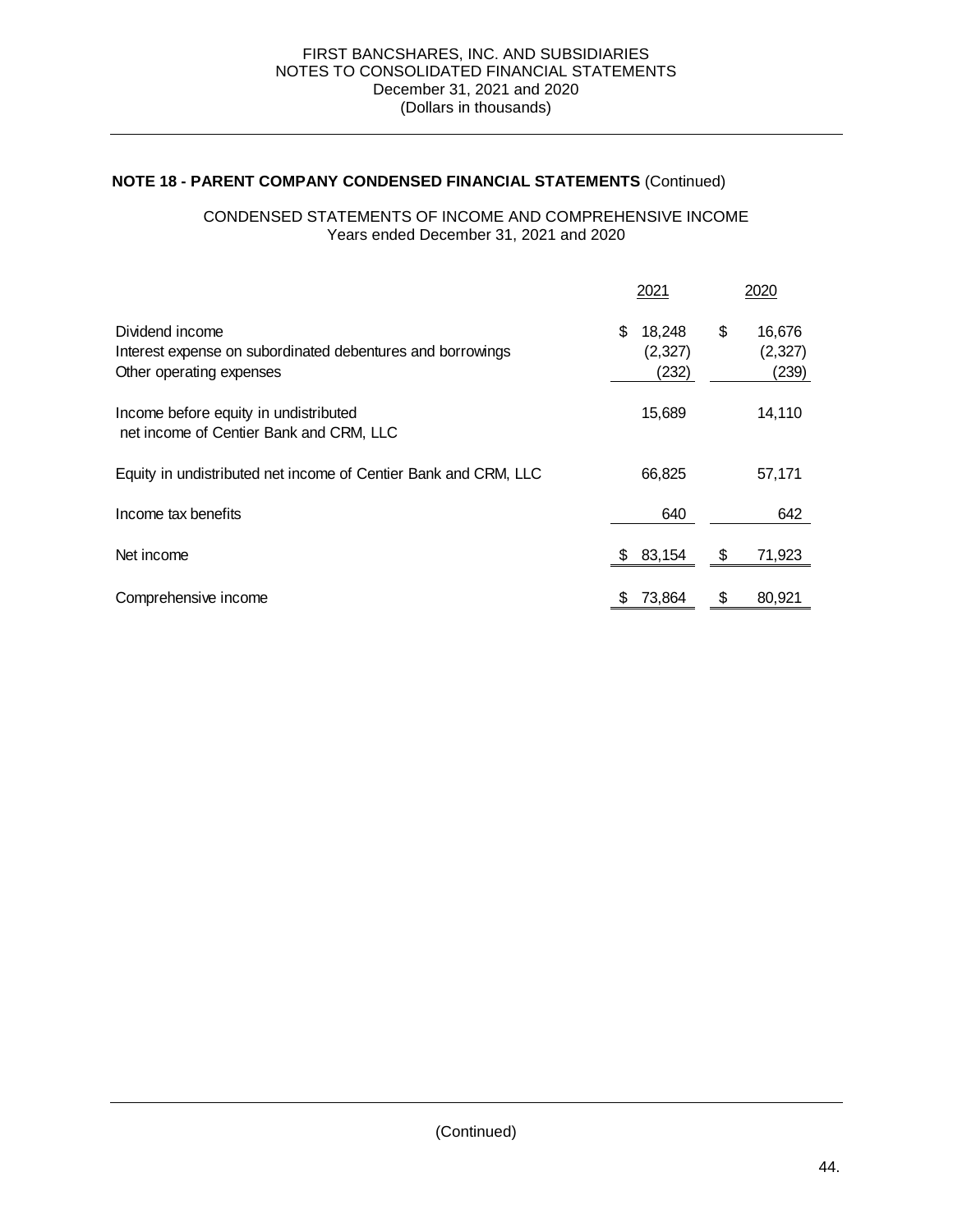## NOTE 18 - PARENT COMPANY CONDENSED FINANCIAL STATEMENTS (Continued)

CONDENSED STATEMENTS OF INCOME AND COMPREHENSIVE INCOME
Years ended December 31, 2021 and 2020

| | 2021 | 2020 |
|---|---|---|
| Dividend income | $ 18,248 | $ 16,676 |
| Interest expense on subordinated debentures and borrowings | (2,327) | (2,327) |
| Other operating expenses | (232) | (239) |
| Income before equity in undistributed net income of Centier Bank and CRM, LLC | 15,689 | 14,110 |
| Equity in undistributed net income of Centier Bank and CRM, LLC | 66,825 | 57,171 |
| Income tax benefits | 640 | 642 |
| Net income | $ 83,154 | $ 71,923 |
| Comprehensive income | $ 73,864 | $ 80,921 |

(Continued)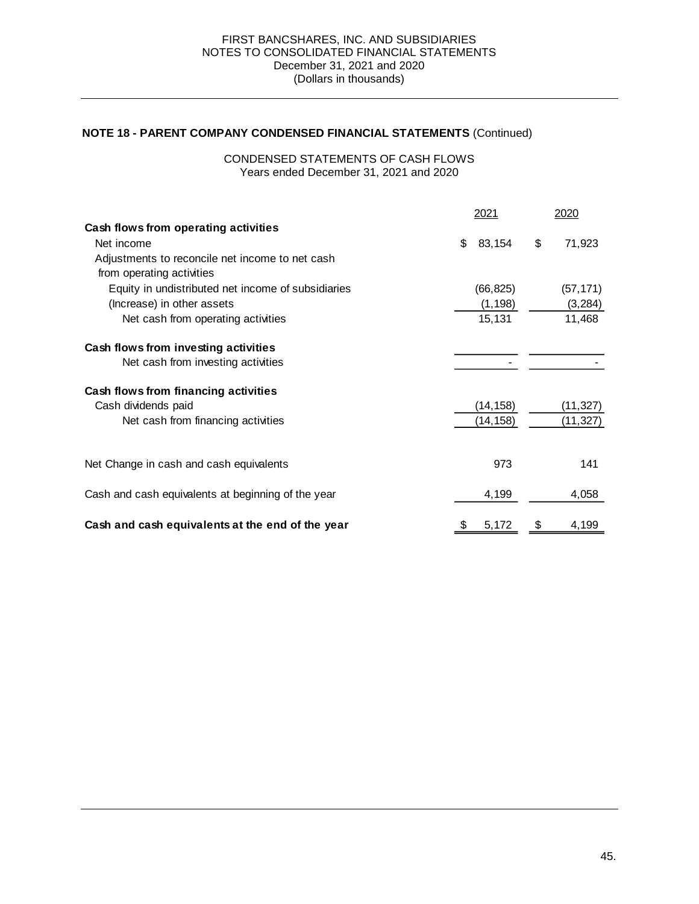FIRST BANCSHARES, INC. AND SUBSIDIARIES
NOTES TO CONSOLIDATED FINANCIAL STATEMENTS
December 31, 2021 and 2020
(Dollars in thousands)

## NOTE 18 - PARENT COMPANY CONDENSED FINANCIAL STATEMENTS (Continued)

CONDENSED STATEMENTS OF CASH FLOWS
Years ended December 31, 2021 and 2020

| | 2021 | 2020 |
|---|---|---|
| **Cash flows from operating activities** | | |
| Net income | $ 83,154 | $ 71,923 |
| Adjustments to reconcile net income to net cash from operating activities | | |
| Equity in undistributed net income of subsidiaries | (66,825) | (57,171) |
| (Increase) in other assets | (1,198) | (3,284) |
| Net cash from operating activities | 15,131 | 11,468 |
| **Cash flows from investing activities** | | |
| Net cash from investing activities | - | - |
| **Cash flows from financing activities** | | |
| Cash dividends paid | (14,158) | (11,327) |
| Net cash from financing activities | (14,158) | (11,327) |
| Net Change in cash and cash equivalents | 973 | 141 |
| Cash and cash equivalents at beginning of the year | 4,199 | 4,058 |
| **Cash and cash equivalents at the end of the year** | $ 5,172 | $ 4,199 |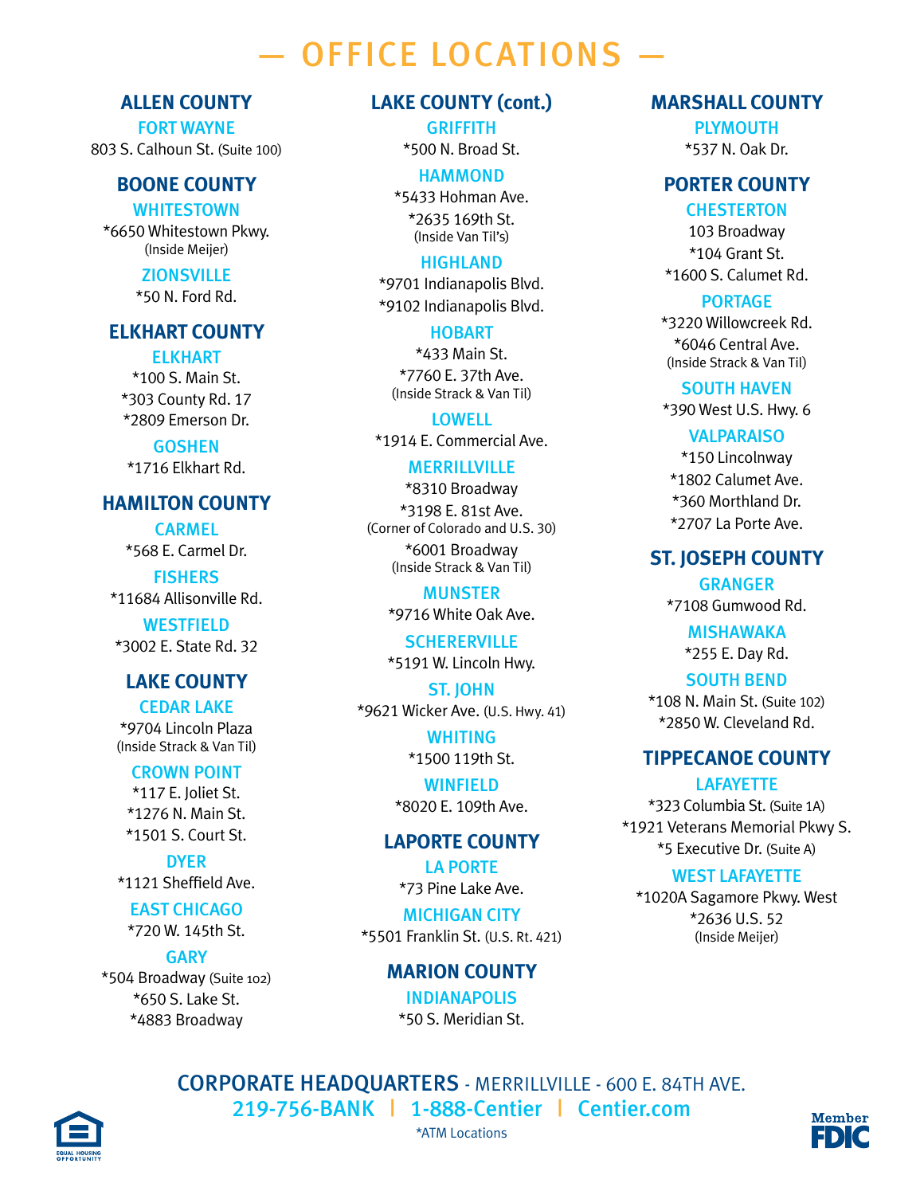# — OFFICE LOCATIONS —

## ALLEN COUNTY

### FORT WAYNE

803 S. Calhoun St. (Suite 100)

## BOONE COUNTY

### WHITESTOWN

*6650 Whitestown Pkwy.
(Inside Meijer)

### ZIONSVILLE

*50 N. Ford Rd.

## ELKHART COUNTY

### ELKHART

*100 S. Main St.
*303 County Rd. 17
*2809 Emerson Dr.

### GOSHEN

*1716 Elkhart Rd.

## HAMILTON COUNTY

### CARMEL

*568 E. Carmel Dr.

### FISHERS

*11684 Allisonville Rd.

### WESTFIELD

*3002 E. State Rd. 32

## LAKE COUNTY

### CEDAR LAKE

*9704 Lincoln Plaza
(Inside Strack & Van Til)

### CROWN POINT

*117 E. Joliet St.
*1276 N. Main St.
*1501 S. Court St.

### DYER

*1121 Sheffield Ave.

### EAST CHICAGO

*720 W. 145th St.

### GARY

*504 Broadway (Suite 102)
*650 S. Lake St.
*4883 Broadway

## LAKE COUNTY (cont.)

### GRIFFITH

*500 N. Broad St.

### HAMMOND

*5433 Hohman Ave.
*2635 169th St.
(Inside Van Til's)

### HIGHLAND

*9701 Indianapolis Blvd.
*9102 Indianapolis Blvd.

### HOBART

*433 Main St.
*7760 E. 37th Ave.
(Inside Strack & Van Til)

### LOWELL

*1914 E. Commercial Ave.

### MERRILLVILLE

*8310 Broadway
*3198 E. 81st Ave.
(Corner of Colorado and U.S. 30)
*6001 Broadway
(Inside Strack & Van Til)

### MUNSTER

*9716 White Oak Ave.

### SCHERERVILLE

*5191 W. Lincoln Hwy.

### ST. JOHN

*9621 Wicker Ave. (U.S. Hwy. 41)

### WHITING

*1500 119th St.

### WINFIELD

*8020 E. 109th Ave.

## LAPORTE COUNTY

### LA PORTE

*73 Pine Lake Ave.

### MICHIGAN CITY

*5501 Franklin St. (U.S. Rt. 421)

## MARION COUNTY

### INDIANAPOLIS

*50 S. Meridian St.

## MARSHALL COUNTY

### PLYMOUTH

*537 N. Oak Dr.

## PORTER COUNTY

### CHESTERTON

103 Broadway
*104 Grant St.
*1600 S. Calumet Rd.

### PORTAGE

*3220 Willowcreek Rd.
*6046 Central Ave.
(Inside Strack & Van Til)

### SOUTH HAVEN

*390 West U.S. Hwy. 6

### VALPARAISO

*150 Lincolnway
*1802 Calumet Ave.
*360 Morthland Dr.
*2707 La Porte Ave.

## ST. JOSEPH COUNTY

### GRANGER

*7108 Gumwood Rd.

### MISHAWAKA

*255 E. Day Rd.

### SOUTH BEND

*108 N. Main St. (Suite 102)
*2850 W. Cleveland Rd.

## TIPPECANOE COUNTY

### LAFAYETTE

*323 Columbia St. (Suite 1A)
*1921 Veterans Memorial Pkwy S.
*5 Executive Dr. (Suite A)

### WEST LAFAYETTE

*1020A Sagamore Pkwy. West
*2636 U.S. 52
(Inside Meijer)

**CORPORATE HEADQUARTERS** - MERRILLVILLE - 600 E. 84TH AVE.

219-756-BANK | 1-888-Centier | Centier.com

*ATM Locations

EQUAL HOUSING OPPORTUNITY

Member FDIC